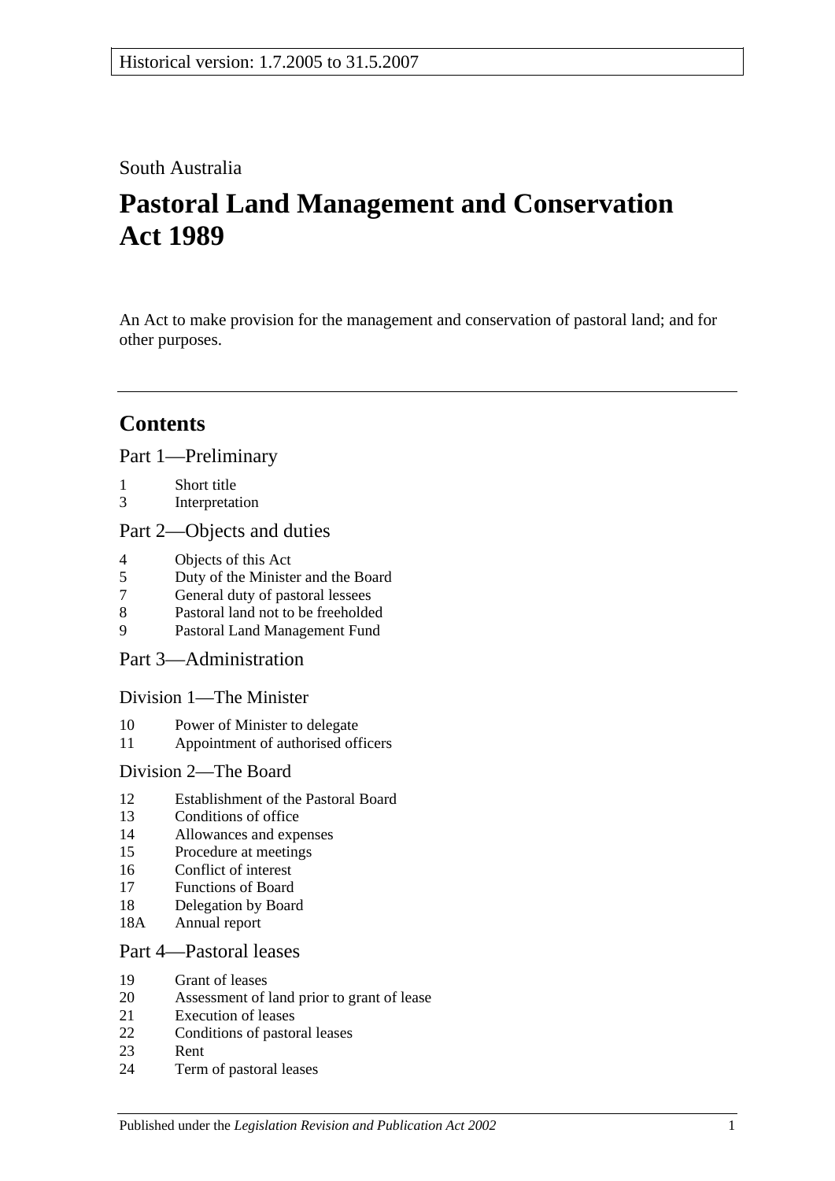Historical version: 1.7.2005 to 31.5.2007

South Australia

# Pastoral Land Management and Conservation Act 1989

An Act to make provision for the management and conservation of pastoral land; and for other purposes.

---

## Contents

### Part 1—Preliminary

1 Short title
3 Interpretation

### Part 2—Objects and duties

4 Objects of this Act
5 Duty of the Minister and the Board
7 General duty of pastoral lessees
8 Pastoral land not to be freeholded
9 Pastoral Land Management Fund

### Part 3—Administration

#### Division 1—The Minister

10 Power of Minister to delegate
11 Appointment of authorised officers

#### Division 2—The Board

12 Establishment of the Pastoral Board
13 Conditions of office
14 Allowances and expenses
15 Procedure at meetings
16 Conflict of interest
17 Functions of Board
18 Delegation by Board
18A Annual report

### Part 4—Pastoral leases

19 Grant of leases
20 Assessment of land prior to grant of lease
21 Execution of leases
22 Conditions of pastoral leases
23 Rent
24 Term of pastoral leases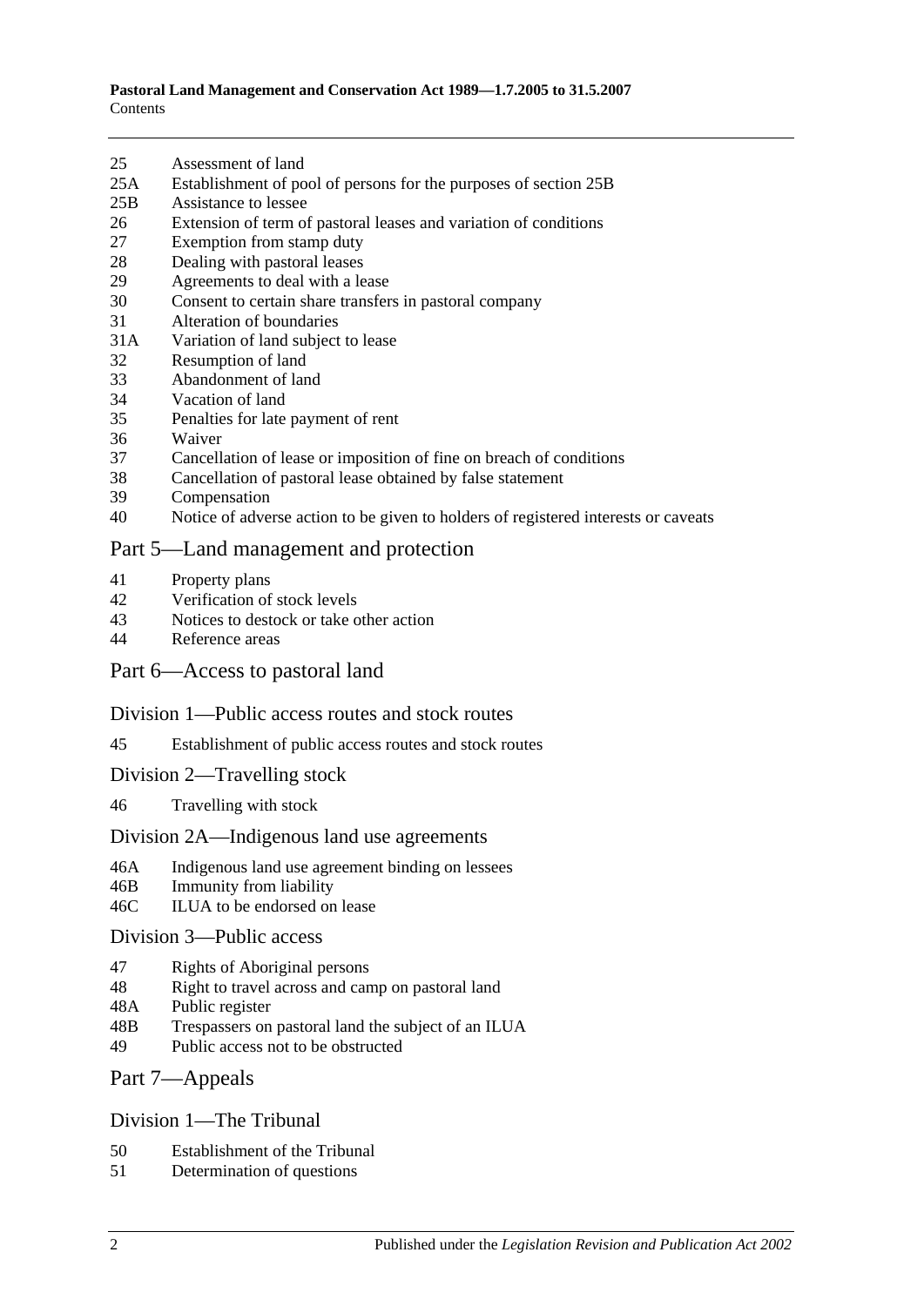25 Assessment of land
25A Establishment of pool of persons for the purposes of section 25B
25B Assistance to lessee
26 Extension of term of pastoral leases and variation of conditions
27 Exemption from stamp duty
28 Dealing with pastoral leases
29 Agreements to deal with a lease
30 Consent to certain share transfers in pastoral company
31 Alteration of boundaries
31A Variation of land subject to lease
32 Resumption of land
33 Abandonment of land
34 Vacation of land
35 Penalties for late payment of rent
36 Waiver
37 Cancellation of lease or imposition of fine on breach of conditions
38 Cancellation of pastoral lease obtained by false statement
39 Compensation
40 Notice of adverse action to be given to holders of registered interests or caveats

## Part 5—Land management and protection

41 Property plans
42 Verification of stock levels
43 Notices to destock or take other action
44 Reference areas

## Part 6—Access to pastoral land

### Division 1—Public access routes and stock routes

45 Establishment of public access routes and stock routes

### Division 2—Travelling stock

46 Travelling with stock

### Division 2A—Indigenous land use agreements

46A Indigenous land use agreement binding on lessees
46B Immunity from liability
46C ILUA to be endorsed on lease

### Division 3—Public access

47 Rights of Aboriginal persons
48 Right to travel across and camp on pastoral land
48A Public register
48B Trespassers on pastoral land the subject of an ILUA
49 Public access not to be obstructed

## Part 7—Appeals

### Division 1—The Tribunal

50 Establishment of the Tribunal
51 Determination of questions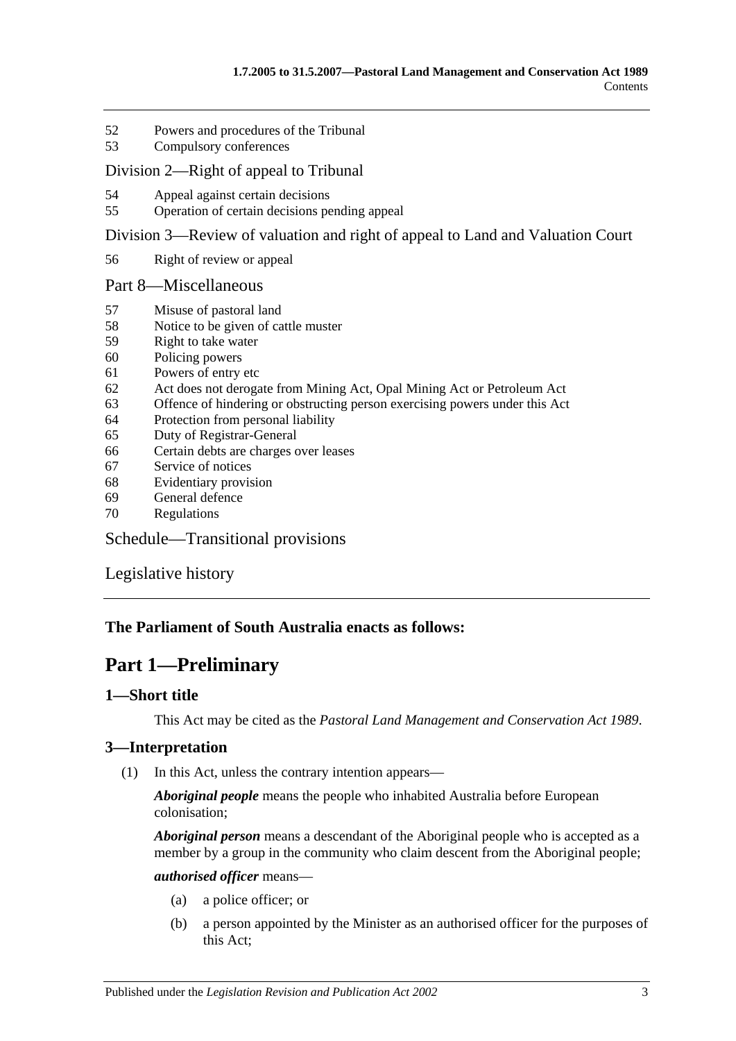52 Powers and procedures of the Tribunal
53 Compulsory conferences

Division 2—Right of appeal to Tribunal

54 Appeal against certain decisions
55 Operation of certain decisions pending appeal

Division 3—Review of valuation and right of appeal to Land and Valuation Court

56 Right of review or appeal

Part 8—Miscellaneous

57 Misuse of pastoral land
58 Notice to be given of cattle muster
59 Right to take water
60 Policing powers
61 Powers of entry etc
62 Act does not derogate from Mining Act, Opal Mining Act or Petroleum Act
63 Offence of hindering or obstructing person exercising powers under this Act
64 Protection from personal liability
65 Duty of Registrar-General
66 Certain debts are charges over leases
67 Service of notices
68 Evidentiary provision
69 General defence
70 Regulations

Schedule—Transitional provisions

Legislative history

**The Parliament of South Australia enacts as follows:**

# Part 1—Preliminary

## 1—Short title

This Act may be cited as the *Pastoral Land Management and Conservation Act 1989*.

## 3—Interpretation

(1) In this Act, unless the contrary intention appears—

***Aboriginal people*** means the people who inhabited Australia before European colonisation;

***Aboriginal person*** means a descendant of the Aboriginal people who is accepted as a member by a group in the community who claim descent from the Aboriginal people;

***authorised officer*** means—

(a) a police officer; or

(b) a person appointed by the Minister as an authorised officer for the purposes of this Act;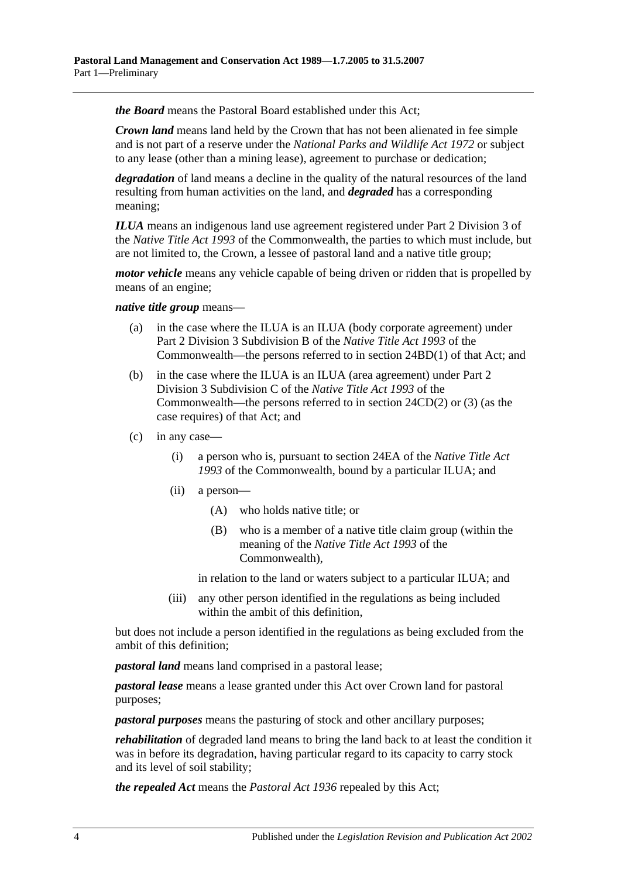***the Board*** means the Pastoral Board established under this Act;

***Crown land*** means land held by the Crown that has not been alienated in fee simple and is not part of a reserve under the *National Parks and Wildlife Act 1972* or subject to any lease (other than a mining lease), agreement to purchase or dedication;

***degradation*** of land means a decline in the quality of the natural resources of the land resulting from human activities on the land, and ***degraded*** has a corresponding meaning;

***ILUA*** means an indigenous land use agreement registered under Part 2 Division 3 of the *Native Title Act 1993* of the Commonwealth, the parties to which must include, but are not limited to, the Crown, a lessee of pastoral land and a native title group;

***motor vehicle*** means any vehicle capable of being driven or ridden that is propelled by means of an engine;

***native title group*** means—

(a) in the case where the ILUA is an ILUA (body corporate agreement) under Part 2 Division 3 Subdivision B of the *Native Title Act 1993* of the Commonwealth—the persons referred to in section 24BD(1) of that Act; and

(b) in the case where the ILUA is an ILUA (area agreement) under Part 2 Division 3 Subdivision C of the *Native Title Act 1993* of the Commonwealth—the persons referred to in section 24CD(2) or (3) (as the case requires) of that Act; and

(c) in any case—

(i) a person who is, pursuant to section 24EA of the *Native Title Act 1993* of the Commonwealth, bound by a particular ILUA; and

(ii) a person—

(A) who holds native title; or

(B) who is a member of a native title claim group (within the meaning of the *Native Title Act 1993* of the Commonwealth),

in relation to the land or waters subject to a particular ILUA; and

(iii) any other person identified in the regulations as being included within the ambit of this definition,

but does not include a person identified in the regulations as being excluded from the ambit of this definition;

***pastoral land*** means land comprised in a pastoral lease;

***pastoral lease*** means a lease granted under this Act over Crown land for pastoral purposes;

***pastoral purposes*** means the pasturing of stock and other ancillary purposes;

***rehabilitation*** of degraded land means to bring the land back to at least the condition it was in before its degradation, having particular regard to its capacity to carry stock and its level of soil stability;

***the repealed Act*** means the *Pastoral Act 1936* repealed by this Act;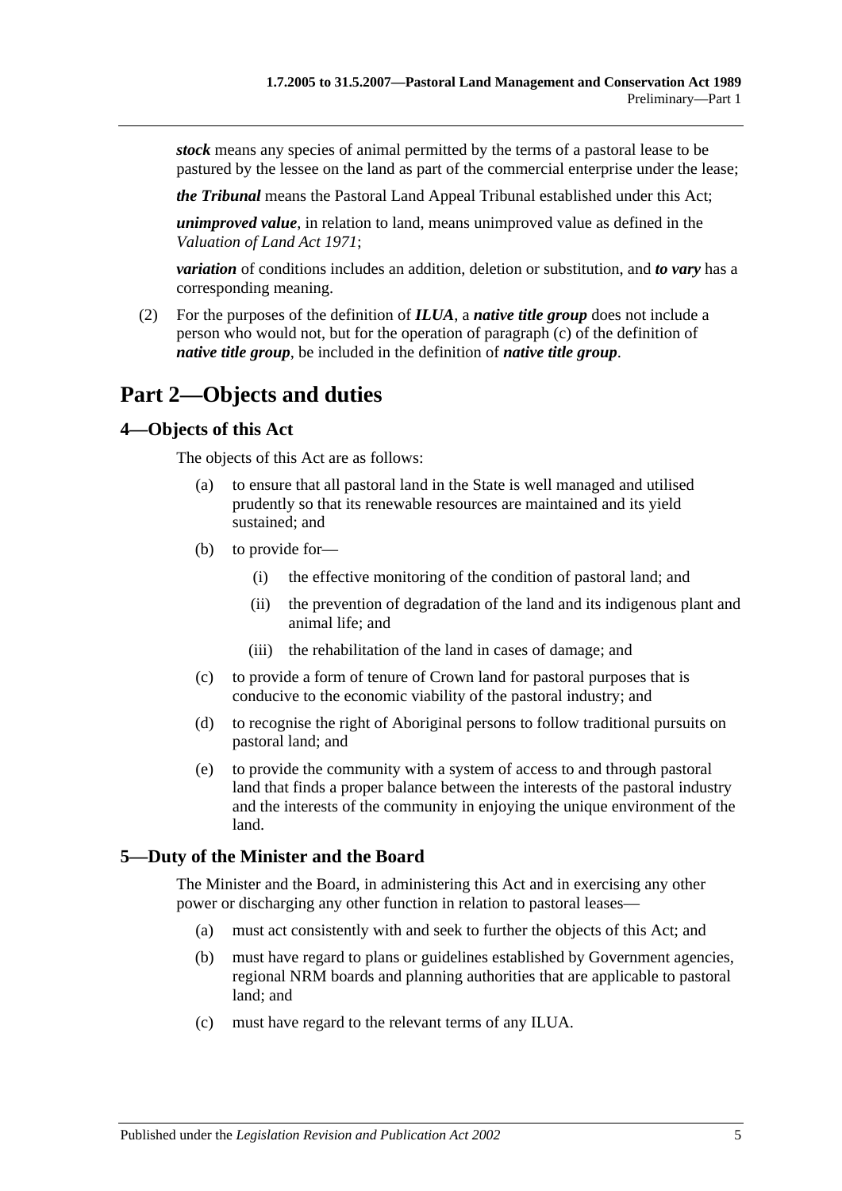***stock*** means any species of animal permitted by the terms of a pastoral lease to be pastured by the lessee on the land as part of the commercial enterprise under the lease;

***the Tribunal*** means the Pastoral Land Appeal Tribunal established under this Act;

***unimproved value***, in relation to land, means unimproved value as defined in the *Valuation of Land Act 1971*;

***variation*** of conditions includes an addition, deletion or substitution, and ***to vary*** has a corresponding meaning.

(2) For the purposes of the definition of ***ILUA***, a ***native title group*** does not include a person who would not, but for the operation of paragraph (c) of the definition of ***native title group***, be included in the definition of ***native title group***.

# Part 2—Objects and duties

## 4—Objects of this Act

The objects of this Act are as follows:

(a) to ensure that all pastoral land in the State is well managed and utilised prudently so that its renewable resources are maintained and its yield sustained; and

(b) to provide for—

(i) the effective monitoring of the condition of pastoral land; and

(ii) the prevention of degradation of the land and its indigenous plant and animal life; and

(iii) the rehabilitation of the land in cases of damage; and

(c) to provide a form of tenure of Crown land for pastoral purposes that is conducive to the economic viability of the pastoral industry; and

(d) to recognise the right of Aboriginal persons to follow traditional pursuits on pastoral land; and

(e) to provide the community with a system of access to and through pastoral land that finds a proper balance between the interests of the pastoral industry and the interests of the community in enjoying the unique environment of the land.

## 5—Duty of the Minister and the Board

The Minister and the Board, in administering this Act and in exercising any other power or discharging any other function in relation to pastoral leases—

(a) must act consistently with and seek to further the objects of this Act; and

(b) must have regard to plans or guidelines established by Government agencies, regional NRM boards and planning authorities that are applicable to pastoral land; and

(c) must have regard to the relevant terms of any ILUA.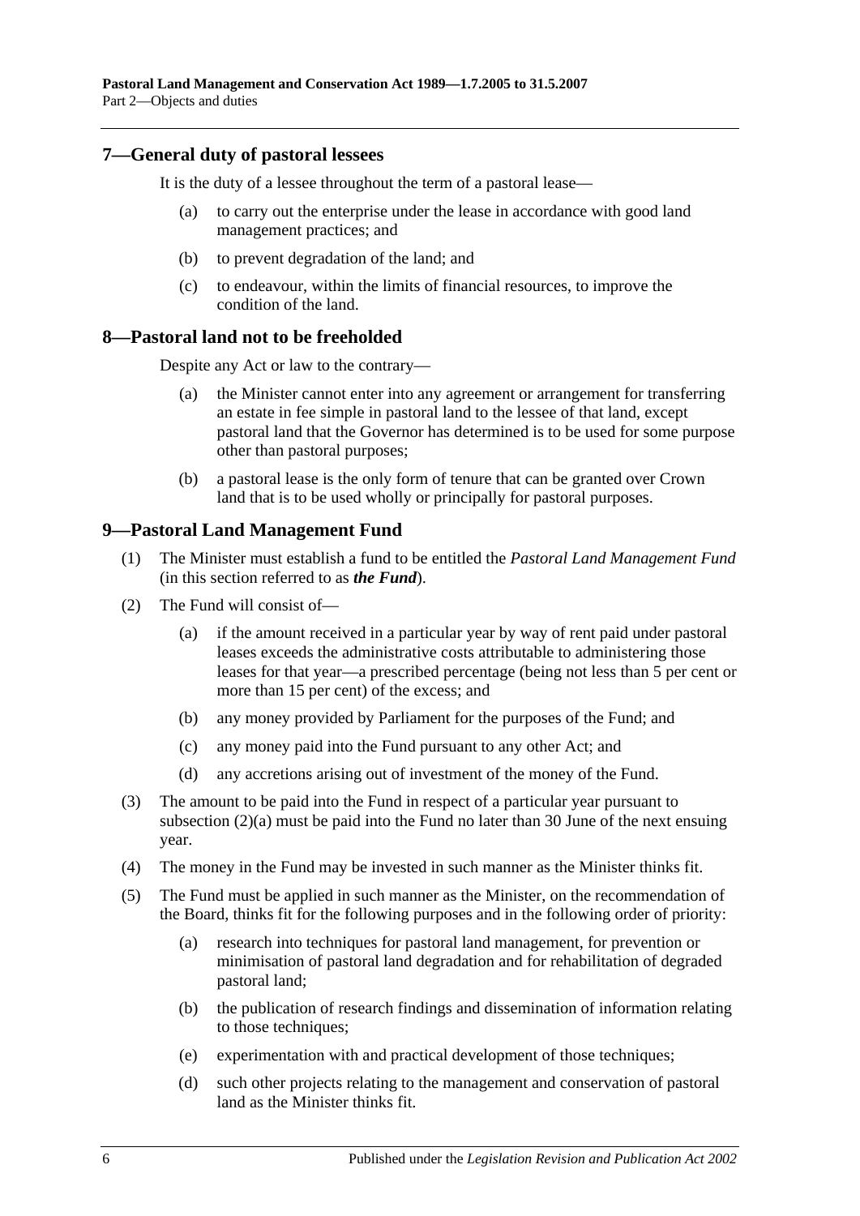## 7—General duty of pastoral lessees

It is the duty of a lessee throughout the term of a pastoral lease—

(a) to carry out the enterprise under the lease in accordance with good land management practices; and

(b) to prevent degradation of the land; and

(c) to endeavour, within the limits of financial resources, to improve the condition of the land.

## 8—Pastoral land not to be freeholded

Despite any Act or law to the contrary—

(a) the Minister cannot enter into any agreement or arrangement for transferring an estate in fee simple in pastoral land to the lessee of that land, except pastoral land that the Governor has determined is to be used for some purpose other than pastoral purposes;

(b) a pastoral lease is the only form of tenure that can be granted over Crown land that is to be used wholly or principally for pastoral purposes.

## 9—Pastoral Land Management Fund

(1) The Minister must establish a fund to be entitled the *Pastoral Land Management Fund* (in this section referred to as ***the Fund***).

(2) The Fund will consist of—

(a) if the amount received in a particular year by way of rent paid under pastoral leases exceeds the administrative costs attributable to administering those leases for that year—a prescribed percentage (being not less than 5 per cent or more than 15 per cent) of the excess; and

(b) any money provided by Parliament for the purposes of the Fund; and

(c) any money paid into the Fund pursuant to any other Act; and

(d) any accretions arising out of investment of the money of the Fund.

(3) The amount to be paid into the Fund in respect of a particular year pursuant to subsection (2)(a) must be paid into the Fund no later than 30 June of the next ensuing year.

(4) The money in the Fund may be invested in such manner as the Minister thinks fit.

(5) The Fund must be applied in such manner as the Minister, on the recommendation of the Board, thinks fit for the following purposes and in the following order of priority:

(a) research into techniques for pastoral land management, for prevention or minimisation of pastoral land degradation and for rehabilitation of degraded pastoral land;

(b) the publication of research findings and dissemination of information relating to those techniques;

(e) experimentation with and practical development of those techniques;

(d) such other projects relating to the management and conservation of pastoral land as the Minister thinks fit.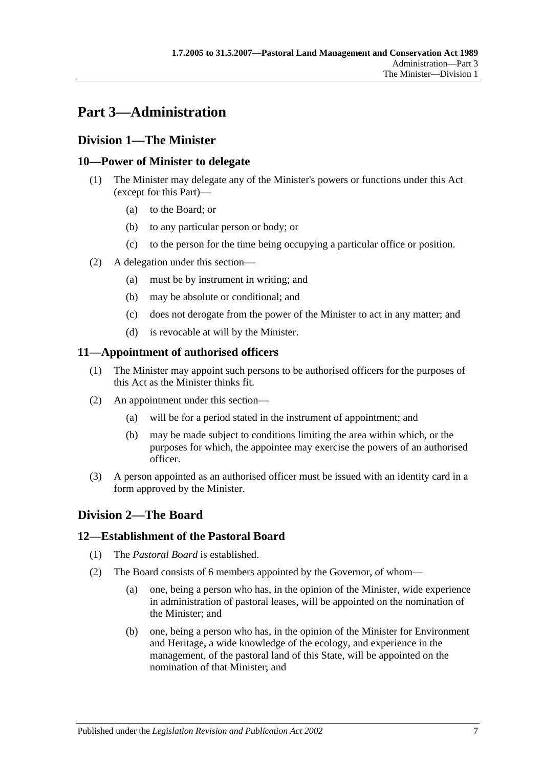# Part 3—Administration

## Division 1—The Minister

### 10—Power of Minister to delegate

(1) The Minister may delegate any of the Minister's powers or functions under this Act (except for this Part)—

(a) to the Board; or

(b) to any particular person or body; or

(c) to the person for the time being occupying a particular office or position.

(2) A delegation under this section—

(a) must be by instrument in writing; and

(b) may be absolute or conditional; and

(c) does not derogate from the power of the Minister to act in any matter; and

(d) is revocable at will by the Minister.

### 11—Appointment of authorised officers

(1) The Minister may appoint such persons to be authorised officers for the purposes of this Act as the Minister thinks fit.

(2) An appointment under this section—

(a) will be for a period stated in the instrument of appointment; and

(b) may be made subject to conditions limiting the area within which, or the purposes for which, the appointee may exercise the powers of an authorised officer.

(3) A person appointed as an authorised officer must be issued with an identity card in a form approved by the Minister.

## Division 2—The Board

### 12—Establishment of the Pastoral Board

(1) The *Pastoral Board* is established.

(2) The Board consists of 6 members appointed by the Governor, of whom—

(a) one, being a person who has, in the opinion of the Minister, wide experience in administration of pastoral leases, will be appointed on the nomination of the Minister; and

(b) one, being a person who has, in the opinion of the Minister for Environment and Heritage, a wide knowledge of the ecology, and experience in the management, of the pastoral land of this State, will be appointed on the nomination of that Minister; and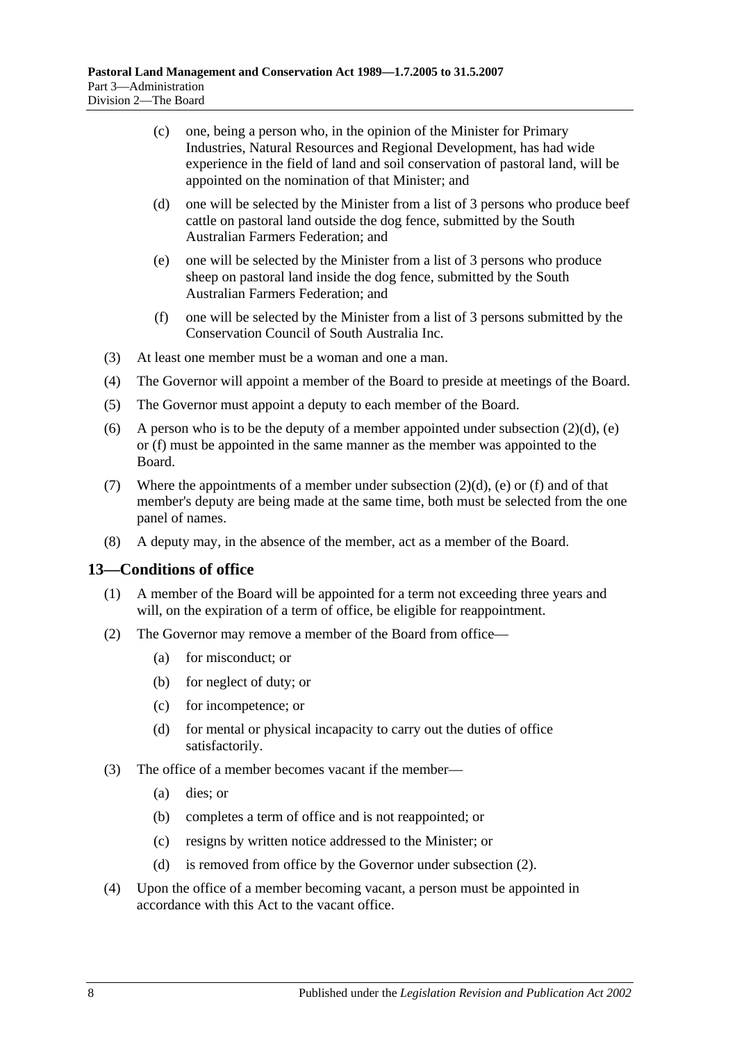(c) one, being a person who, in the opinion of the Minister for Primary Industries, Natural Resources and Regional Development, has had wide experience in the field of land and soil conservation of pastoral land, will be appointed on the nomination of that Minister; and

(d) one will be selected by the Minister from a list of 3 persons who produce beef cattle on pastoral land outside the dog fence, submitted by the South Australian Farmers Federation; and

(e) one will be selected by the Minister from a list of 3 persons who produce sheep on pastoral land inside the dog fence, submitted by the South Australian Farmers Federation; and

(f) one will be selected by the Minister from a list of 3 persons submitted by the Conservation Council of South Australia Inc.

(3) At least one member must be a woman and one a man.

(4) The Governor will appoint a member of the Board to preside at meetings of the Board.

(5) The Governor must appoint a deputy to each member of the Board.

(6) A person who is to be the deputy of a member appointed under subsection (2)(d), (e) or (f) must be appointed in the same manner as the member was appointed to the Board.

(7) Where the appointments of a member under subsection (2)(d), (e) or (f) and of that member's deputy are being made at the same time, both must be selected from the one panel of names.

(8) A deputy may, in the absence of the member, act as a member of the Board.

## 13—Conditions of office

(1) A member of the Board will be appointed for a term not exceeding three years and will, on the expiration of a term of office, be eligible for reappointment.

(2) The Governor may remove a member of the Board from office—

(a) for misconduct; or

(b) for neglect of duty; or

(c) for incompetence; or

(d) for mental or physical incapacity to carry out the duties of office satisfactorily.

(3) The office of a member becomes vacant if the member—

(a) dies; or

(b) completes a term of office and is not reappointed; or

(c) resigns by written notice addressed to the Minister; or

(d) is removed from office by the Governor under subsection (2).

(4) Upon the office of a member becoming vacant, a person must be appointed in accordance with this Act to the vacant office.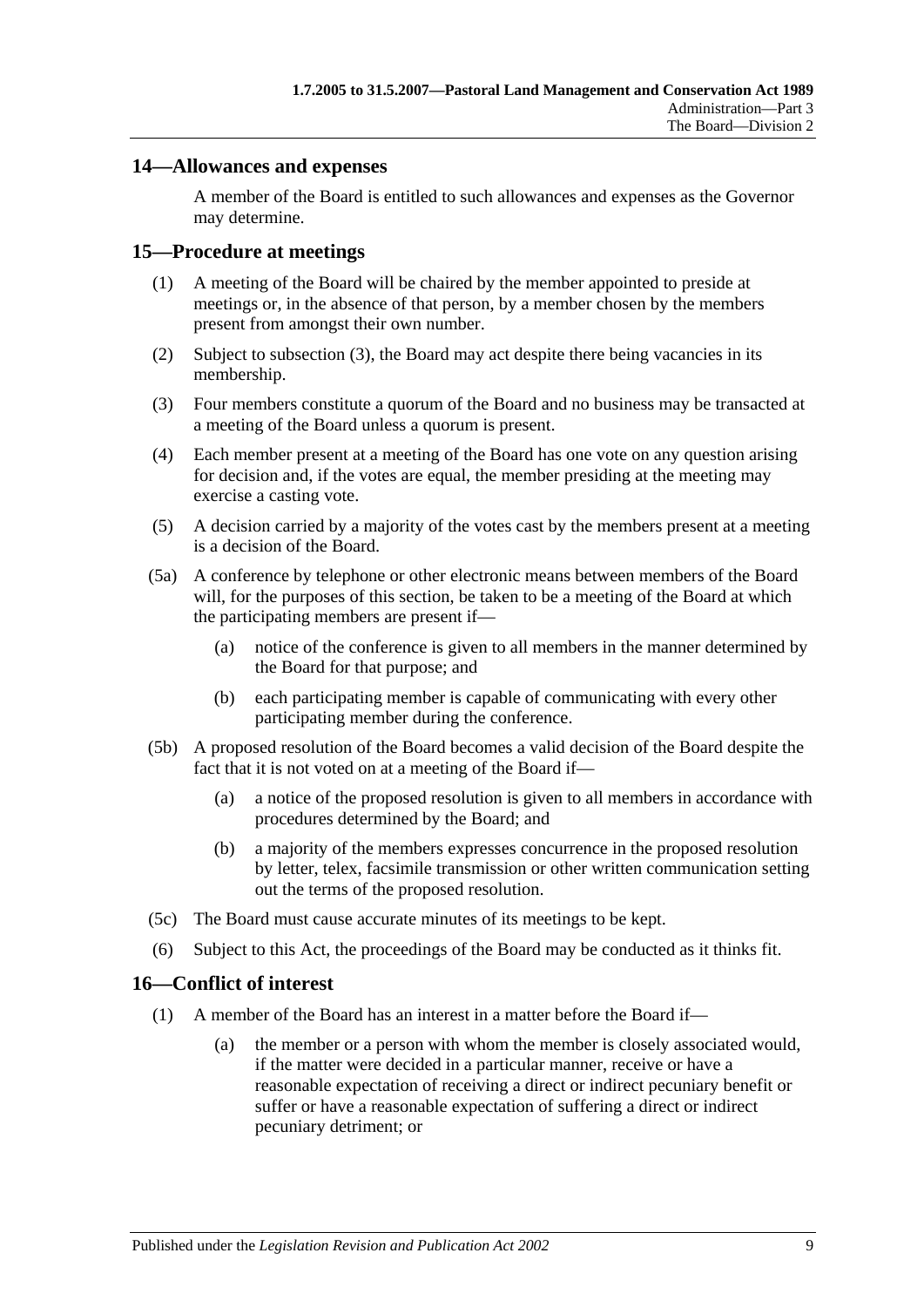## 14—Allowances and expenses

A member of the Board is entitled to such allowances and expenses as the Governor may determine.

## 15—Procedure at meetings

(1) A meeting of the Board will be chaired by the member appointed to preside at meetings or, in the absence of that person, by a member chosen by the members present from amongst their own number.

(2) Subject to subsection (3), the Board may act despite there being vacancies in its membership.

(3) Four members constitute a quorum of the Board and no business may be transacted at a meeting of the Board unless a quorum is present.

(4) Each member present at a meeting of the Board has one vote on any question arising for decision and, if the votes are equal, the member presiding at the meeting may exercise a casting vote.

(5) A decision carried by a majority of the votes cast by the members present at a meeting is a decision of the Board.

(5a) A conference by telephone or other electronic means between members of the Board will, for the purposes of this section, be taken to be a meeting of the Board at which the participating members are present if—

(a) notice of the conference is given to all members in the manner determined by the Board for that purpose; and

(b) each participating member is capable of communicating with every other participating member during the conference.

(5b) A proposed resolution of the Board becomes a valid decision of the Board despite the fact that it is not voted on at a meeting of the Board if—

(a) a notice of the proposed resolution is given to all members in accordance with procedures determined by the Board; and

(b) a majority of the members expresses concurrence in the proposed resolution by letter, telex, facsimile transmission or other written communication setting out the terms of the proposed resolution.

(5c) The Board must cause accurate minutes of its meetings to be kept.

(6) Subject to this Act, the proceedings of the Board may be conducted as it thinks fit.

## 16—Conflict of interest

(1) A member of the Board has an interest in a matter before the Board if—

(a) the member or a person with whom the member is closely associated would, if the matter were decided in a particular manner, receive or have a reasonable expectation of receiving a direct or indirect pecuniary benefit or suffer or have a reasonable expectation of suffering a direct or indirect pecuniary detriment; or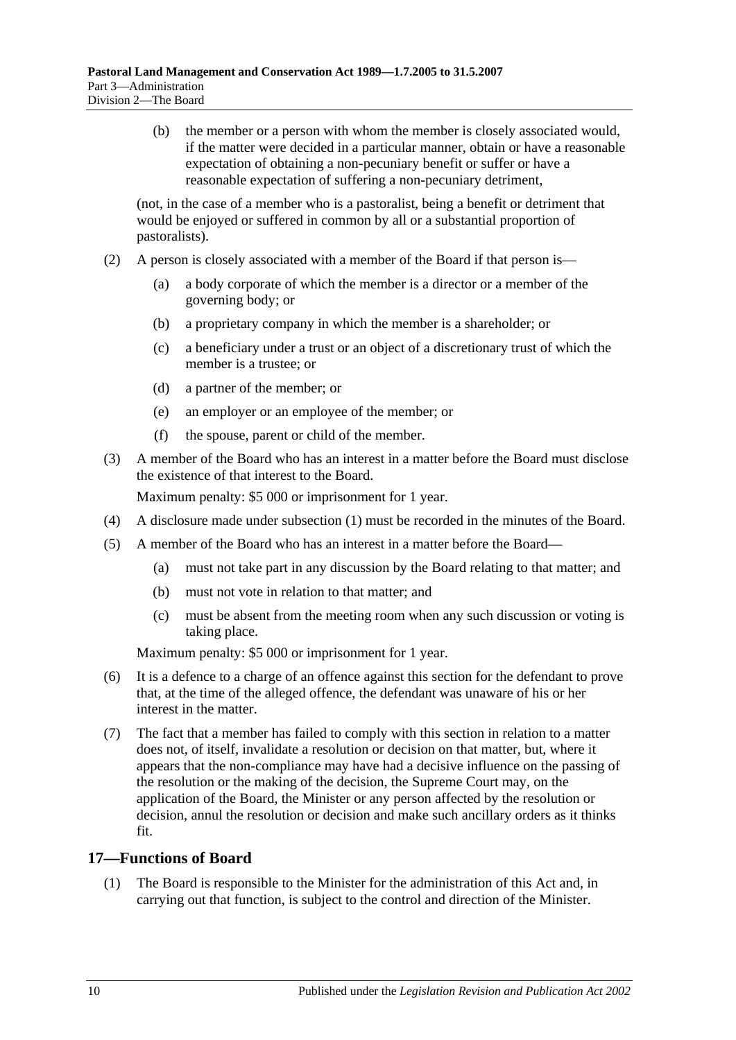(b) the member or a person with whom the member is closely associated would, if the matter were decided in a particular manner, obtain or have a reasonable expectation of obtaining a non-pecuniary benefit or suffer or have a reasonable expectation of suffering a non-pecuniary detriment,

(not, in the case of a member who is a pastoralist, being a benefit or detriment that would be enjoyed or suffered in common by all or a substantial proportion of pastoralists).

(2) A person is closely associated with a member of the Board if that person is—

(a) a body corporate of which the member is a director or a member of the governing body; or

(b) a proprietary company in which the member is a shareholder; or

(c) a beneficiary under a trust or an object of a discretionary trust of which the member is a trustee; or

(d) a partner of the member; or

(e) an employer or an employee of the member; or

(f) the spouse, parent or child of the member.

(3) A member of the Board who has an interest in a matter before the Board must disclose the existence of that interest to the Board.

Maximum penalty: $5 000 or imprisonment for 1 year.

(4) A disclosure made under subsection (1) must be recorded in the minutes of the Board.

(5) A member of the Board who has an interest in a matter before the Board—

(a) must not take part in any discussion by the Board relating to that matter; and

(b) must not vote in relation to that matter; and

(c) must be absent from the meeting room when any such discussion or voting is taking place.

Maximum penalty: $5 000 or imprisonment for 1 year.

(6) It is a defence to a charge of an offence against this section for the defendant to prove that, at the time of the alleged offence, the defendant was unaware of his or her interest in the matter.

(7) The fact that a member has failed to comply with this section in relation to a matter does not, of itself, invalidate a resolution or decision on that matter, but, where it appears that the non-compliance may have had a decisive influence on the passing of the resolution or the making of the decision, the Supreme Court may, on the application of the Board, the Minister or any person affected by the resolution or decision, annul the resolution or decision and make such ancillary orders as it thinks fit.

## 17—Functions of Board

(1) The Board is responsible to the Minister for the administration of this Act and, in carrying out that function, is subject to the control and direction of the Minister.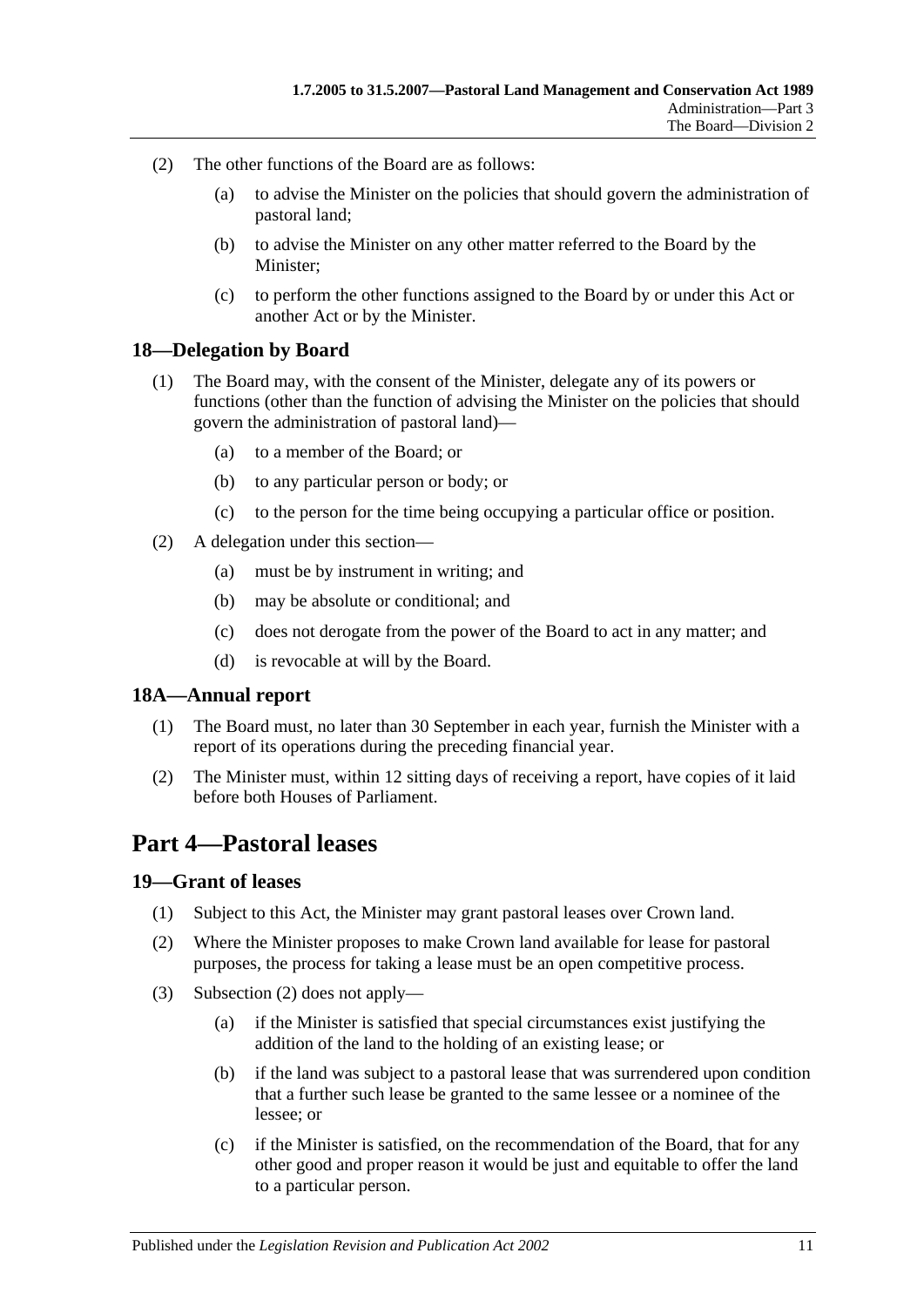(2) The other functions of the Board are as follows:

(a) to advise the Minister on the policies that should govern the administration of pastoral land;

(b) to advise the Minister on any other matter referred to the Board by the Minister;

(c) to perform the other functions assigned to the Board by or under this Act or another Act or by the Minister.

### 18—Delegation by Board

(1) The Board may, with the consent of the Minister, delegate any of its powers or functions (other than the function of advising the Minister on the policies that should govern the administration of pastoral land)—

(a) to a member of the Board; or

(b) to any particular person or body; or

(c) to the person for the time being occupying a particular office or position.

(2) A delegation under this section—

(a) must be by instrument in writing; and

(b) may be absolute or conditional; and

(c) does not derogate from the power of the Board to act in any matter; and

(d) is revocable at will by the Board.

### 18A—Annual report

(1) The Board must, no later than 30 September in each year, furnish the Minister with a report of its operations during the preceding financial year.

(2) The Minister must, within 12 sitting days of receiving a report, have copies of it laid before both Houses of Parliament.

## Part 4—Pastoral leases

### 19—Grant of leases

(1) Subject to this Act, the Minister may grant pastoral leases over Crown land.

(2) Where the Minister proposes to make Crown land available for lease for pastoral purposes, the process for taking a lease must be an open competitive process.

(3) Subsection (2) does not apply—

(a) if the Minister is satisfied that special circumstances exist justifying the addition of the land to the holding of an existing lease; or

(b) if the land was subject to a pastoral lease that was surrendered upon condition that a further such lease be granted to the same lessee or a nominee of the lessee; or

(c) if the Minister is satisfied, on the recommendation of the Board, that for any other good and proper reason it would be just and equitable to offer the land to a particular person.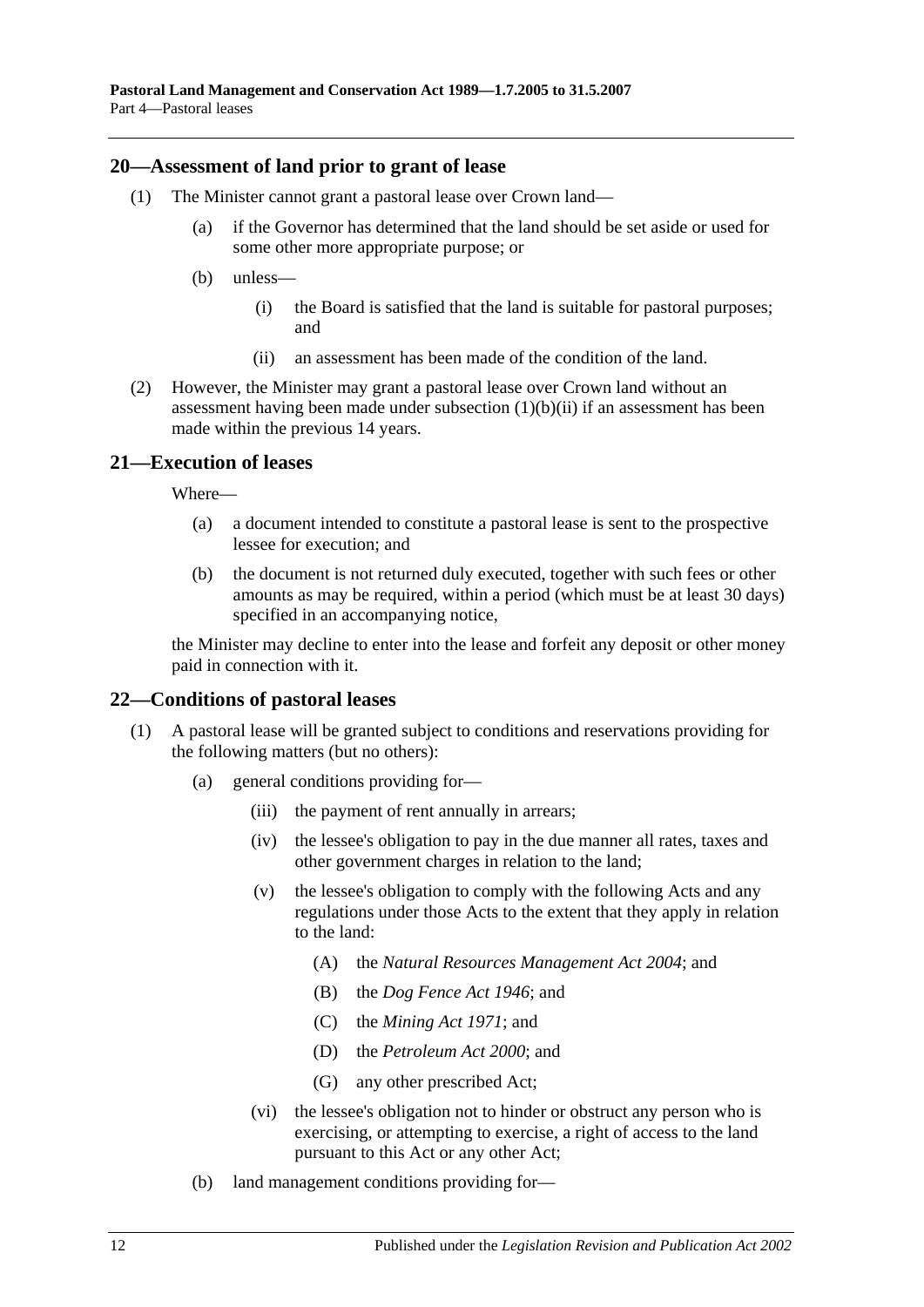## 20—Assessment of land prior to grant of lease

(1) The Minister cannot grant a pastoral lease over Crown land—

(a) if the Governor has determined that the land should be set aside or used for some other more appropriate purpose; or

(b) unless—

(i) the Board is satisfied that the land is suitable for pastoral purposes; and

(ii) an assessment has been made of the condition of the land.

(2) However, the Minister may grant a pastoral lease over Crown land without an assessment having been made under subsection (1)(b)(ii) if an assessment has been made within the previous 14 years.

## 21—Execution of leases

Where—

(a) a document intended to constitute a pastoral lease is sent to the prospective lessee for execution; and

(b) the document is not returned duly executed, together with such fees or other amounts as may be required, within a period (which must be at least 30 days) specified in an accompanying notice,

the Minister may decline to enter into the lease and forfeit any deposit or other money paid in connection with it.

## 22—Conditions of pastoral leases

(1) A pastoral lease will be granted subject to conditions and reservations providing for the following matters (but no others):

(a) general conditions providing for—

(iii) the payment of rent annually in arrears;

(iv) the lessee's obligation to pay in the due manner all rates, taxes and other government charges in relation to the land;

(v) the lessee's obligation to comply with the following Acts and any regulations under those Acts to the extent that they apply in relation to the land:

(A) the *Natural Resources Management Act 2004*; and

(B) the *Dog Fence Act 1946*; and

(C) the *Mining Act 1971*; and

(D) the *Petroleum Act 2000*; and

(G) any other prescribed Act;

(vi) the lessee's obligation not to hinder or obstruct any person who is exercising, or attempting to exercise, a right of access to the land pursuant to this Act or any other Act;

(b) land management conditions providing for—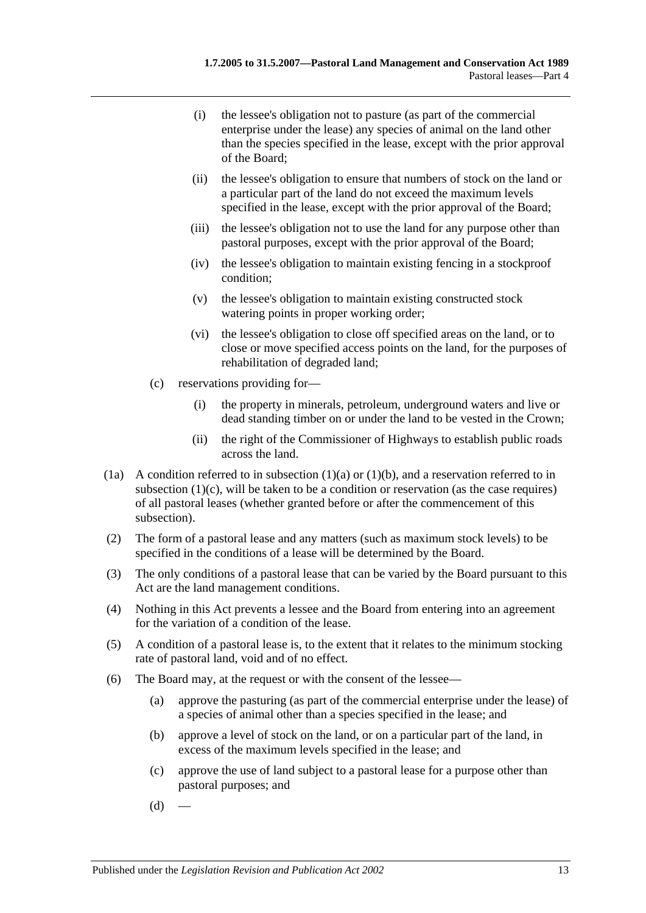(i) the lessee's obligation not to pasture (as part of the commercial enterprise under the lease) any species of animal on the land other than the species specified in the lease, except with the prior approval of the Board;

(ii) the lessee's obligation to ensure that numbers of stock on the land or a particular part of the land do not exceed the maximum levels specified in the lease, except with the prior approval of the Board;

(iii) the lessee's obligation not to use the land for any purpose other than pastoral purposes, except with the prior approval of the Board;

(iv) the lessee's obligation to maintain existing fencing in a stockproof condition;

(v) the lessee's obligation to maintain existing constructed stock watering points in proper working order;

(vi) the lessee's obligation to close off specified areas on the land, or to close or move specified access points on the land, for the purposes of rehabilitation of degraded land;

(c) reservations providing for—

(i) the property in minerals, petroleum, underground waters and live or dead standing timber on or under the land to be vested in the Crown;

(ii) the right of the Commissioner of Highways to establish public roads across the land.

(1a) A condition referred to in subsection (1)(a) or (1)(b), and a reservation referred to in subsection (1)(c), will be taken to be a condition or reservation (as the case requires) of all pastoral leases (whether granted before or after the commencement of this subsection).

(2) The form of a pastoral lease and any matters (such as maximum stock levels) to be specified in the conditions of a lease will be determined by the Board.

(3) The only conditions of a pastoral lease that can be varied by the Board pursuant to this Act are the land management conditions.

(4) Nothing in this Act prevents a lessee and the Board from entering into an agreement for the variation of a condition of the lease.

(5) A condition of a pastoral lease is, to the extent that it relates to the minimum stocking rate of pastoral land, void and of no effect.

(6) The Board may, at the request or with the consent of the lessee—

(a) approve the pasturing (as part of the commercial enterprise under the lease) of a species of animal other than a species specified in the lease; and

(b) approve a level of stock on the land, or on a particular part of the land, in excess of the maximum levels specified in the lease; and

(c) approve the use of land subject to a pastoral lease for a purpose other than pastoral purposes; and

(d) —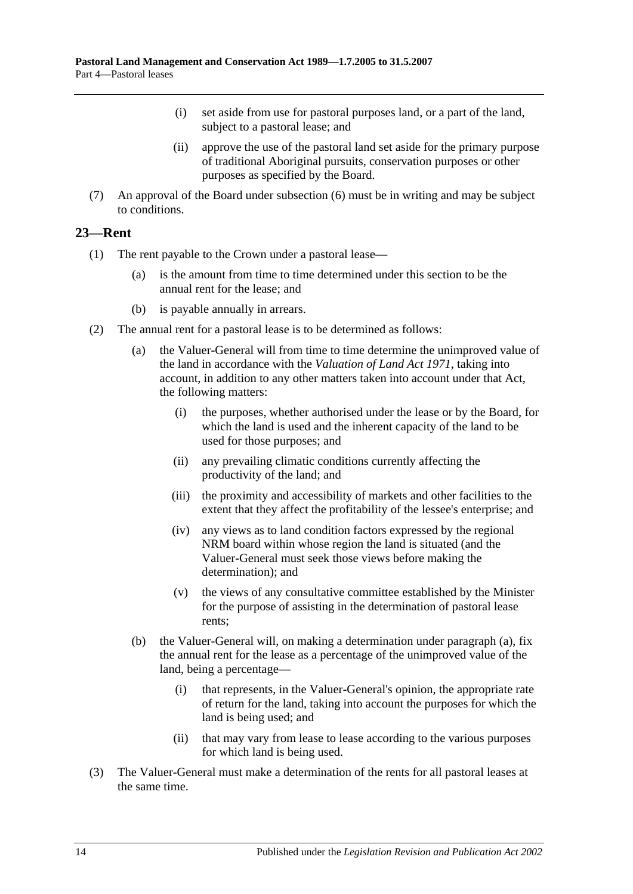(i) set aside from use for pastoral purposes land, or a part of the land, subject to a pastoral lease; and

(ii) approve the use of the pastoral land set aside for the primary purpose of traditional Aboriginal pursuits, conservation purposes or other purposes as specified by the Board.

(7) An approval of the Board under subsection (6) must be in writing and may be subject to conditions.

## 23—Rent

(1) The rent payable to the Crown under a pastoral lease—

(a) is the amount from time to time determined under this section to be the annual rent for the lease; and

(b) is payable annually in arrears.

(2) The annual rent for a pastoral lease is to be determined as follows:

(a) the Valuer-General will from time to time determine the unimproved value of the land in accordance with the *Valuation of Land Act 1971*, taking into account, in addition to any other matters taken into account under that Act, the following matters:

(i) the purposes, whether authorised under the lease or by the Board, for which the land is used and the inherent capacity of the land to be used for those purposes; and

(ii) any prevailing climatic conditions currently affecting the productivity of the land; and

(iii) the proximity and accessibility of markets and other facilities to the extent that they affect the profitability of the lessee's enterprise; and

(iv) any views as to land condition factors expressed by the regional NRM board within whose region the land is situated (and the Valuer-General must seek those views before making the determination); and

(v) the views of any consultative committee established by the Minister for the purpose of assisting in the determination of pastoral lease rents;

(b) the Valuer-General will, on making a determination under paragraph (a), fix the annual rent for the lease as a percentage of the unimproved value of the land, being a percentage—

(i) that represents, in the Valuer-General's opinion, the appropriate rate of return for the land, taking into account the purposes for which the land is being used; and

(ii) that may vary from lease to lease according to the various purposes for which land is being used.

(3) The Valuer-General must make a determination of the rents for all pastoral leases at the same time.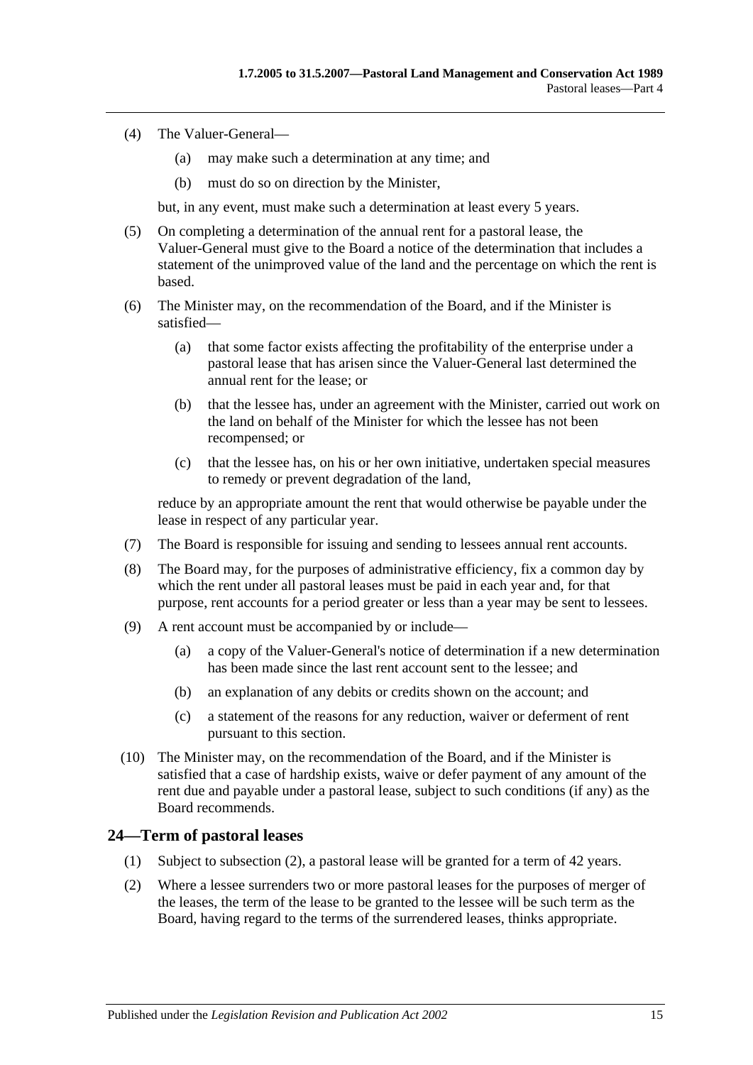(4) The Valuer-General—

(a) may make such a determination at any time; and

(b) must do so on direction by the Minister,

but, in any event, must make such a determination at least every 5 years.

(5) On completing a determination of the annual rent for a pastoral lease, the Valuer-General must give to the Board a notice of the determination that includes a statement of the unimproved value of the land and the percentage on which the rent is based.

(6) The Minister may, on the recommendation of the Board, and if the Minister is satisfied—

(a) that some factor exists affecting the profitability of the enterprise under a pastoral lease that has arisen since the Valuer-General last determined the annual rent for the lease; or

(b) that the lessee has, under an agreement with the Minister, carried out work on the land on behalf of the Minister for which the lessee has not been recompensed; or

(c) that the lessee has, on his or her own initiative, undertaken special measures to remedy or prevent degradation of the land,

reduce by an appropriate amount the rent that would otherwise be payable under the lease in respect of any particular year.

(7) The Board is responsible for issuing and sending to lessees annual rent accounts.

(8) The Board may, for the purposes of administrative efficiency, fix a common day by which the rent under all pastoral leases must be paid in each year and, for that purpose, rent accounts for a period greater or less than a year may be sent to lessees.

(9) A rent account must be accompanied by or include—

(a) a copy of the Valuer-General's notice of determination if a new determination has been made since the last rent account sent to the lessee; and

(b) an explanation of any debits or credits shown on the account; and

(c) a statement of the reasons for any reduction, waiver or deferment of rent pursuant to this section.

(10) The Minister may, on the recommendation of the Board, and if the Minister is satisfied that a case of hardship exists, waive or defer payment of any amount of the rent due and payable under a pastoral lease, subject to such conditions (if any) as the Board recommends.

## 24—Term of pastoral leases

(1) Subject to subsection (2), a pastoral lease will be granted for a term of 42 years.

(2) Where a lessee surrenders two or more pastoral leases for the purposes of merger of the leases, the term of the lease to be granted to the lessee will be such term as the Board, having regard to the terms of the surrendered leases, thinks appropriate.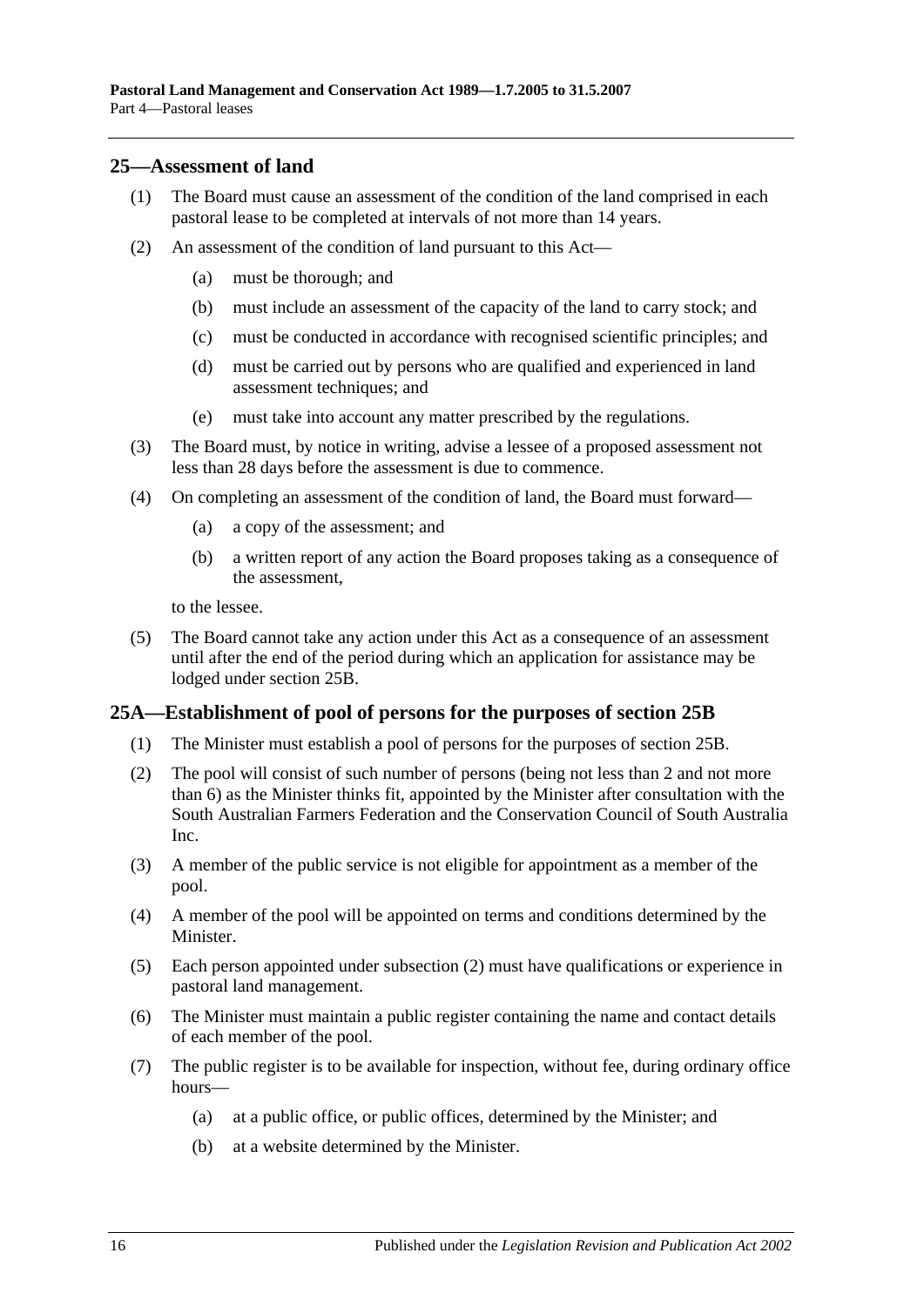## 25—Assessment of land

(1) The Board must cause an assessment of the condition of the land comprised in each pastoral lease to be completed at intervals of not more than 14 years.

(2) An assessment of the condition of land pursuant to this Act—

(a) must be thorough; and

(b) must include an assessment of the capacity of the land to carry stock; and

(c) must be conducted in accordance with recognised scientific principles; and

(d) must be carried out by persons who are qualified and experienced in land assessment techniques; and

(e) must take into account any matter prescribed by the regulations.

(3) The Board must, by notice in writing, advise a lessee of a proposed assessment not less than 28 days before the assessment is due to commence.

(4) On completing an assessment of the condition of land, the Board must forward—

(a) a copy of the assessment; and

(b) a written report of any action the Board proposes taking as a consequence of the assessment,

to the lessee.

(5) The Board cannot take any action under this Act as a consequence of an assessment until after the end of the period during which an application for assistance may be lodged under section 25B.

## 25A—Establishment of pool of persons for the purposes of section 25B

(1) The Minister must establish a pool of persons for the purposes of section 25B.

(2) The pool will consist of such number of persons (being not less than 2 and not more than 6) as the Minister thinks fit, appointed by the Minister after consultation with the South Australian Farmers Federation and the Conservation Council of South Australia Inc.

(3) A member of the public service is not eligible for appointment as a member of the pool.

(4) A member of the pool will be appointed on terms and conditions determined by the Minister.

(5) Each person appointed under subsection (2) must have qualifications or experience in pastoral land management.

(6) The Minister must maintain a public register containing the name and contact details of each member of the pool.

(7) The public register is to be available for inspection, without fee, during ordinary office hours—

(a) at a public office, or public offices, determined by the Minister; and

(b) at a website determined by the Minister.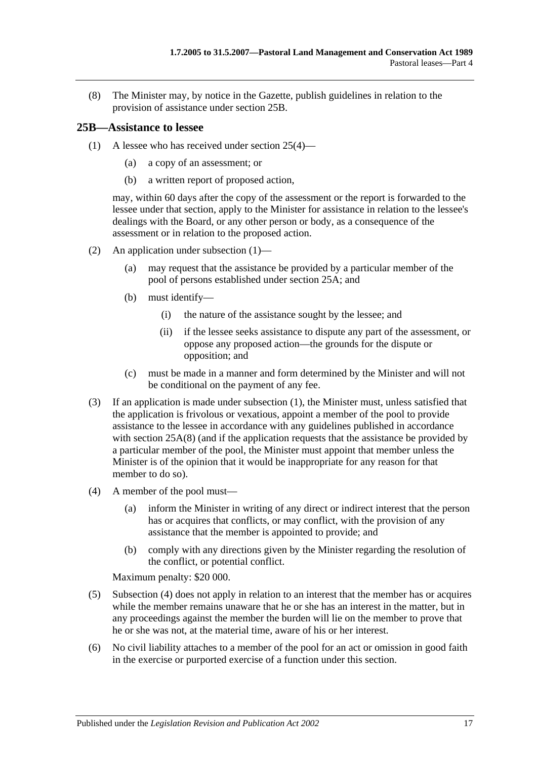(8) The Minister may, by notice in the Gazette, publish guidelines in relation to the provision of assistance under section 25B.

## 25B—Assistance to lessee

(1) A lessee who has received under section 25(4)—

(a) a copy of an assessment; or

(b) a written report of proposed action,

may, within 60 days after the copy of the assessment or the report is forwarded to the lessee under that section, apply to the Minister for assistance in relation to the lessee's dealings with the Board, or any other person or body, as a consequence of the assessment or in relation to the proposed action.

(2) An application under subsection (1)—

(a) may request that the assistance be provided by a particular member of the pool of persons established under section 25A; and

(b) must identify—

(i) the nature of the assistance sought by the lessee; and

(ii) if the lessee seeks assistance to dispute any part of the assessment, or oppose any proposed action—the grounds for the dispute or opposition; and

(c) must be made in a manner and form determined by the Minister and will not be conditional on the payment of any fee.

(3) If an application is made under subsection (1), the Minister must, unless satisfied that the application is frivolous or vexatious, appoint a member of the pool to provide assistance to the lessee in accordance with any guidelines published in accordance with section 25A(8) (and if the application requests that the assistance be provided by a particular member of the pool, the Minister must appoint that member unless the Minister is of the opinion that it would be inappropriate for any reason for that member to do so).

(4) A member of the pool must—

(a) inform the Minister in writing of any direct or indirect interest that the person has or acquires that conflicts, or may conflict, with the provision of any assistance that the member is appointed to provide; and

(b) comply with any directions given by the Minister regarding the resolution of the conflict, or potential conflict.

Maximum penalty: $20 000.

(5) Subsection (4) does not apply in relation to an interest that the member has or acquires while the member remains unaware that he or she has an interest in the matter, but in any proceedings against the member the burden will lie on the member to prove that he or she was not, at the material time, aware of his or her interest.

(6) No civil liability attaches to a member of the pool for an act or omission in good faith in the exercise or purported exercise of a function under this section.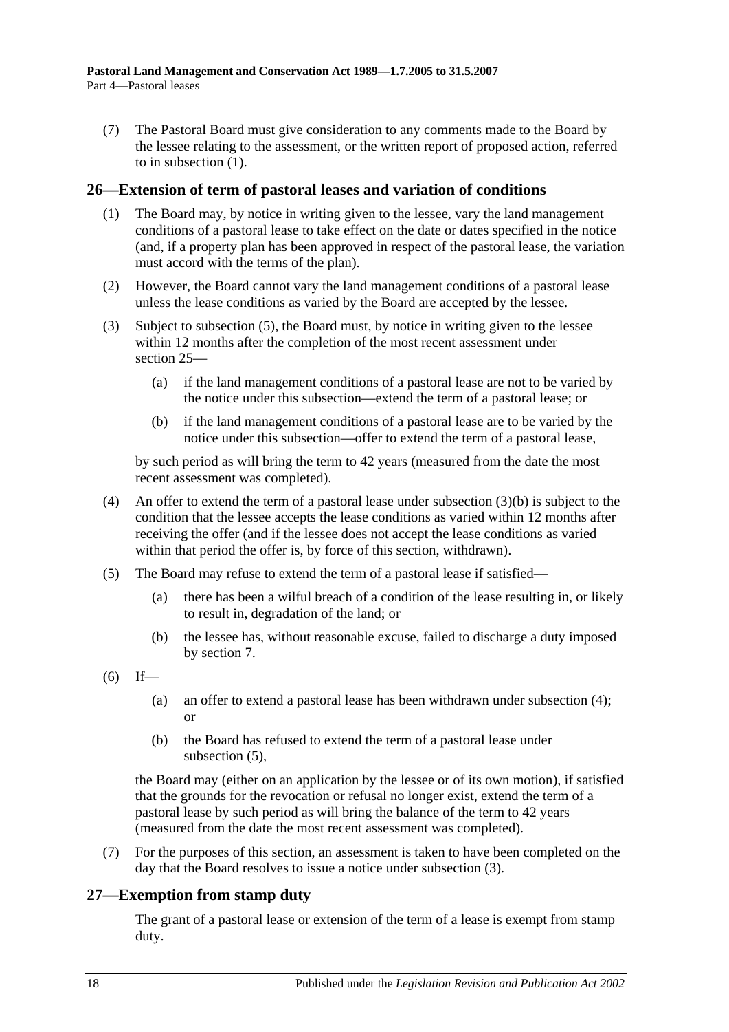(7) The Pastoral Board must give consideration to any comments made to the Board by the lessee relating to the assessment, or the written report of proposed action, referred to in subsection (1).

## 26—Extension of term of pastoral leases and variation of conditions

(1) The Board may, by notice in writing given to the lessee, vary the land management conditions of a pastoral lease to take effect on the date or dates specified in the notice (and, if a property plan has been approved in respect of the pastoral lease, the variation must accord with the terms of the plan).

(2) However, the Board cannot vary the land management conditions of a pastoral lease unless the lease conditions as varied by the Board are accepted by the lessee.

(3) Subject to subsection (5), the Board must, by notice in writing given to the lessee within 12 months after the completion of the most recent assessment under section 25—

(a) if the land management conditions of a pastoral lease are not to be varied by the notice under this subsection—extend the term of a pastoral lease; or

(b) if the land management conditions of a pastoral lease are to be varied by the notice under this subsection—offer to extend the term of a pastoral lease,

by such period as will bring the term to 42 years (measured from the date the most recent assessment was completed).

(4) An offer to extend the term of a pastoral lease under subsection (3)(b) is subject to the condition that the lessee accepts the lease conditions as varied within 12 months after receiving the offer (and if the lessee does not accept the lease conditions as varied within that period the offer is, by force of this section, withdrawn).

(5) The Board may refuse to extend the term of a pastoral lease if satisfied—

(a) there has been a wilful breach of a condition of the lease resulting in, or likely to result in, degradation of the land; or

(b) the lessee has, without reasonable excuse, failed to discharge a duty imposed by section 7.

(6) If—

(a) an offer to extend a pastoral lease has been withdrawn under subsection (4); or

(b) the Board has refused to extend the term of a pastoral lease under subsection (5),

the Board may (either on an application by the lessee or of its own motion), if satisfied that the grounds for the revocation or refusal no longer exist, extend the term of a pastoral lease by such period as will bring the balance of the term to 42 years (measured from the date the most recent assessment was completed).

(7) For the purposes of this section, an assessment is taken to have been completed on the day that the Board resolves to issue a notice under subsection (3).

## 27—Exemption from stamp duty

The grant of a pastoral lease or extension of the term of a lease is exempt from stamp duty.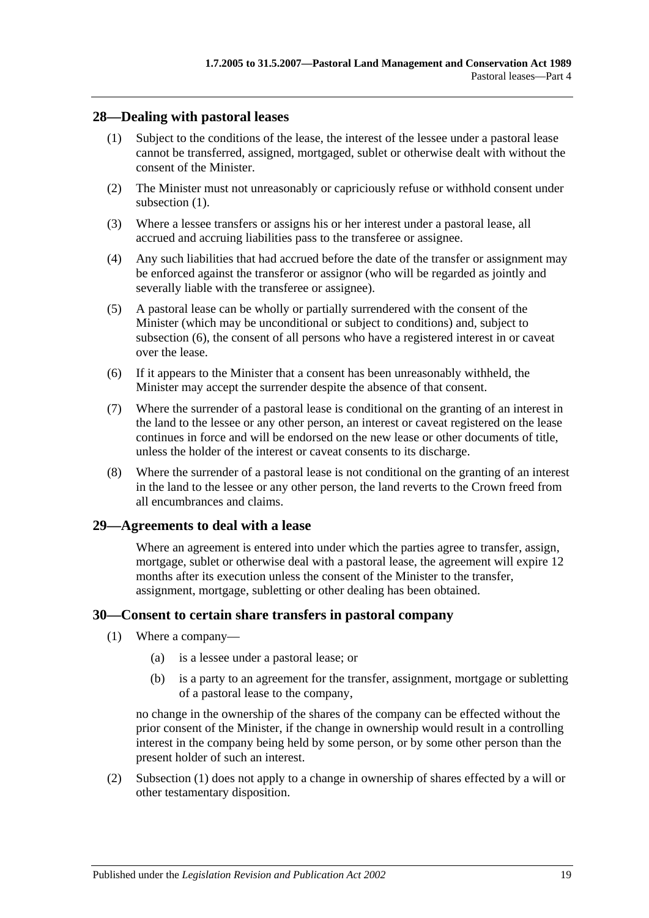## 28—Dealing with pastoral leases

(1) Subject to the conditions of the lease, the interest of the lessee under a pastoral lease cannot be transferred, assigned, mortgaged, sublet or otherwise dealt with without the consent of the Minister.

(2) The Minister must not unreasonably or capriciously refuse or withhold consent under subsection (1).

(3) Where a lessee transfers or assigns his or her interest under a pastoral lease, all accrued and accruing liabilities pass to the transferee or assignee.

(4) Any such liabilities that had accrued before the date of the transfer or assignment may be enforced against the transferor or assignor (who will be regarded as jointly and severally liable with the transferee or assignee).

(5) A pastoral lease can be wholly or partially surrendered with the consent of the Minister (which may be unconditional or subject to conditions) and, subject to subsection (6), the consent of all persons who have a registered interest in or caveat over the lease.

(6) If it appears to the Minister that a consent has been unreasonably withheld, the Minister may accept the surrender despite the absence of that consent.

(7) Where the surrender of a pastoral lease is conditional on the granting of an interest in the land to the lessee or any other person, an interest or caveat registered on the lease continues in force and will be endorsed on the new lease or other documents of title, unless the holder of the interest or caveat consents to its discharge.

(8) Where the surrender of a pastoral lease is not conditional on the granting of an interest in the land to the lessee or any other person, the land reverts to the Crown freed from all encumbrances and claims.

## 29—Agreements to deal with a lease

Where an agreement is entered into under which the parties agree to transfer, assign, mortgage, sublet or otherwise deal with a pastoral lease, the agreement will expire 12 months after its execution unless the consent of the Minister to the transfer, assignment, mortgage, subletting or other dealing has been obtained.

## 30—Consent to certain share transfers in pastoral company

(1) Where a company—

- (a) is a lessee under a pastoral lease; or
- (b) is a party to an agreement for the transfer, assignment, mortgage or subletting of a pastoral lease to the company,

no change in the ownership of the shares of the company can be effected without the prior consent of the Minister, if the change in ownership would result in a controlling interest in the company being held by some person, or by some other person than the present holder of such an interest.

(2) Subsection (1) does not apply to a change in ownership of shares effected by a will or other testamentary disposition.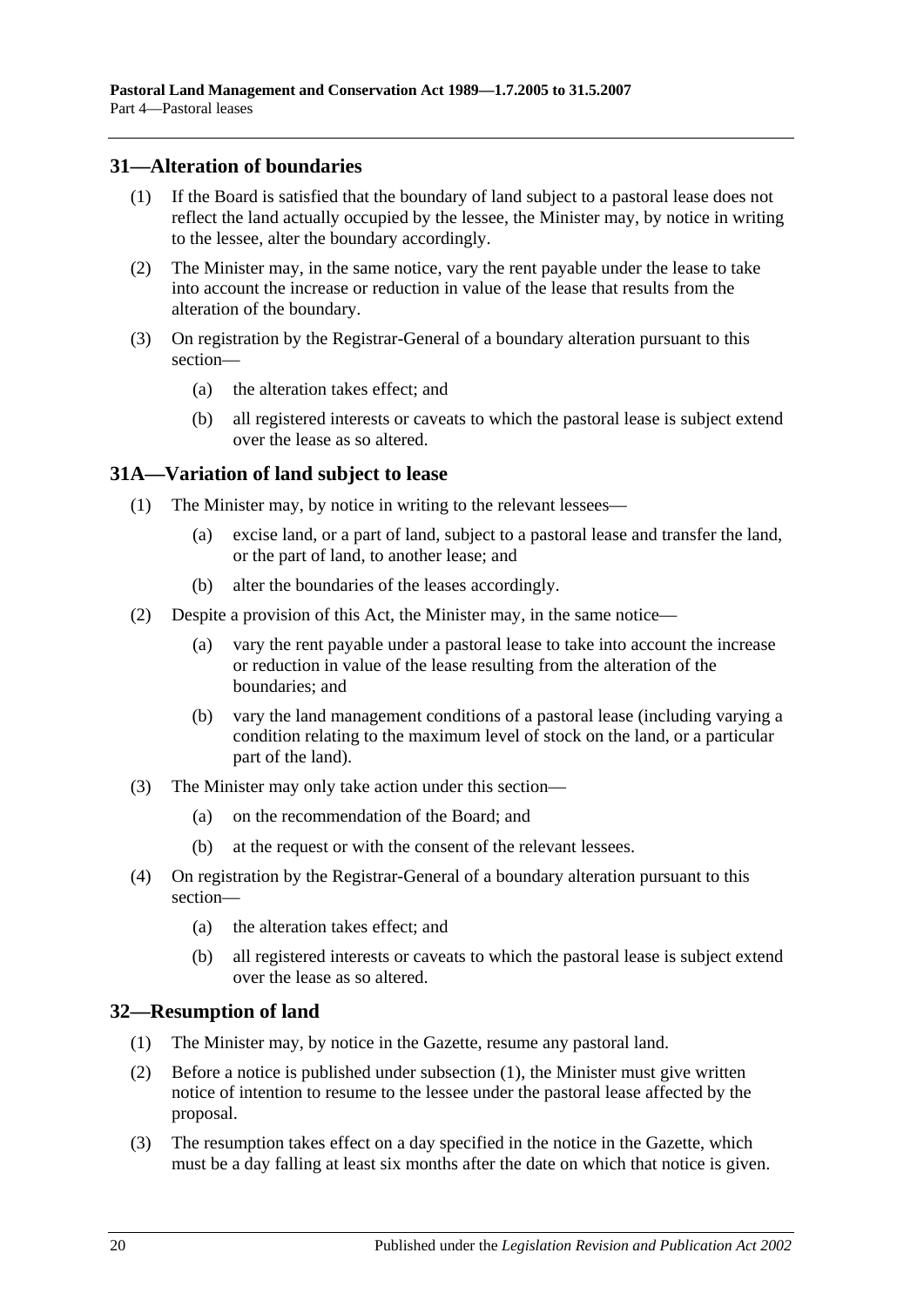## 31—Alteration of boundaries

(1) If the Board is satisfied that the boundary of land subject to a pastoral lease does not reflect the land actually occupied by the lessee, the Minister may, by notice in writing to the lessee, alter the boundary accordingly.

(2) The Minister may, in the same notice, vary the rent payable under the lease to take into account the increase or reduction in value of the lease that results from the alteration of the boundary.

(3) On registration by the Registrar-General of a boundary alteration pursuant to this section—

(a) the alteration takes effect; and

(b) all registered interests or caveats to which the pastoral lease is subject extend over the lease as so altered.

## 31A—Variation of land subject to lease

(1) The Minister may, by notice in writing to the relevant lessees—

(a) excise land, or a part of land, subject to a pastoral lease and transfer the land, or the part of land, to another lease; and

(b) alter the boundaries of the leases accordingly.

(2) Despite a provision of this Act, the Minister may, in the same notice—

(a) vary the rent payable under a pastoral lease to take into account the increase or reduction in value of the lease resulting from the alteration of the boundaries; and

(b) vary the land management conditions of a pastoral lease (including varying a condition relating to the maximum level of stock on the land, or a particular part of the land).

(3) The Minister may only take action under this section—

(a) on the recommendation of the Board; and

(b) at the request or with the consent of the relevant lessees.

(4) On registration by the Registrar-General of a boundary alteration pursuant to this section—

(a) the alteration takes effect; and

(b) all registered interests or caveats to which the pastoral lease is subject extend over the lease as so altered.

## 32—Resumption of land

(1) The Minister may, by notice in the Gazette, resume any pastoral land.

(2) Before a notice is published under subsection (1), the Minister must give written notice of intention to resume to the lessee under the pastoral lease affected by the proposal.

(3) The resumption takes effect on a day specified in the notice in the Gazette, which must be a day falling at least six months after the date on which that notice is given.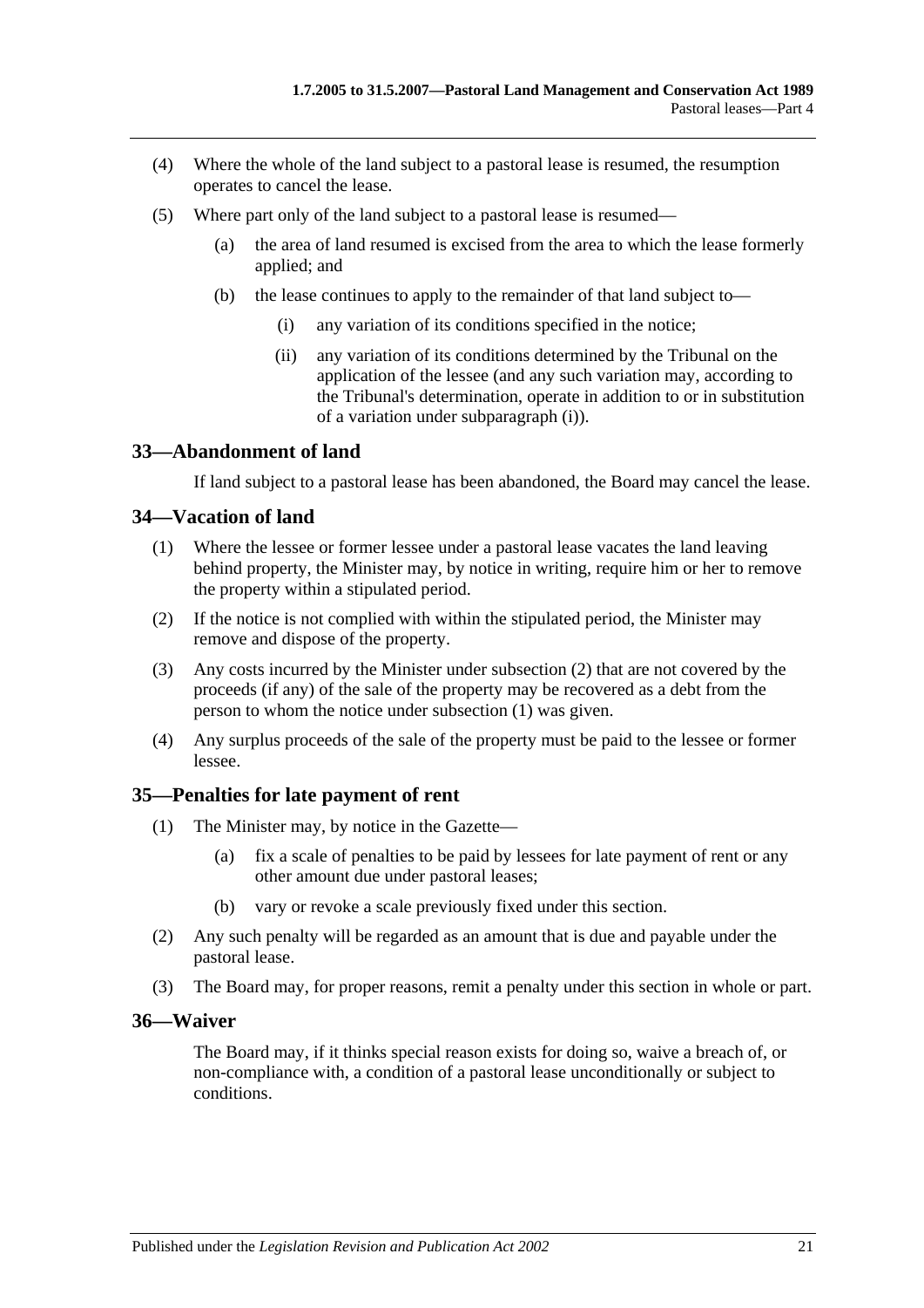(4) Where the whole of the land subject to a pastoral lease is resumed, the resumption operates to cancel the lease.

(5) Where part only of the land subject to a pastoral lease is resumed—

(a) the area of land resumed is excised from the area to which the lease formerly applied; and

(b) the lease continues to apply to the remainder of that land subject to—

(i) any variation of its conditions specified in the notice;

(ii) any variation of its conditions determined by the Tribunal on the application of the lessee (and any such variation may, according to the Tribunal's determination, operate in addition to or in substitution of a variation under subparagraph (i)).

## 33—Abandonment of land

If land subject to a pastoral lease has been abandoned, the Board may cancel the lease.

## 34—Vacation of land

(1) Where the lessee or former lessee under a pastoral lease vacates the land leaving behind property, the Minister may, by notice in writing, require him or her to remove the property within a stipulated period.

(2) If the notice is not complied with within the stipulated period, the Minister may remove and dispose of the property.

(3) Any costs incurred by the Minister under subsection (2) that are not covered by the proceeds (if any) of the sale of the property may be recovered as a debt from the person to whom the notice under subsection (1) was given.

(4) Any surplus proceeds of the sale of the property must be paid to the lessee or former lessee.

## 35—Penalties for late payment of rent

(1) The Minister may, by notice in the Gazette—

(a) fix a scale of penalties to be paid by lessees for late payment of rent or any other amount due under pastoral leases;

(b) vary or revoke a scale previously fixed under this section.

(2) Any such penalty will be regarded as an amount that is due and payable under the pastoral lease.

(3) The Board may, for proper reasons, remit a penalty under this section in whole or part.

## 36—Waiver

The Board may, if it thinks special reason exists for doing so, waive a breach of, or non-compliance with, a condition of a pastoral lease unconditionally or subject to conditions.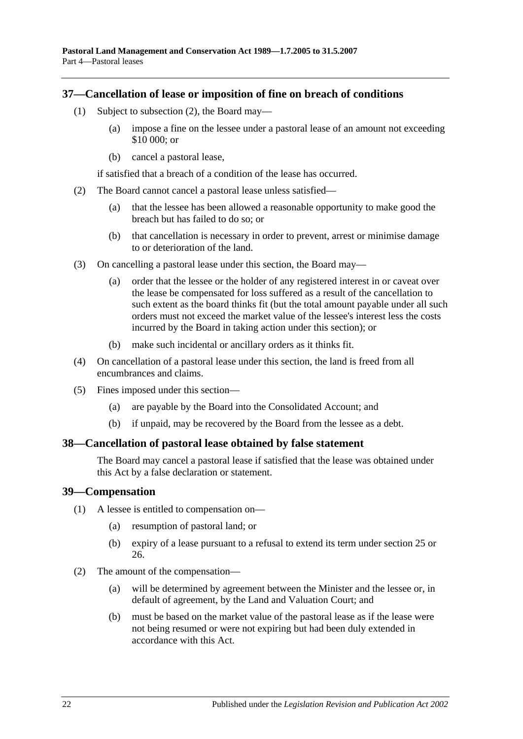## 37—Cancellation of lease or imposition of fine on breach of conditions

(1) Subject to subsection (2), the Board may—

(a) impose a fine on the lessee under a pastoral lease of an amount not exceeding $10 000; or

(b) cancel a pastoral lease,

if satisfied that a breach of a condition of the lease has occurred.

(2) The Board cannot cancel a pastoral lease unless satisfied—

(a) that the lessee has been allowed a reasonable opportunity to make good the breach but has failed to do so; or

(b) that cancellation is necessary in order to prevent, arrest or minimise damage to or deterioration of the land.

(3) On cancelling a pastoral lease under this section, the Board may—

(a) order that the lessee or the holder of any registered interest in or caveat over the lease be compensated for loss suffered as a result of the cancellation to such extent as the board thinks fit (but the total amount payable under all such orders must not exceed the market value of the lessee's interest less the costs incurred by the Board in taking action under this section); or

(b) make such incidental or ancillary orders as it thinks fit.

(4) On cancellation of a pastoral lease under this section, the land is freed from all encumbrances and claims.

(5) Fines imposed under this section—

(a) are payable by the Board into the Consolidated Account; and

(b) if unpaid, may be recovered by the Board from the lessee as a debt.

## 38—Cancellation of pastoral lease obtained by false statement

The Board may cancel a pastoral lease if satisfied that the lease was obtained under this Act by a false declaration or statement.

## 39—Compensation

(1) A lessee is entitled to compensation on—

(a) resumption of pastoral land; or

(b) expiry of a lease pursuant to a refusal to extend its term under section 25 or 26.

(2) The amount of the compensation—

(a) will be determined by agreement between the Minister and the lessee or, in default of agreement, by the Land and Valuation Court; and

(b) must be based on the market value of the pastoral lease as if the lease were not being resumed or were not expiring but had been duly extended in accordance with this Act.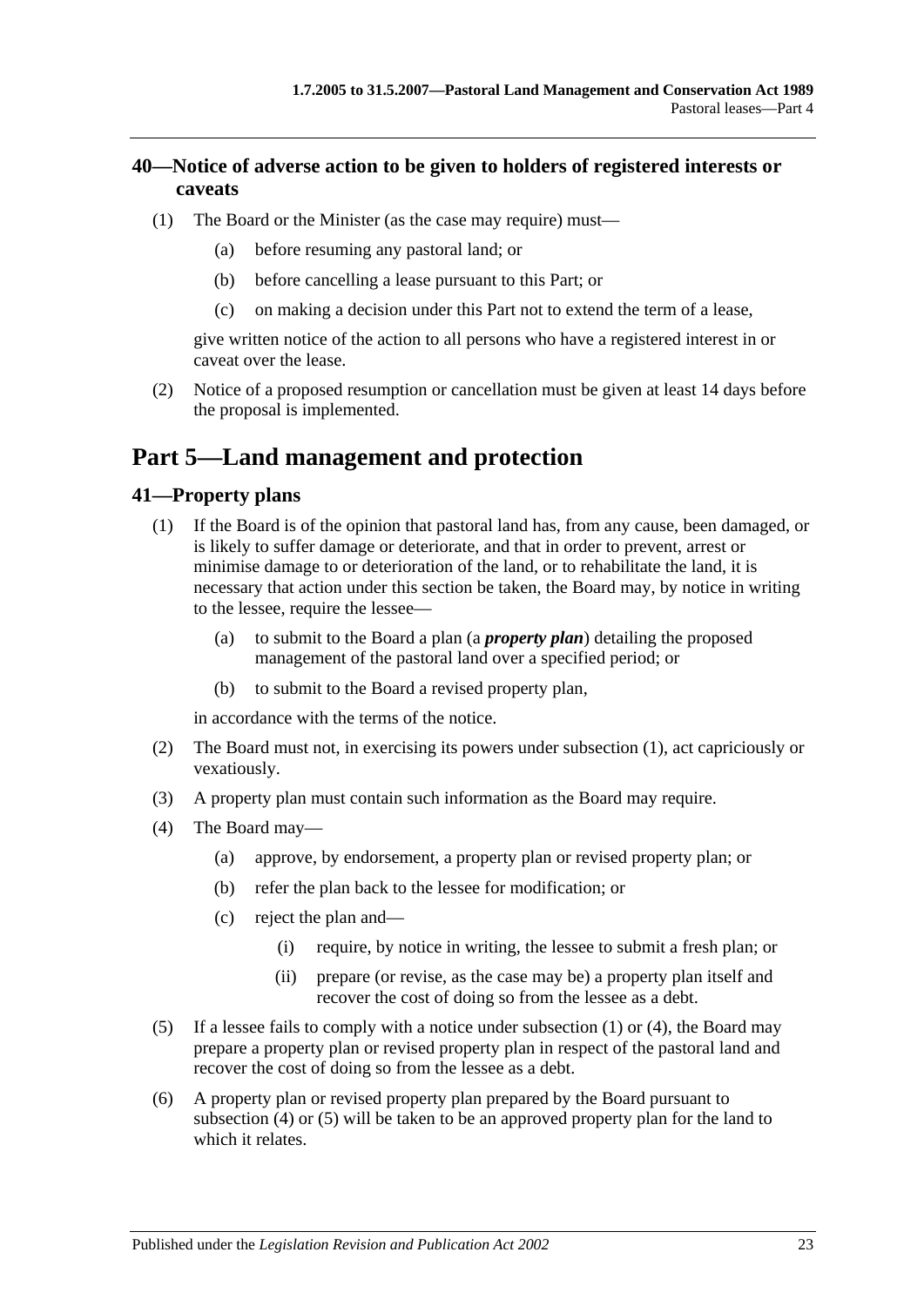## 40—Notice of adverse action to be given to holders of registered interests or caveats

(1) The Board or the Minister (as the case may require) must—

(a) before resuming any pastoral land; or

(b) before cancelling a lease pursuant to this Part; or

(c) on making a decision under this Part not to extend the term of a lease,

give written notice of the action to all persons who have a registered interest in or caveat over the lease.

(2) Notice of a proposed resumption or cancellation must be given at least 14 days before the proposal is implemented.

# Part 5—Land management and protection

## 41—Property plans

(1) If the Board is of the opinion that pastoral land has, from any cause, been damaged, or is likely to suffer damage or deteriorate, and that in order to prevent, arrest or minimise damage to or deterioration of the land, or to rehabilitate the land, it is necessary that action under this section be taken, the Board may, by notice in writing to the lessee, require the lessee—

(a) to submit to the Board a plan (a ***property plan***) detailing the proposed management of the pastoral land over a specified period; or

(b) to submit to the Board a revised property plan,

in accordance with the terms of the notice.

(2) The Board must not, in exercising its powers under subsection (1), act capriciously or vexatiously.

(3) A property plan must contain such information as the Board may require.

(4) The Board may—

(a) approve, by endorsement, a property plan or revised property plan; or

(b) refer the plan back to the lessee for modification; or

(c) reject the plan and—

(i) require, by notice in writing, the lessee to submit a fresh plan; or

(ii) prepare (or revise, as the case may be) a property plan itself and recover the cost of doing so from the lessee as a debt.

(5) If a lessee fails to comply with a notice under subsection (1) or (4), the Board may prepare a property plan or revised property plan in respect of the pastoral land and recover the cost of doing so from the lessee as a debt.

(6) A property plan or revised property plan prepared by the Board pursuant to subsection (4) or (5) will be taken to be an approved property plan for the land to which it relates.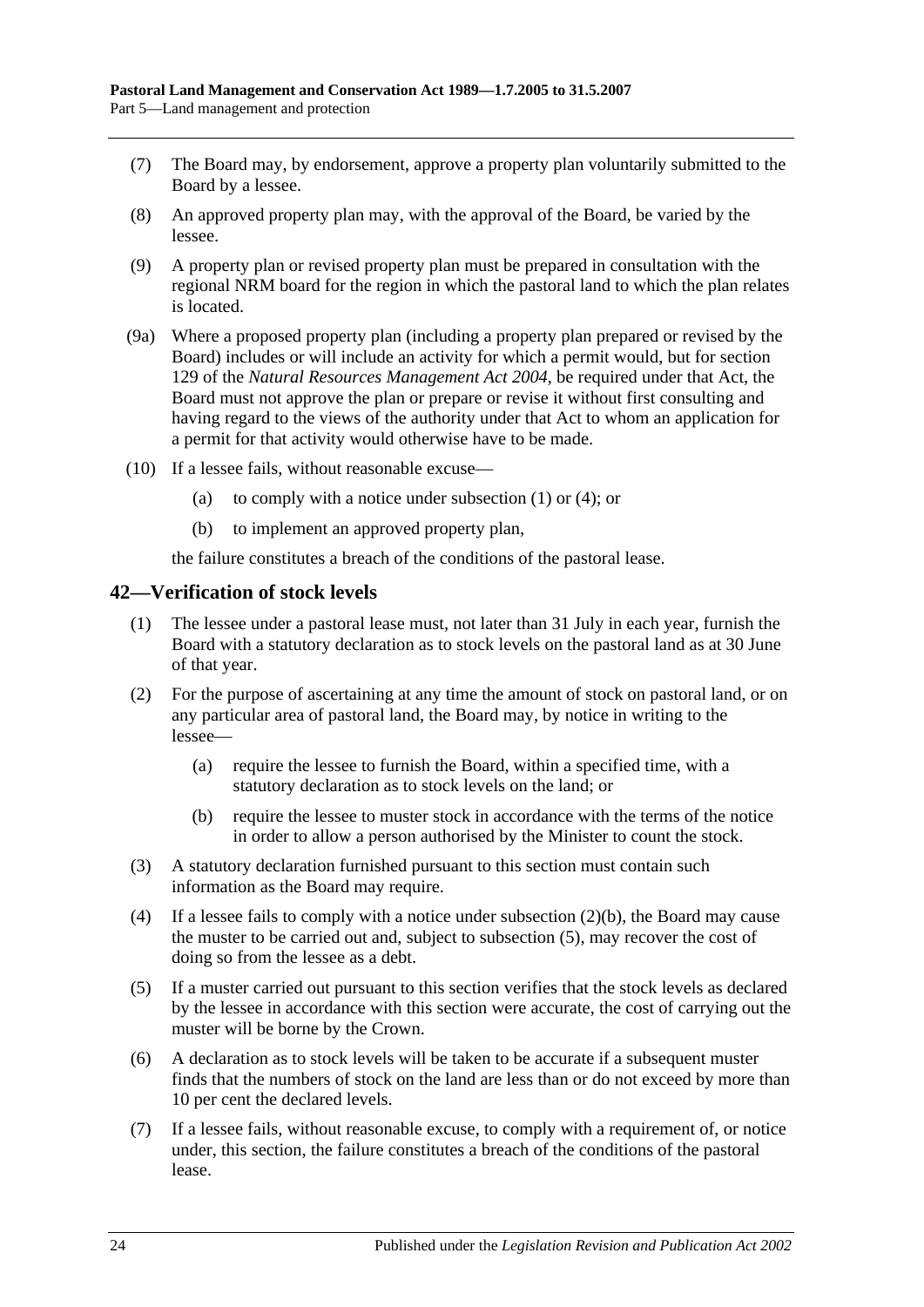(7) The Board may, by endorsement, approve a property plan voluntarily submitted to the Board by a lessee.

(8) An approved property plan may, with the approval of the Board, be varied by the lessee.

(9) A property plan or revised property plan must be prepared in consultation with the regional NRM board for the region in which the pastoral land to which the plan relates is located.

(9a) Where a proposed property plan (including a property plan prepared or revised by the Board) includes or will include an activity for which a permit would, but for section 129 of the *Natural Resources Management Act 2004*, be required under that Act, the Board must not approve the plan or prepare or revise it without first consulting and having regard to the views of the authority under that Act to whom an application for a permit for that activity would otherwise have to be made.

(10) If a lessee fails, without reasonable excuse—

(a) to comply with a notice under subsection (1) or (4); or

(b) to implement an approved property plan,

the failure constitutes a breach of the conditions of the pastoral lease.

## 42—Verification of stock levels

(1) The lessee under a pastoral lease must, not later than 31 July in each year, furnish the Board with a statutory declaration as to stock levels on the pastoral land as at 30 June of that year.

(2) For the purpose of ascertaining at any time the amount of stock on pastoral land, or on any particular area of pastoral land, the Board may, by notice in writing to the lessee—

(a) require the lessee to furnish the Board, within a specified time, with a statutory declaration as to stock levels on the land; or

(b) require the lessee to muster stock in accordance with the terms of the notice in order to allow a person authorised by the Minister to count the stock.

(3) A statutory declaration furnished pursuant to this section must contain such information as the Board may require.

(4) If a lessee fails to comply with a notice under subsection (2)(b), the Board may cause the muster to be carried out and, subject to subsection (5), may recover the cost of doing so from the lessee as a debt.

(5) If a muster carried out pursuant to this section verifies that the stock levels as declared by the lessee in accordance with this section were accurate, the cost of carrying out the muster will be borne by the Crown.

(6) A declaration as to stock levels will be taken to be accurate if a subsequent muster finds that the numbers of stock on the land are less than or do not exceed by more than 10 per cent the declared levels.

(7) If a lessee fails, without reasonable excuse, to comply with a requirement of, or notice under, this section, the failure constitutes a breach of the conditions of the pastoral lease.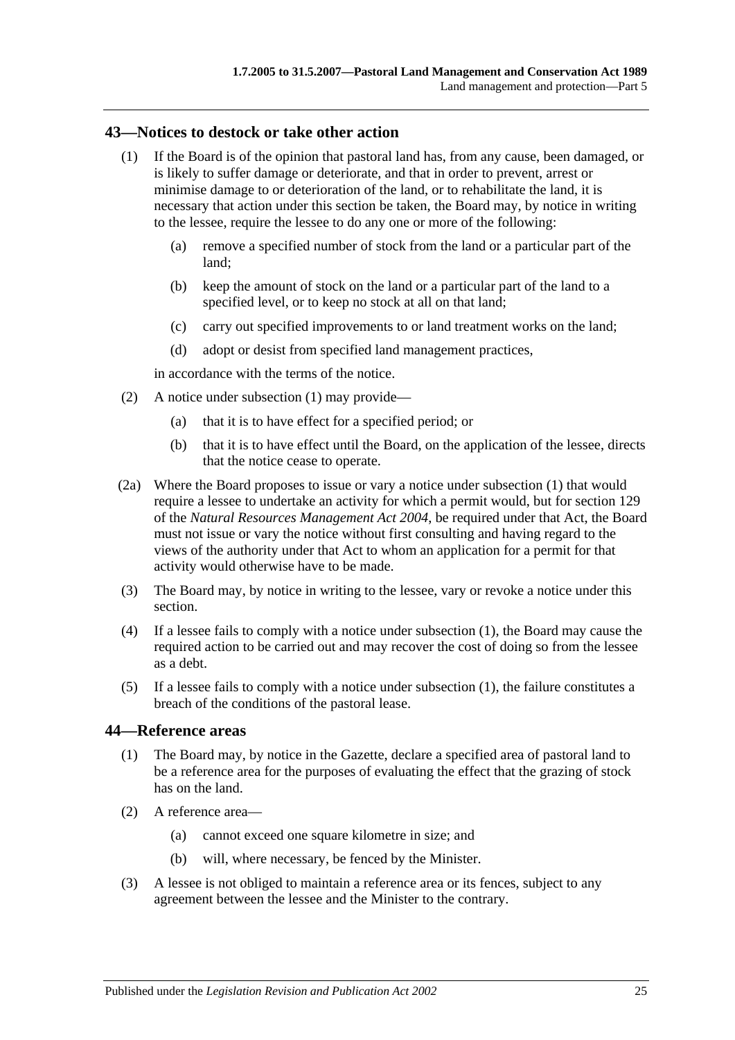## 43—Notices to destock or take other action

(1) If the Board is of the opinion that pastoral land has, from any cause, been damaged, or is likely to suffer damage or deteriorate, and that in order to prevent, arrest or minimise damage to or deterioration of the land, or to rehabilitate the land, it is necessary that action under this section be taken, the Board may, by notice in writing to the lessee, require the lessee to do any one or more of the following:

(a) remove a specified number of stock from the land or a particular part of the land;

(b) keep the amount of stock on the land or a particular part of the land to a specified level, or to keep no stock at all on that land;

(c) carry out specified improvements to or land treatment works on the land;

(d) adopt or desist from specified land management practices,

in accordance with the terms of the notice.

(2) A notice under subsection (1) may provide—

(a) that it is to have effect for a specified period; or

(b) that it is to have effect until the Board, on the application of the lessee, directs that the notice cease to operate.

(2a) Where the Board proposes to issue or vary a notice under subsection (1) that would require a lessee to undertake an activity for which a permit would, but for section 129 of the *Natural Resources Management Act 2004*, be required under that Act, the Board must not issue or vary the notice without first consulting and having regard to the views of the authority under that Act to whom an application for a permit for that activity would otherwise have to be made.

(3) The Board may, by notice in writing to the lessee, vary or revoke a notice under this section.

(4) If a lessee fails to comply with a notice under subsection (1), the Board may cause the required action to be carried out and may recover the cost of doing so from the lessee as a debt.

(5) If a lessee fails to comply with a notice under subsection (1), the failure constitutes a breach of the conditions of the pastoral lease.

## 44—Reference areas

(1) The Board may, by notice in the Gazette, declare a specified area of pastoral land to be a reference area for the purposes of evaluating the effect that the grazing of stock has on the land.

(2) A reference area—

(a) cannot exceed one square kilometre in size; and

(b) will, where necessary, be fenced by the Minister.

(3) A lessee is not obliged to maintain a reference area or its fences, subject to any agreement between the lessee and the Minister to the contrary.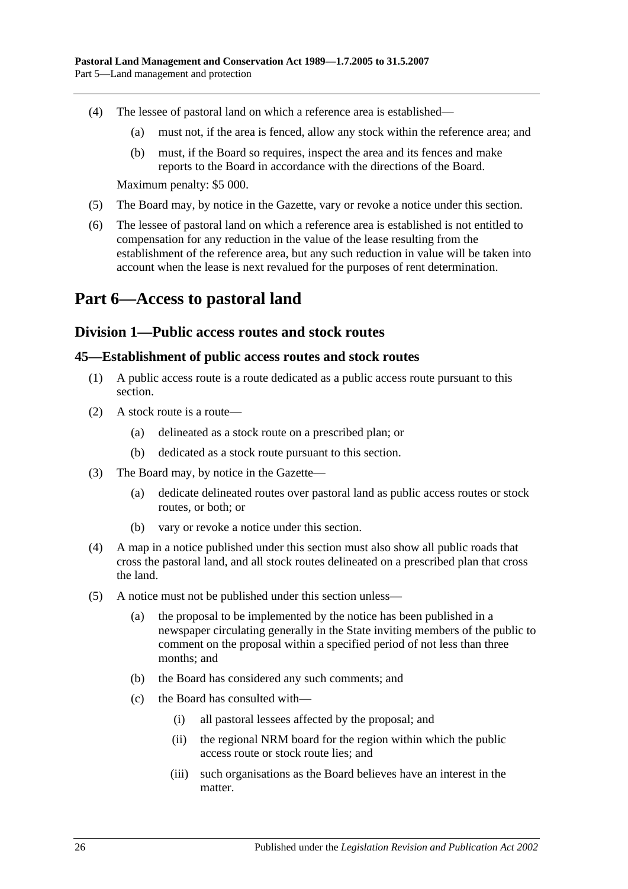(4) The lessee of pastoral land on which a reference area is established—

(a) must not, if the area is fenced, allow any stock within the reference area; and

(b) must, if the Board so requires, inspect the area and its fences and make reports to the Board in accordance with the directions of the Board.

Maximum penalty: $5 000.

(5) The Board may, by notice in the Gazette, vary or revoke a notice under this section.

(6) The lessee of pastoral land on which a reference area is established is not entitled to compensation for any reduction in the value of the lease resulting from the establishment of the reference area, but any such reduction in value will be taken into account when the lease is next revalued for the purposes of rent determination.

# Part 6—Access to pastoral land

## Division 1—Public access routes and stock routes

### 45—Establishment of public access routes and stock routes

(1) A public access route is a route dedicated as a public access route pursuant to this section.

(2) A stock route is a route—

(a) delineated as a stock route on a prescribed plan; or

(b) dedicated as a stock route pursuant to this section.

(3) The Board may, by notice in the Gazette—

(a) dedicate delineated routes over pastoral land as public access routes or stock routes, or both; or

(b) vary or revoke a notice under this section.

(4) A map in a notice published under this section must also show all public roads that cross the pastoral land, and all stock routes delineated on a prescribed plan that cross the land.

(5) A notice must not be published under this section unless—

(a) the proposal to be implemented by the notice has been published in a newspaper circulating generally in the State inviting members of the public to comment on the proposal within a specified period of not less than three months; and

(b) the Board has considered any such comments; and

(c) the Board has consulted with—

(i) all pastoral lessees affected by the proposal; and

(ii) the regional NRM board for the region within which the public access route or stock route lies; and

(iii) such organisations as the Board believes have an interest in the matter.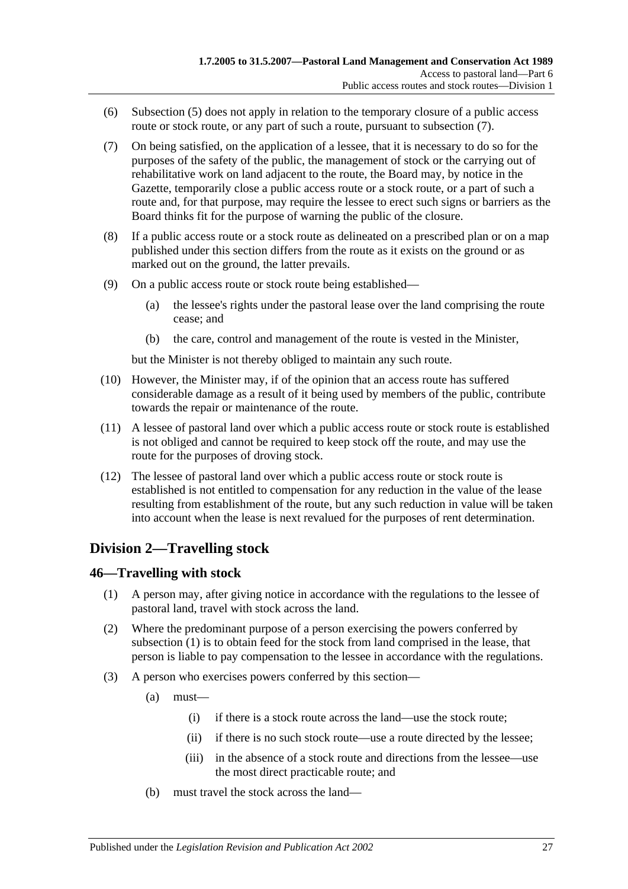(6) Subsection (5) does not apply in relation to the temporary closure of a public access route or stock route, or any part of such a route, pursuant to subsection (7).

(7) On being satisfied, on the application of a lessee, that it is necessary to do so for the purposes of the safety of the public, the management of stock or the carrying out of rehabilitative work on land adjacent to the route, the Board may, by notice in the Gazette, temporarily close a public access route or a stock route, or a part of such a route and, for that purpose, may require the lessee to erect such signs or barriers as the Board thinks fit for the purpose of warning the public of the closure.

(8) If a public access route or a stock route as delineated on a prescribed plan or on a map published under this section differs from the route as it exists on the ground or as marked out on the ground, the latter prevails.

(9) On a public access route or stock route being established—

  (a) the lessee's rights under the pastoral lease over the land comprising the route cease; and

  (b) the care, control and management of the route is vested in the Minister,

but the Minister is not thereby obliged to maintain any such route.

(10) However, the Minister may, if of the opinion that an access route has suffered considerable damage as a result of it being used by members of the public, contribute towards the repair or maintenance of the route.

(11) A lessee of pastoral land over which a public access route or stock route is established is not obliged and cannot be required to keep stock off the route, and may use the route for the purposes of droving stock.

(12) The lessee of pastoral land over which a public access route or stock route is established is not entitled to compensation for any reduction in the value of the lease resulting from establishment of the route, but any such reduction in value will be taken into account when the lease is next revalued for the purposes of rent determination.

## Division 2—Travelling stock

### 46—Travelling with stock

(1) A person may, after giving notice in accordance with the regulations to the lessee of pastoral land, travel with stock across the land.

(2) Where the predominant purpose of a person exercising the powers conferred by subsection (1) is to obtain feed for the stock from land comprised in the lease, that person is liable to pay compensation to the lessee in accordance with the regulations.

(3) A person who exercises powers conferred by this section—

  (a) must—

    (i) if there is a stock route across the land—use the stock route;

    (ii) if there is no such stock route—use a route directed by the lessee;

    (iii) in the absence of a stock route and directions from the lessee—use the most direct practicable route; and

  (b) must travel the stock across the land—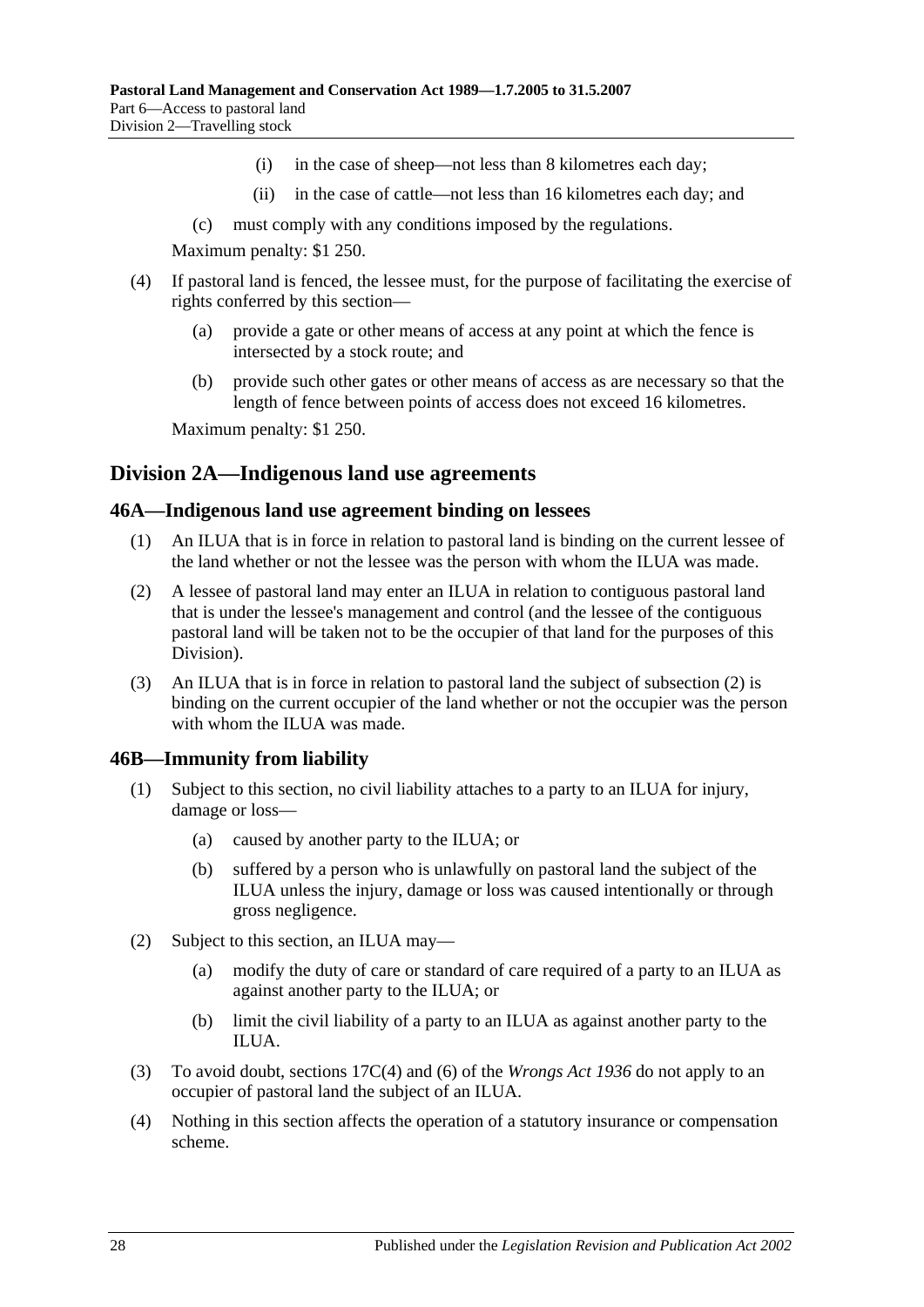(i) in the case of sheep—not less than 8 kilometres each day;

(ii) in the case of cattle—not less than 16 kilometres each day; and

(c) must comply with any conditions imposed by the regulations.

Maximum penalty: $1 250.

(4) If pastoral land is fenced, the lessee must, for the purpose of facilitating the exercise of rights conferred by this section—

(a) provide a gate or other means of access at any point at which the fence is intersected by a stock route; and

(b) provide such other gates or other means of access as are necessary so that the length of fence between points of access does not exceed 16 kilometres.

Maximum penalty: $1 250.

## Division 2A—Indigenous land use agreements

### 46A—Indigenous land use agreement binding on lessees

(1) An ILUA that is in force in relation to pastoral land is binding on the current lessee of the land whether or not the lessee was the person with whom the ILUA was made.

(2) A lessee of pastoral land may enter an ILUA in relation to contiguous pastoral land that is under the lessee's management and control (and the lessee of the contiguous pastoral land will be taken not to be the occupier of that land for the purposes of this Division).

(3) An ILUA that is in force in relation to pastoral land the subject of subsection (2) is binding on the current occupier of the land whether or not the occupier was the person with whom the ILUA was made.

### 46B—Immunity from liability

(1) Subject to this section, no civil liability attaches to a party to an ILUA for injury, damage or loss—

(a) caused by another party to the ILUA; or

(b) suffered by a person who is unlawfully on pastoral land the subject of the ILUA unless the injury, damage or loss was caused intentionally or through gross negligence.

(2) Subject to this section, an ILUA may—

(a) modify the duty of care or standard of care required of a party to an ILUA as against another party to the ILUA; or

(b) limit the civil liability of a party to an ILUA as against another party to the ILUA.

(3) To avoid doubt, sections 17C(4) and (6) of the *Wrongs Act 1936* do not apply to an occupier of pastoral land the subject of an ILUA.

(4) Nothing in this section affects the operation of a statutory insurance or compensation scheme.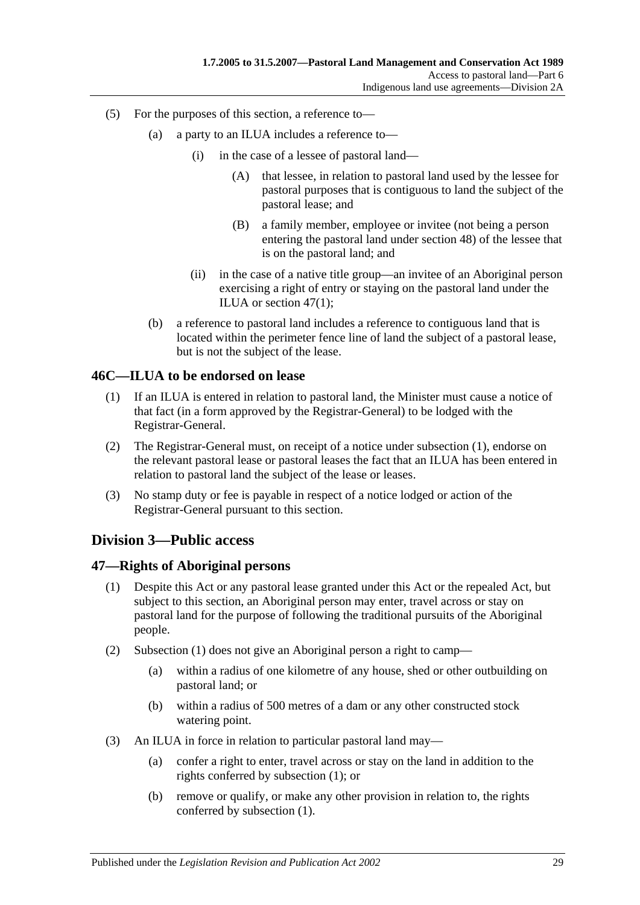(5) For the purposes of this section, a reference to—

(a) a party to an ILUA includes a reference to—

(i) in the case of a lessee of pastoral land—

(A) that lessee, in relation to pastoral land used by the lessee for pastoral purposes that is contiguous to land the subject of the pastoral lease; and

(B) a family member, employee or invitee (not being a person entering the pastoral land under section 48) of the lessee that is on the pastoral land; and

(ii) in the case of a native title group—an invitee of an Aboriginal person exercising a right of entry or staying on the pastoral land under the ILUA or section 47(1);

(b) a reference to pastoral land includes a reference to contiguous land that is located within the perimeter fence line of land the subject of a pastoral lease, but is not the subject of the lease.

## 46C—ILUA to be endorsed on lease

(1) If an ILUA is entered in relation to pastoral land, the Minister must cause a notice of that fact (in a form approved by the Registrar-General) to be lodged with the Registrar-General.

(2) The Registrar-General must, on receipt of a notice under subsection (1), endorse on the relevant pastoral lease or pastoral leases the fact that an ILUA has been entered in relation to pastoral land the subject of the lease or leases.

(3) No stamp duty or fee is payable in respect of a notice lodged or action of the Registrar-General pursuant to this section.

# Division 3—Public access

## 47—Rights of Aboriginal persons

(1) Despite this Act or any pastoral lease granted under this Act or the repealed Act, but subject to this section, an Aboriginal person may enter, travel across or stay on pastoral land for the purpose of following the traditional pursuits of the Aboriginal people.

(2) Subsection (1) does not give an Aboriginal person a right to camp—

(a) within a radius of one kilometre of any house, shed or other outbuilding on pastoral land; or

(b) within a radius of 500 metres of a dam or any other constructed stock watering point.

(3) An ILUA in force in relation to particular pastoral land may—

(a) confer a right to enter, travel across or stay on the land in addition to the rights conferred by subsection (1); or

(b) remove or qualify, or make any other provision in relation to, the rights conferred by subsection (1).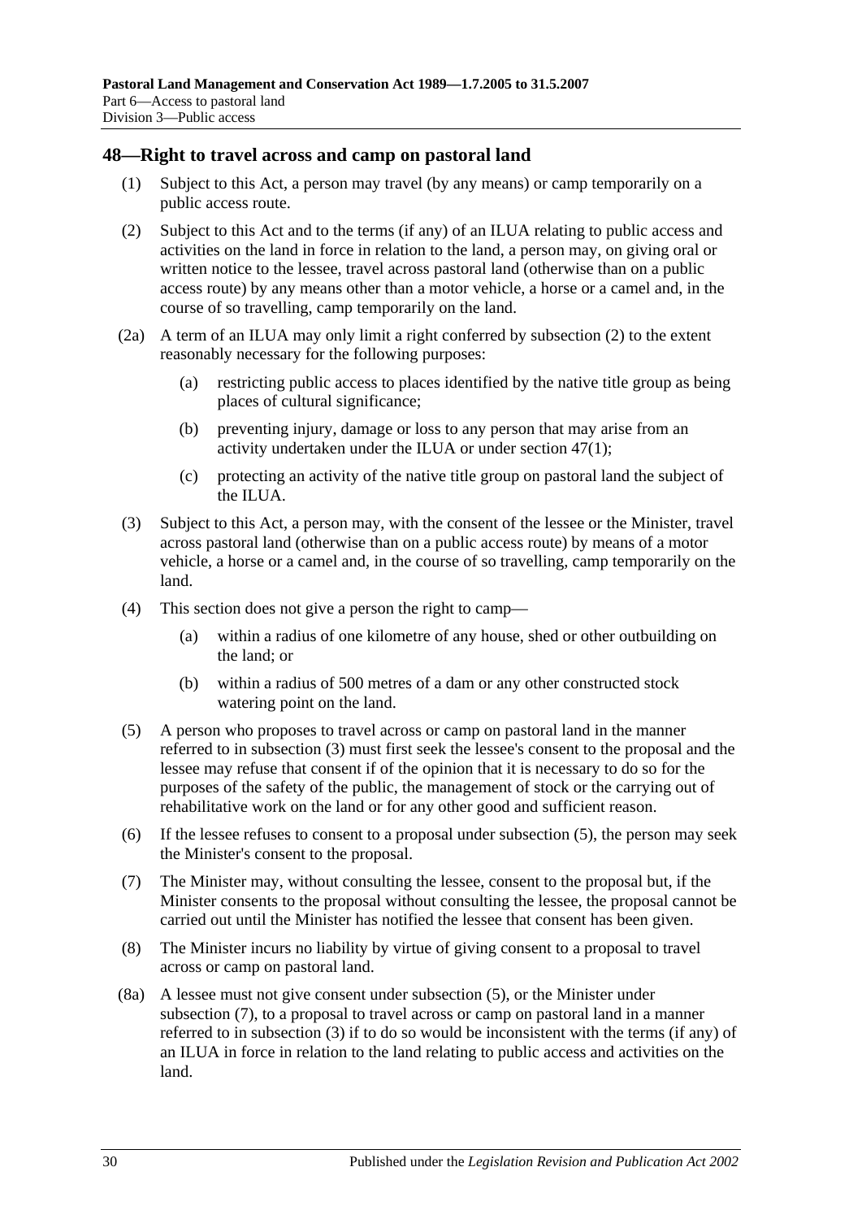## 48—Right to travel across and camp on pastoral land

(1) Subject to this Act, a person may travel (by any means) or camp temporarily on a public access route.

(2) Subject to this Act and to the terms (if any) of an ILUA relating to public access and activities on the land in force in relation to the land, a person may, on giving oral or written notice to the lessee, travel across pastoral land (otherwise than on a public access route) by any means other than a motor vehicle, a horse or a camel and, in the course of so travelling, camp temporarily on the land.

(2a) A term of an ILUA may only limit a right conferred by subsection (2) to the extent reasonably necessary for the following purposes:

- (a) restricting public access to places identified by the native title group as being places of cultural significance;
- (b) preventing injury, damage or loss to any person that may arise from an activity undertaken under the ILUA or under section 47(1);
- (c) protecting an activity of the native title group on pastoral land the subject of the ILUA.

(3) Subject to this Act, a person may, with the consent of the lessee or the Minister, travel across pastoral land (otherwise than on a public access route) by means of a motor vehicle, a horse or a camel and, in the course of so travelling, camp temporarily on the land.

(4) This section does not give a person the right to camp—

- (a) within a radius of one kilometre of any house, shed or other outbuilding on the land; or
- (b) within a radius of 500 metres of a dam or any other constructed stock watering point on the land.

(5) A person who proposes to travel across or camp on pastoral land in the manner referred to in subsection (3) must first seek the lessee's consent to the proposal and the lessee may refuse that consent if of the opinion that it is necessary to do so for the purposes of the safety of the public, the management of stock or the carrying out of rehabilitative work on the land or for any other good and sufficient reason.

(6) If the lessee refuses to consent to a proposal under subsection (5), the person may seek the Minister's consent to the proposal.

(7) The Minister may, without consulting the lessee, consent to the proposal but, if the Minister consents to the proposal without consulting the lessee, the proposal cannot be carried out until the Minister has notified the lessee that consent has been given.

(8) The Minister incurs no liability by virtue of giving consent to a proposal to travel across or camp on pastoral land.

(8a) A lessee must not give consent under subsection (5), or the Minister under subsection (7), to a proposal to travel across or camp on pastoral land in a manner referred to in subsection (3) if to do so would be inconsistent with the terms (if any) of an ILUA in force in relation to the land relating to public access and activities on the land.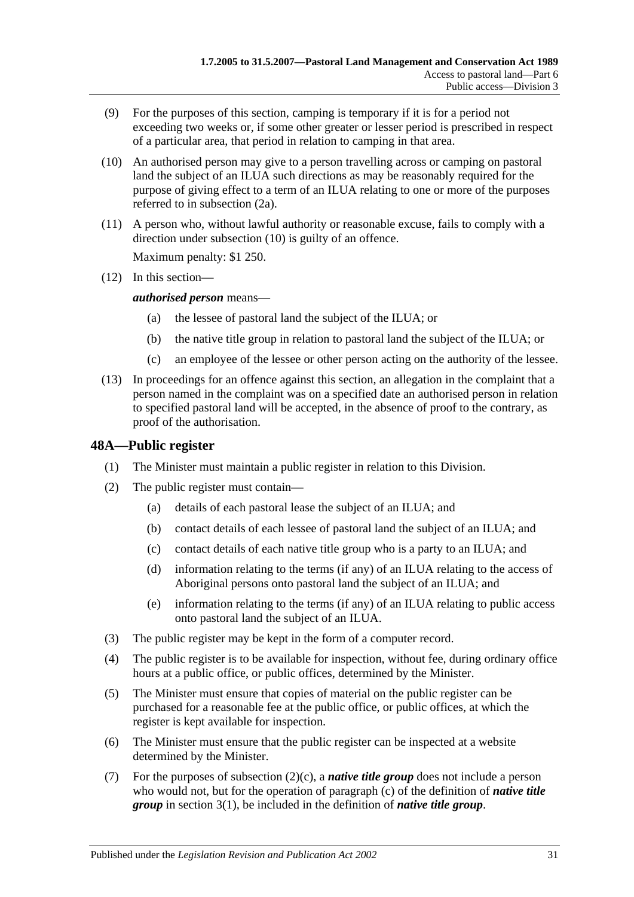(9) For the purposes of this section, camping is temporary if it is for a period not exceeding two weeks or, if some other greater or lesser period is prescribed in respect of a particular area, that period in relation to camping in that area.

(10) An authorised person may give to a person travelling across or camping on pastoral land the subject of an ILUA such directions as may be reasonably required for the purpose of giving effect to a term of an ILUA relating to one or more of the purposes referred to in subsection (2a).

(11) A person who, without lawful authority or reasonable excuse, fails to comply with a direction under subsection (10) is guilty of an offence.

Maximum penalty: $1 250.

(12) In this section—

***authorised person*** means—

(a) the lessee of pastoral land the subject of the ILUA; or

(b) the native title group in relation to pastoral land the subject of the ILUA; or

(c) an employee of the lessee or other person acting on the authority of the lessee.

(13) In proceedings for an offence against this section, an allegation in the complaint that a person named in the complaint was on a specified date an authorised person in relation to specified pastoral land will be accepted, in the absence of proof to the contrary, as proof of the authorisation.

## 48A—Public register

(1) The Minister must maintain a public register in relation to this Division.

(2) The public register must contain—

(a) details of each pastoral lease the subject of an ILUA; and

(b) contact details of each lessee of pastoral land the subject of an ILUA; and

(c) contact details of each native title group who is a party to an ILUA; and

(d) information relating to the terms (if any) of an ILUA relating to the access of Aboriginal persons onto pastoral land the subject of an ILUA; and

(e) information relating to the terms (if any) of an ILUA relating to public access onto pastoral land the subject of an ILUA.

(3) The public register may be kept in the form of a computer record.

(4) The public register is to be available for inspection, without fee, during ordinary office hours at a public office, or public offices, determined by the Minister.

(5) The Minister must ensure that copies of material on the public register can be purchased for a reasonable fee at the public office, or public offices, at which the register is kept available for inspection.

(6) The Minister must ensure that the public register can be inspected at a website determined by the Minister.

(7) For the purposes of subsection (2)(c), a ***native title group*** does not include a person who would not, but for the operation of paragraph (c) of the definition of ***native title group*** in section 3(1), be included in the definition of ***native title group***.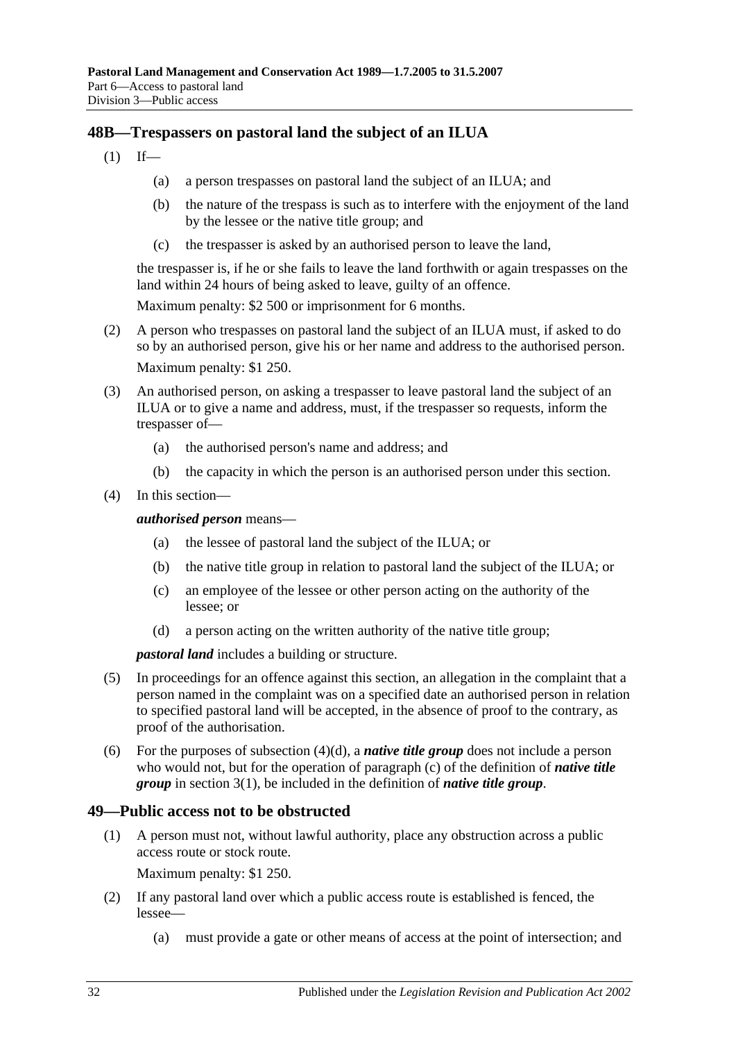## 48B—Trespassers on pastoral land the subject of an ILUA

(1) If—

(a) a person trespasses on pastoral land the subject of an ILUA; and

(b) the nature of the trespass is such as to interfere with the enjoyment of the land by the lessee or the native title group; and

(c) the trespasser is asked by an authorised person to leave the land,

the trespasser is, if he or she fails to leave the land forthwith or again trespasses on the land within 24 hours of being asked to leave, guilty of an offence.

Maximum penalty: $2 500 or imprisonment for 6 months.

(2) A person who trespasses on pastoral land the subject of an ILUA must, if asked to do so by an authorised person, give his or her name and address to the authorised person.

Maximum penalty: $1 250.

(3) An authorised person, on asking a trespasser to leave pastoral land the subject of an ILUA or to give a name and address, must, if the trespasser so requests, inform the trespasser of—

(a) the authorised person's name and address; and

(b) the capacity in which the person is an authorised person under this section.

(4) In this section—

***authorised person*** means—

(a) the lessee of pastoral land the subject of the ILUA; or

(b) the native title group in relation to pastoral land the subject of the ILUA; or

(c) an employee of the lessee or other person acting on the authority of the lessee; or

(d) a person acting on the written authority of the native title group;

***pastoral land*** includes a building or structure.

(5) In proceedings for an offence against this section, an allegation in the complaint that a person named in the complaint was on a specified date an authorised person in relation to specified pastoral land will be accepted, in the absence of proof to the contrary, as proof of the authorisation.

(6) For the purposes of subsection (4)(d), a ***native title group*** does not include a person who would not, but for the operation of paragraph (c) of the definition of ***native title group*** in section 3(1), be included in the definition of ***native title group***.

## 49—Public access not to be obstructed

(1) A person must not, without lawful authority, place any obstruction across a public access route or stock route.

Maximum penalty: $1 250.

(2) If any pastoral land over which a public access route is established is fenced, the lessee—

(a) must provide a gate or other means of access at the point of intersection; and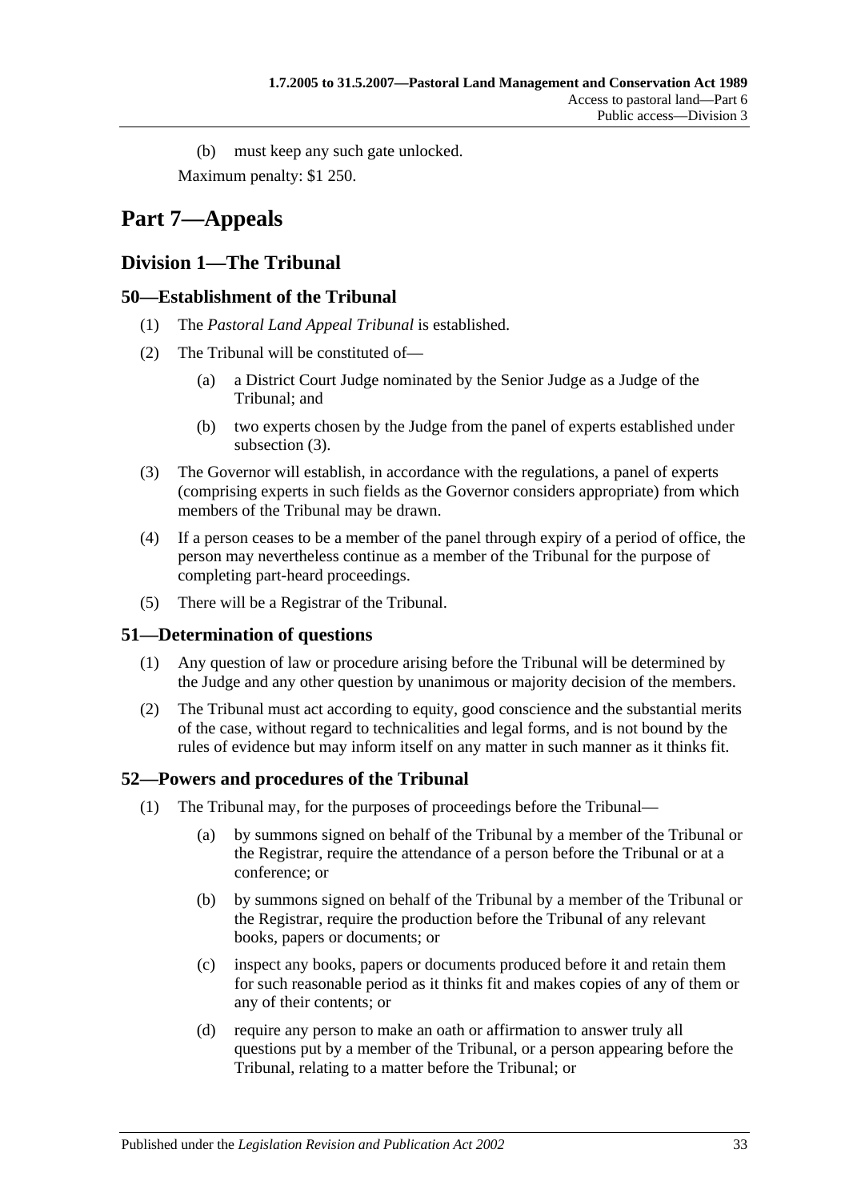(b) must keep any such gate unlocked.

Maximum penalty: $1 250.

# Part 7—Appeals

## Division 1—The Tribunal

### 50—Establishment of the Tribunal

(1) The *Pastoral Land Appeal Tribunal* is established.

(2) The Tribunal will be constituted of—

(a) a District Court Judge nominated by the Senior Judge as a Judge of the Tribunal; and

(b) two experts chosen by the Judge from the panel of experts established under subsection (3).

(3) The Governor will establish, in accordance with the regulations, a panel of experts (comprising experts in such fields as the Governor considers appropriate) from which members of the Tribunal may be drawn.

(4) If a person ceases to be a member of the panel through expiry of a period of office, the person may nevertheless continue as a member of the Tribunal for the purpose of completing part-heard proceedings.

(5) There will be a Registrar of the Tribunal.

### 51—Determination of questions

(1) Any question of law or procedure arising before the Tribunal will be determined by the Judge and any other question by unanimous or majority decision of the members.

(2) The Tribunal must act according to equity, good conscience and the substantial merits of the case, without regard to technicalities and legal forms, and is not bound by the rules of evidence but may inform itself on any matter in such manner as it thinks fit.

### 52—Powers and procedures of the Tribunal

(1) The Tribunal may, for the purposes of proceedings before the Tribunal—

(a) by summons signed on behalf of the Tribunal by a member of the Tribunal or the Registrar, require the attendance of a person before the Tribunal or at a conference; or

(b) by summons signed on behalf of the Tribunal by a member of the Tribunal or the Registrar, require the production before the Tribunal of any relevant books, papers or documents; or

(c) inspect any books, papers or documents produced before it and retain them for such reasonable period as it thinks fit and makes copies of any of them or any of their contents; or

(d) require any person to make an oath or affirmation to answer truly all questions put by a member of the Tribunal, or a person appearing before the Tribunal, relating to a matter before the Tribunal; or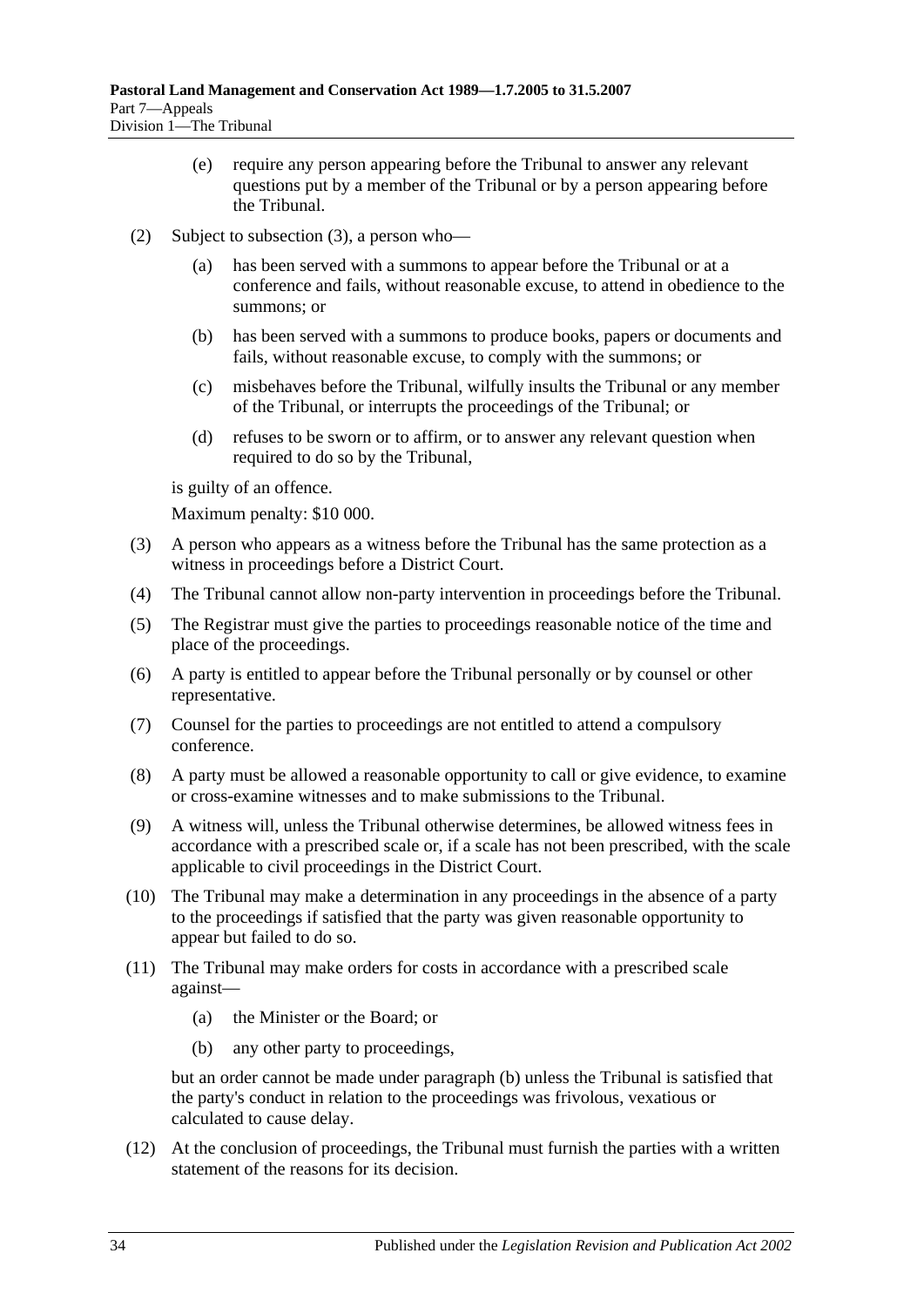(e) require any person appearing before the Tribunal to answer any relevant questions put by a member of the Tribunal or by a person appearing before the Tribunal.

(2) Subject to subsection (3), a person who—

(a) has been served with a summons to appear before the Tribunal or at a conference and fails, without reasonable excuse, to attend in obedience to the summons; or

(b) has been served with a summons to produce books, papers or documents and fails, without reasonable excuse, to comply with the summons; or

(c) misbehaves before the Tribunal, wilfully insults the Tribunal or any member of the Tribunal, or interrupts the proceedings of the Tribunal; or

(d) refuses to be sworn or to affirm, or to answer any relevant question when required to do so by the Tribunal,

is guilty of an offence.

Maximum penalty: $10 000.

(3) A person who appears as a witness before the Tribunal has the same protection as a witness in proceedings before a District Court.

(4) The Tribunal cannot allow non-party intervention in proceedings before the Tribunal.

(5) The Registrar must give the parties to proceedings reasonable notice of the time and place of the proceedings.

(6) A party is entitled to appear before the Tribunal personally or by counsel or other representative.

(7) Counsel for the parties to proceedings are not entitled to attend a compulsory conference.

(8) A party must be allowed a reasonable opportunity to call or give evidence, to examine or cross-examine witnesses and to make submissions to the Tribunal.

(9) A witness will, unless the Tribunal otherwise determines, be allowed witness fees in accordance with a prescribed scale or, if a scale has not been prescribed, with the scale applicable to civil proceedings in the District Court.

(10) The Tribunal may make a determination in any proceedings in the absence of a party to the proceedings if satisfied that the party was given reasonable opportunity to appear but failed to do so.

(11) The Tribunal may make orders for costs in accordance with a prescribed scale against—

(a) the Minister or the Board; or

(b) any other party to proceedings,

but an order cannot be made under paragraph (b) unless the Tribunal is satisfied that the party's conduct in relation to the proceedings was frivolous, vexatious or calculated to cause delay.

(12) At the conclusion of proceedings, the Tribunal must furnish the parties with a written statement of the reasons for its decision.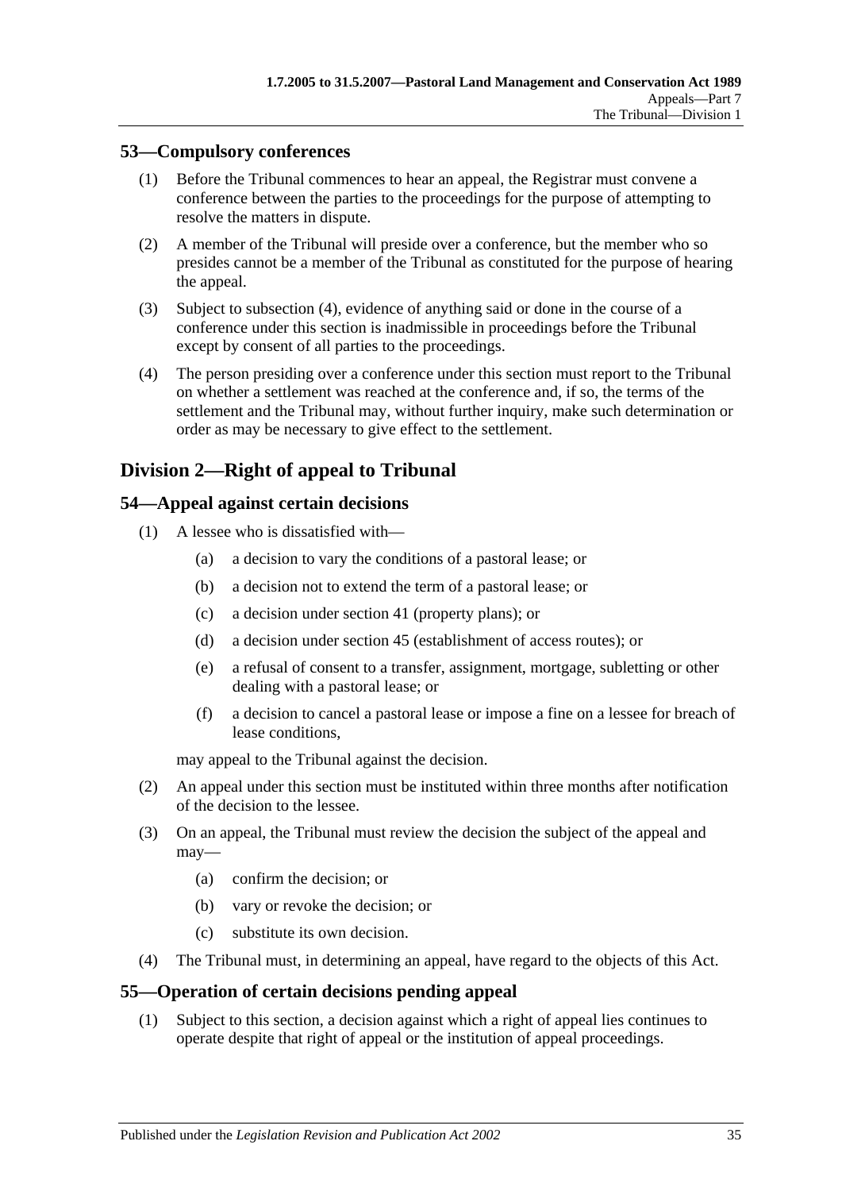## 53—Compulsory conferences

(1) Before the Tribunal commences to hear an appeal, the Registrar must convene a conference between the parties to the proceedings for the purpose of attempting to resolve the matters in dispute.

(2) A member of the Tribunal will preside over a conference, but the member who so presides cannot be a member of the Tribunal as constituted for the purpose of hearing the appeal.

(3) Subject to subsection (4), evidence of anything said or done in the course of a conference under this section is inadmissible in proceedings before the Tribunal except by consent of all parties to the proceedings.

(4) The person presiding over a conference under this section must report to the Tribunal on whether a settlement was reached at the conference and, if so, the terms of the settlement and the Tribunal may, without further inquiry, make such determination or order as may be necessary to give effect to the settlement.

# Division 2—Right of appeal to Tribunal

## 54—Appeal against certain decisions

(1) A lessee who is dissatisfied with—

- (a) a decision to vary the conditions of a pastoral lease; or
- (b) a decision not to extend the term of a pastoral lease; or
- (c) a decision under section 41 (property plans); or
- (d) a decision under section 45 (establishment of access routes); or
- (e) a refusal of consent to a transfer, assignment, mortgage, subletting or other dealing with a pastoral lease; or
- (f) a decision to cancel a pastoral lease or impose a fine on a lessee for breach of lease conditions,

may appeal to the Tribunal against the decision.

(2) An appeal under this section must be instituted within three months after notification of the decision to the lessee.

(3) On an appeal, the Tribunal must review the decision the subject of the appeal and may—

- (a) confirm the decision; or
- (b) vary or revoke the decision; or
- (c) substitute its own decision.

(4) The Tribunal must, in determining an appeal, have regard to the objects of this Act.

## 55—Operation of certain decisions pending appeal

(1) Subject to this section, a decision against which a right of appeal lies continues to operate despite that right of appeal or the institution of appeal proceedings.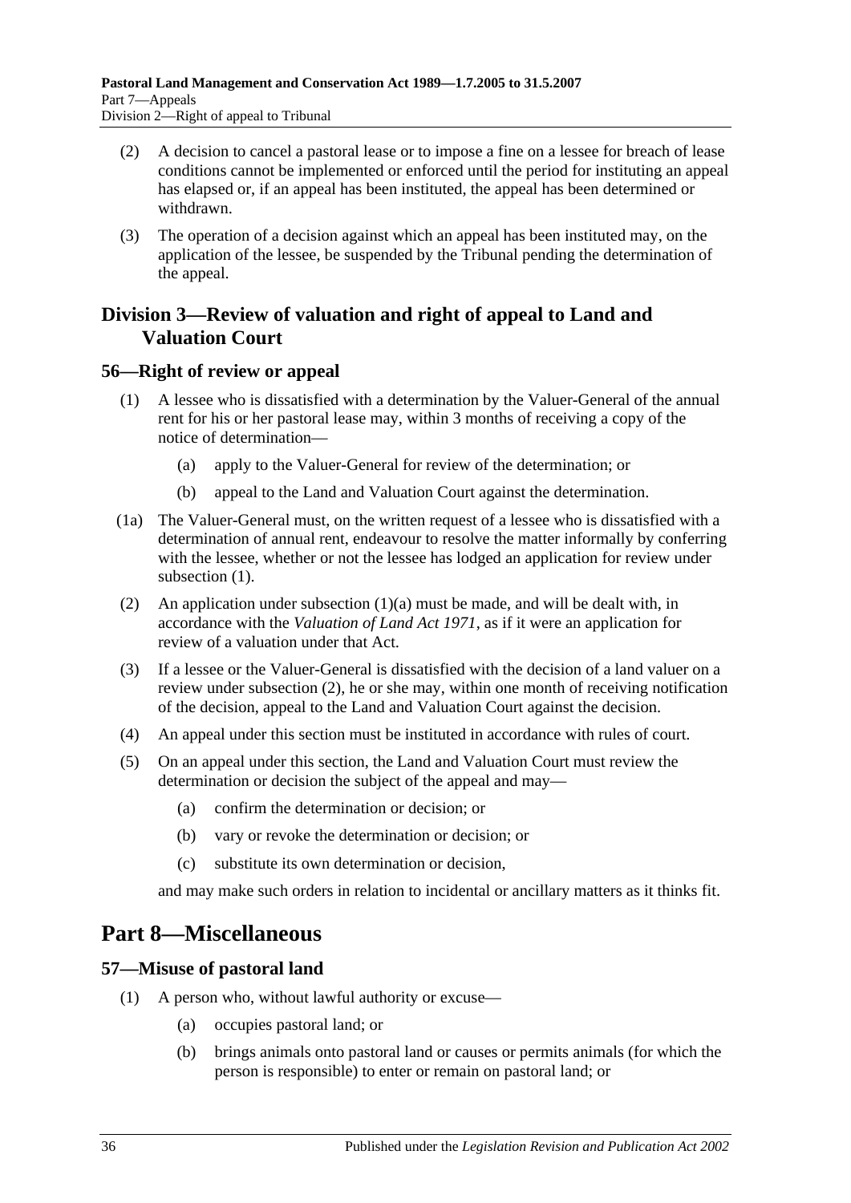(2) A decision to cancel a pastoral lease or to impose a fine on a lessee for breach of lease conditions cannot be implemented or enforced until the period for instituting an appeal has elapsed or, if an appeal has been instituted, the appeal has been determined or withdrawn.

(3) The operation of a decision against which an appeal has been instituted may, on the application of the lessee, be suspended by the Tribunal pending the determination of the appeal.

## Division 3—Review of valuation and right of appeal to Land and Valuation Court

### 56—Right of review or appeal

(1) A lessee who is dissatisfied with a determination by the Valuer-General of the annual rent for his or her pastoral lease may, within 3 months of receiving a copy of the notice of determination—

(a) apply to the Valuer-General for review of the determination; or

(b) appeal to the Land and Valuation Court against the determination.

(1a) The Valuer-General must, on the written request of a lessee who is dissatisfied with a determination of annual rent, endeavour to resolve the matter informally by conferring with the lessee, whether or not the lessee has lodged an application for review under subsection (1).

(2) An application under subsection (1)(a) must be made, and will be dealt with, in accordance with the *Valuation of Land Act 1971*, as if it were an application for review of a valuation under that Act.

(3) If a lessee or the Valuer-General is dissatisfied with the decision of a land valuer on a review under subsection (2), he or she may, within one month of receiving notification of the decision, appeal to the Land and Valuation Court against the decision.

(4) An appeal under this section must be instituted in accordance with rules of court.

(5) On an appeal under this section, the Land and Valuation Court must review the determination or decision the subject of the appeal and may—

(a) confirm the determination or decision; or

(b) vary or revoke the determination or decision; or

(c) substitute its own determination or decision,

and may make such orders in relation to incidental or ancillary matters as it thinks fit.

# Part 8—Miscellaneous

### 57—Misuse of pastoral land

(1) A person who, without lawful authority or excuse—

(a) occupies pastoral land; or

(b) brings animals onto pastoral land or causes or permits animals (for which the person is responsible) to enter or remain on pastoral land; or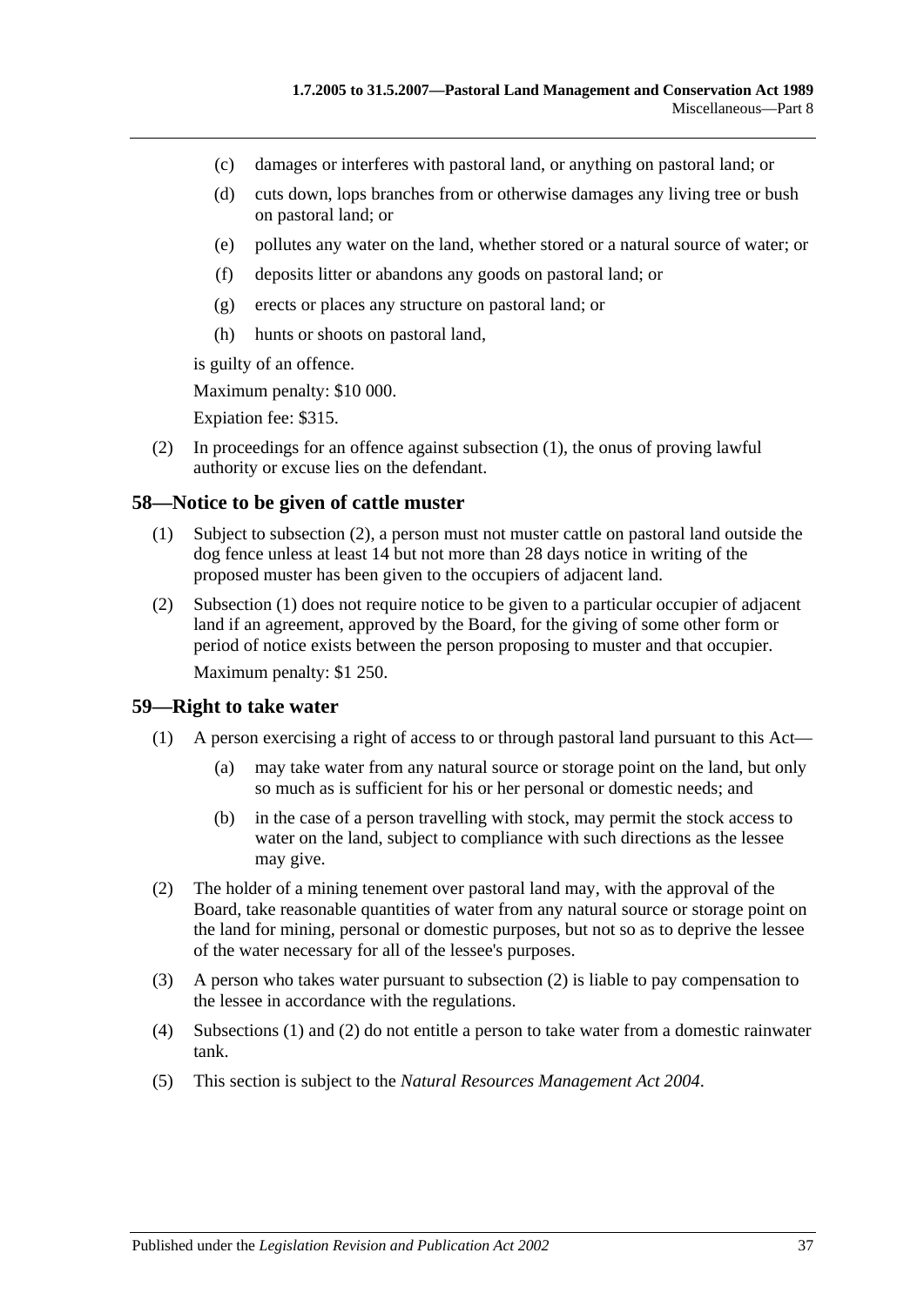(c) damages or interferes with pastoral land, or anything on pastoral land; or

(d) cuts down, lops branches from or otherwise damages any living tree or bush on pastoral land; or

(e) pollutes any water on the land, whether stored or a natural source of water; or

(f) deposits litter or abandons any goods on pastoral land; or

(g) erects or places any structure on pastoral land; or

(h) hunts or shoots on pastoral land,

is guilty of an offence.

Maximum penalty: $10 000.

Expiation fee: $315.

(2) In proceedings for an offence against subsection (1), the onus of proving lawful authority or excuse lies on the defendant.

## 58—Notice to be given of cattle muster

(1) Subject to subsection (2), a person must not muster cattle on pastoral land outside the dog fence unless at least 14 but not more than 28 days notice in writing of the proposed muster has been given to the occupiers of adjacent land.

(2) Subsection (1) does not require notice to be given to a particular occupier of adjacent land if an agreement, approved by the Board, for the giving of some other form or period of notice exists between the person proposing to muster and that occupier.

Maximum penalty: $1 250.

## 59—Right to take water

(1) A person exercising a right of access to or through pastoral land pursuant to this Act—

(a) may take water from any natural source or storage point on the land, but only so much as is sufficient for his or her personal or domestic needs; and

(b) in the case of a person travelling with stock, may permit the stock access to water on the land, subject to compliance with such directions as the lessee may give.

(2) The holder of a mining tenement over pastoral land may, with the approval of the Board, take reasonable quantities of water from any natural source or storage point on the land for mining, personal or domestic purposes, but not so as to deprive the lessee of the water necessary for all of the lessee's purposes.

(3) A person who takes water pursuant to subsection (2) is liable to pay compensation to the lessee in accordance with the regulations.

(4) Subsections (1) and (2) do not entitle a person to take water from a domestic rainwater tank.

(5) This section is subject to the *Natural Resources Management Act 2004*.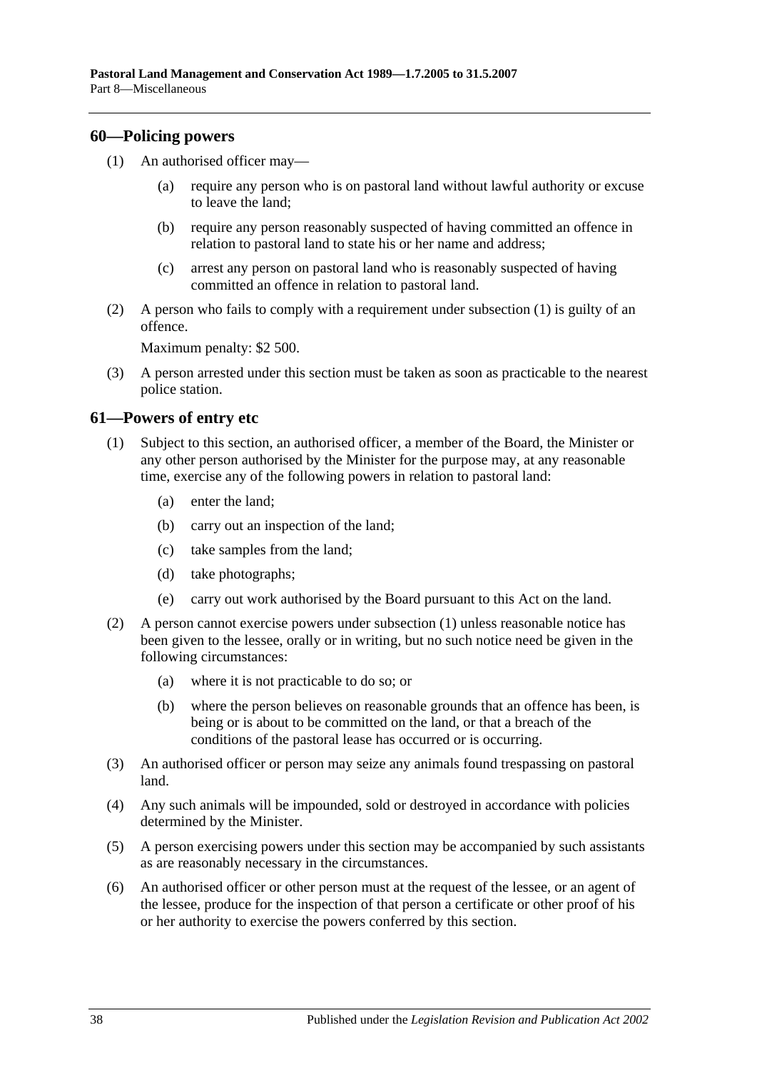## 60—Policing powers

(1) An authorised officer may—

  (a) require any person who is on pastoral land without lawful authority or excuse to leave the land;

  (b) require any person reasonably suspected of having committed an offence in relation to pastoral land to state his or her name and address;

  (c) arrest any person on pastoral land who is reasonably suspected of having committed an offence in relation to pastoral land.

(2) A person who fails to comply with a requirement under subsection (1) is guilty of an offence.

Maximum penalty: $2 500.

(3) A person arrested under this section must be taken as soon as practicable to the nearest police station.

## 61—Powers of entry etc

(1) Subject to this section, an authorised officer, a member of the Board, the Minister or any other person authorised by the Minister for the purpose may, at any reasonable time, exercise any of the following powers in relation to pastoral land:

  (a) enter the land;

  (b) carry out an inspection of the land;

  (c) take samples from the land;

  (d) take photographs;

  (e) carry out work authorised by the Board pursuant to this Act on the land.

(2) A person cannot exercise powers under subsection (1) unless reasonable notice has been given to the lessee, orally or in writing, but no such notice need be given in the following circumstances:

  (a) where it is not practicable to do so; or

  (b) where the person believes on reasonable grounds that an offence has been, is being or is about to be committed on the land, or that a breach of the conditions of the pastoral lease has occurred or is occurring.

(3) An authorised officer or person may seize any animals found trespassing on pastoral land.

(4) Any such animals will be impounded, sold or destroyed in accordance with policies determined by the Minister.

(5) A person exercising powers under this section may be accompanied by such assistants as are reasonably necessary in the circumstances.

(6) An authorised officer or other person must at the request of the lessee, or an agent of the lessee, produce for the inspection of that person a certificate or other proof of his or her authority to exercise the powers conferred by this section.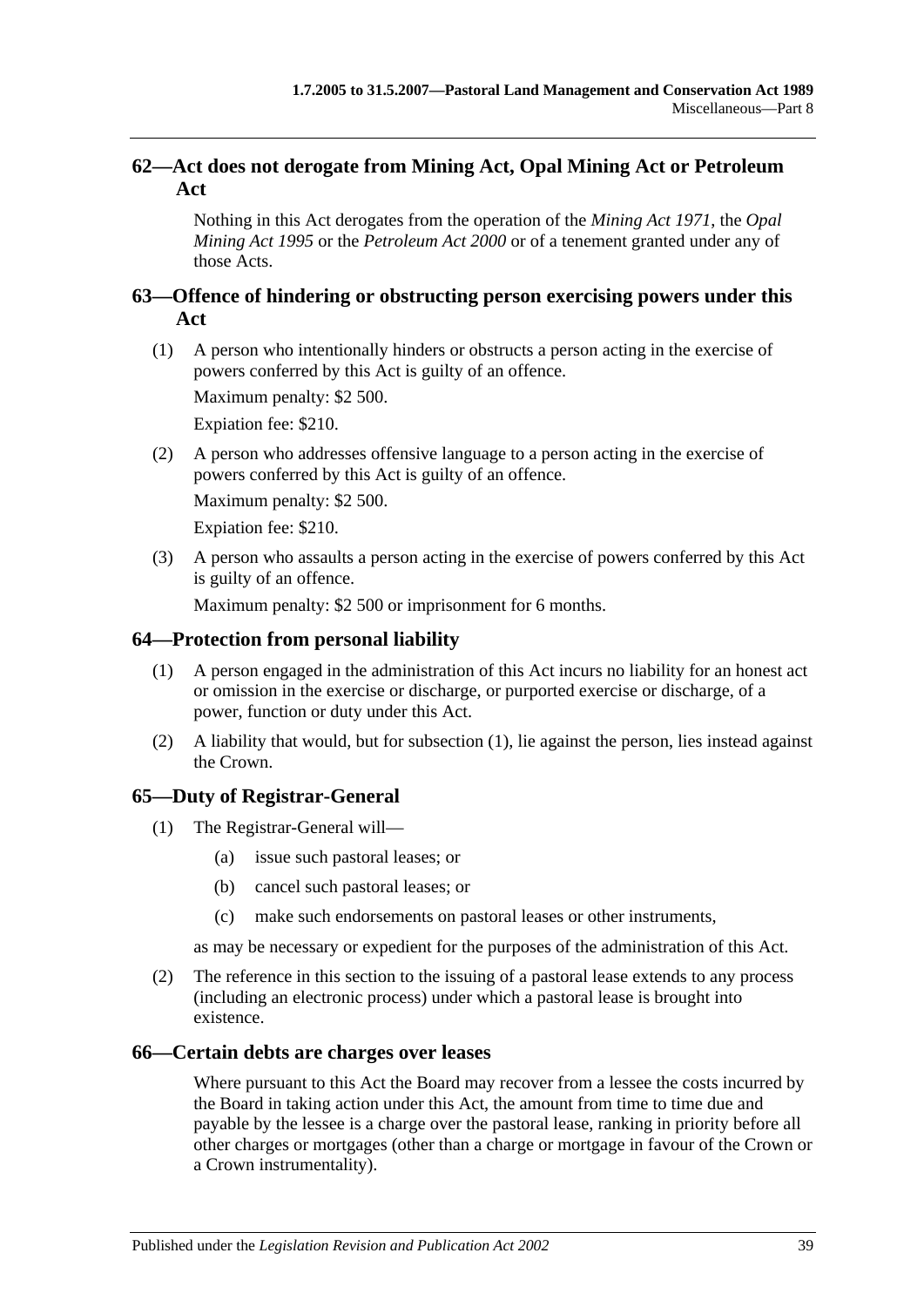## 62—Act does not derogate from Mining Act, Opal Mining Act or Petroleum Act

Nothing in this Act derogates from the operation of the *Mining Act 1971*, the *Opal Mining Act 1995* or the *Petroleum Act 2000* or of a tenement granted under any of those Acts.

## 63—Offence of hindering or obstructing person exercising powers under this Act

(1) A person who intentionally hinders or obstructs a person acting in the exercise of powers conferred by this Act is guilty of an offence.

Maximum penalty: $2 500.

Expiation fee: $210.

(2) A person who addresses offensive language to a person acting in the exercise of powers conferred by this Act is guilty of an offence.

Maximum penalty: $2 500.

Expiation fee: $210.

(3) A person who assaults a person acting in the exercise of powers conferred by this Act is guilty of an offence.

Maximum penalty: $2 500 or imprisonment for 6 months.

## 64—Protection from personal liability

(1) A person engaged in the administration of this Act incurs no liability for an honest act or omission in the exercise or discharge, or purported exercise or discharge, of a power, function or duty under this Act.

(2) A liability that would, but for subsection (1), lie against the person, lies instead against the Crown.

## 65—Duty of Registrar-General

(1) The Registrar-General will—

(a) issue such pastoral leases; or

(b) cancel such pastoral leases; or

(c) make such endorsements on pastoral leases or other instruments,

as may be necessary or expedient for the purposes of the administration of this Act.

(2) The reference in this section to the issuing of a pastoral lease extends to any process (including an electronic process) under which a pastoral lease is brought into existence.

## 66—Certain debts are charges over leases

Where pursuant to this Act the Board may recover from a lessee the costs incurred by the Board in taking action under this Act, the amount from time to time due and payable by the lessee is a charge over the pastoral lease, ranking in priority before all other charges or mortgages (other than a charge or mortgage in favour of the Crown or a Crown instrumentality).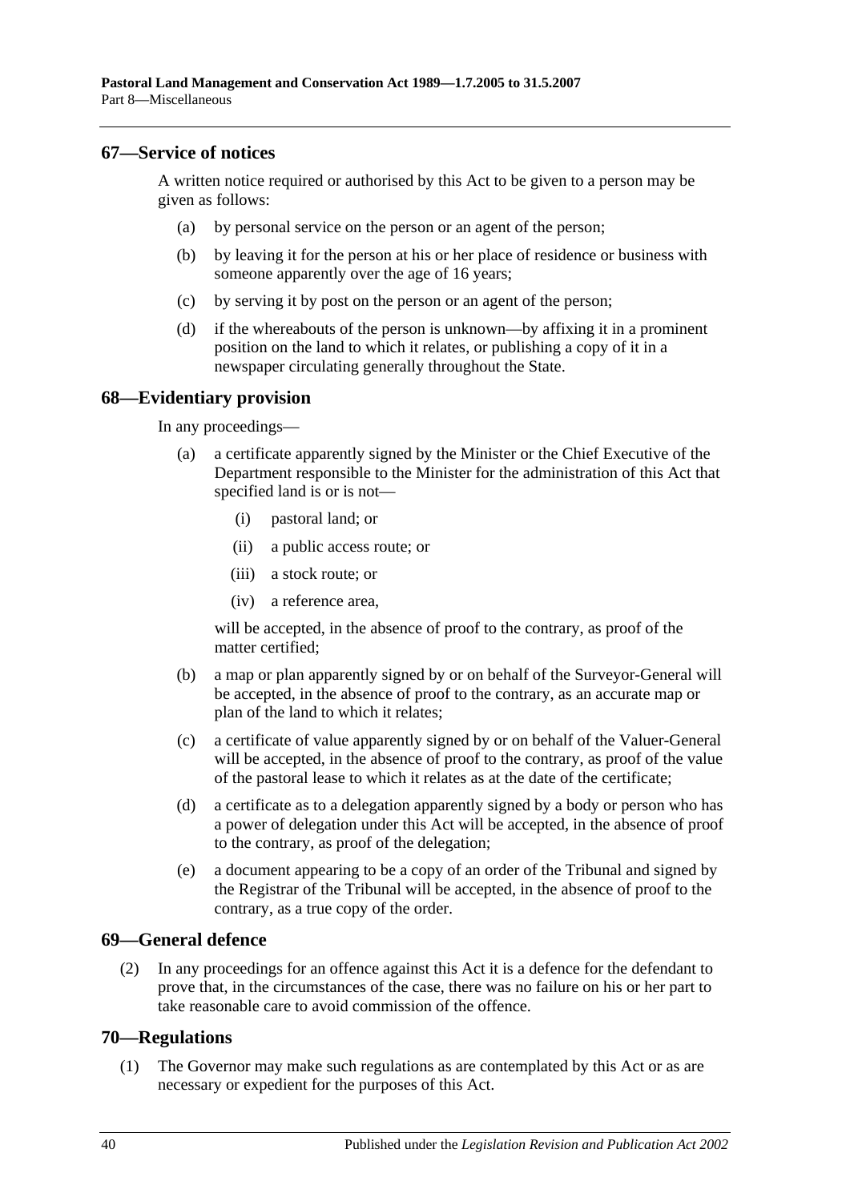## 67—Service of notices

A written notice required or authorised by this Act to be given to a person may be given as follows:

(a) by personal service on the person or an agent of the person;

(b) by leaving it for the person at his or her place of residence or business with someone apparently over the age of 16 years;

(c) by serving it by post on the person or an agent of the person;

(d) if the whereabouts of the person is unknown—by affixing it in a prominent position on the land to which it relates, or publishing a copy of it in a newspaper circulating generally throughout the State.

## 68—Evidentiary provision

In any proceedings—

(a) a certificate apparently signed by the Minister or the Chief Executive of the Department responsible to the Minister for the administration of this Act that specified land is or is not—

   (i) pastoral land; or

   (ii) a public access route; or

   (iii) a stock route; or

   (iv) a reference area,

   will be accepted, in the absence of proof to the contrary, as proof of the matter certified;

(b) a map or plan apparently signed by or on behalf of the Surveyor-General will be accepted, in the absence of proof to the contrary, as an accurate map or plan of the land to which it relates;

(c) a certificate of value apparently signed by or on behalf of the Valuer-General will be accepted, in the absence of proof to the contrary, as proof of the value of the pastoral lease to which it relates as at the date of the certificate;

(d) a certificate as to a delegation apparently signed by a body or person who has a power of delegation under this Act will be accepted, in the absence of proof to the contrary, as proof of the delegation;

(e) a document appearing to be a copy of an order of the Tribunal and signed by the Registrar of the Tribunal will be accepted, in the absence of proof to the contrary, as a true copy of the order.

## 69—General defence

(2) In any proceedings for an offence against this Act it is a defence for the defendant to prove that, in the circumstances of the case, there was no failure on his or her part to take reasonable care to avoid commission of the offence.

## 70—Regulations

(1) The Governor may make such regulations as are contemplated by this Act or as are necessary or expedient for the purposes of this Act.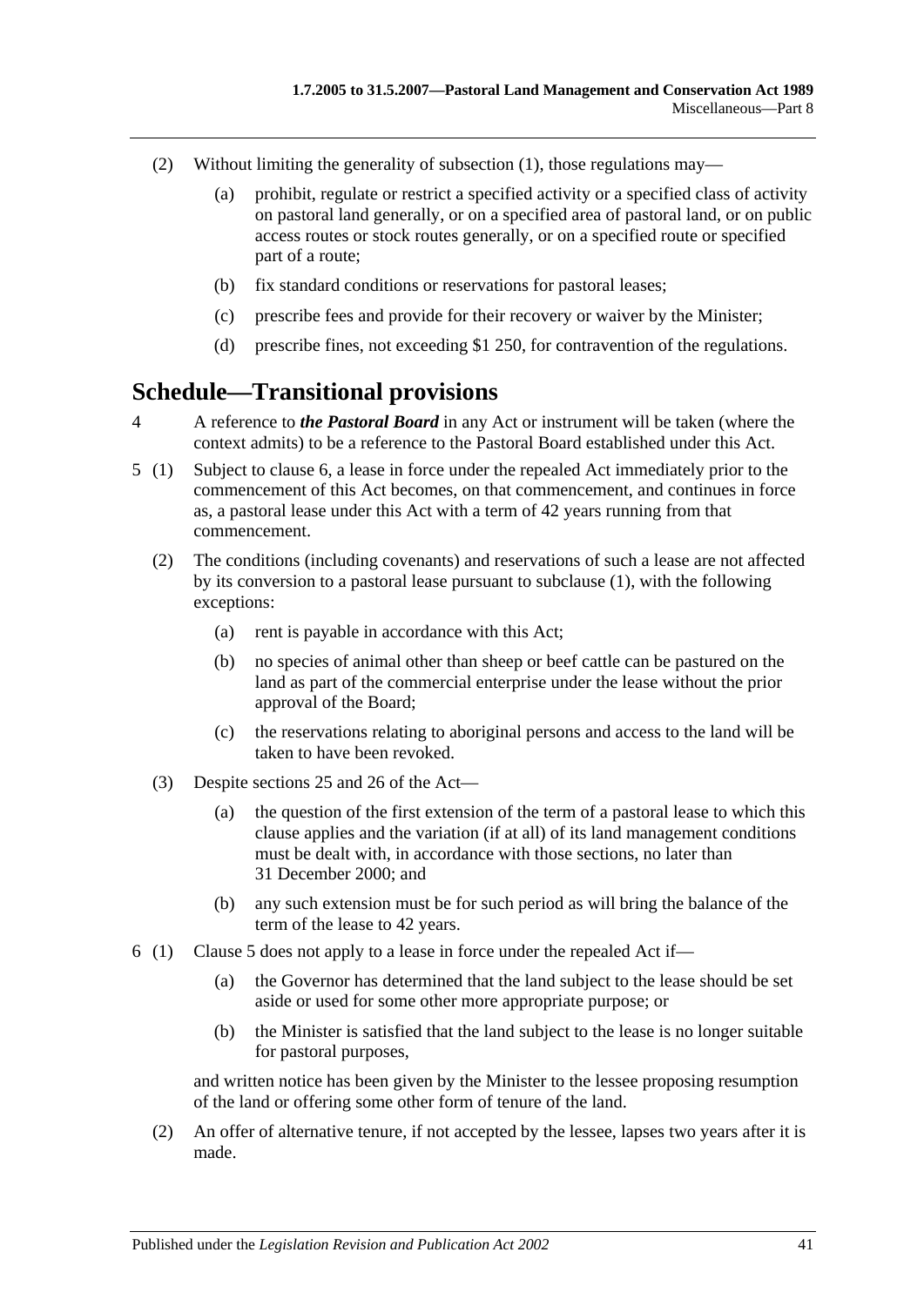(2) Without limiting the generality of subsection (1), those regulations may—

(a) prohibit, regulate or restrict a specified activity or a specified class of activity on pastoral land generally, or on a specified area of pastoral land, or on public access routes or stock routes generally, or on a specified route or specified part of a route;

(b) fix standard conditions or reservations for pastoral leases;

(c) prescribe fees and provide for their recovery or waiver by the Minister;

(d) prescribe fines, not exceeding $1 250, for contravention of the regulations.

# Schedule—Transitional provisions

4 A reference to ***the Pastoral Board*** in any Act or instrument will be taken (where the context admits) to be a reference to the Pastoral Board established under this Act.

5 (1) Subject to clause 6, a lease in force under the repealed Act immediately prior to the commencement of this Act becomes, on that commencement, and continues in force as, a pastoral lease under this Act with a term of 42 years running from that commencement.

(2) The conditions (including covenants) and reservations of such a lease are not affected by its conversion to a pastoral lease pursuant to subclause (1), with the following exceptions:

(a) rent is payable in accordance with this Act;

(b) no species of animal other than sheep or beef cattle can be pastured on the land as part of the commercial enterprise under the lease without the prior approval of the Board;

(c) the reservations relating to aboriginal persons and access to the land will be taken to have been revoked.

(3) Despite sections 25 and 26 of the Act—

(a) the question of the first extension of the term of a pastoral lease to which this clause applies and the variation (if at all) of its land management conditions must be dealt with, in accordance with those sections, no later than 31 December 2000; and

(b) any such extension must be for such period as will bring the balance of the term of the lease to 42 years.

6 (1) Clause 5 does not apply to a lease in force under the repealed Act if—

(a) the Governor has determined that the land subject to the lease should be set aside or used for some other more appropriate purpose; or

(b) the Minister is satisfied that the land subject to the lease is no longer suitable for pastoral purposes,

and written notice has been given by the Minister to the lessee proposing resumption of the land or offering some other form of tenure of the land.

(2) An offer of alternative tenure, if not accepted by the lessee, lapses two years after it is made.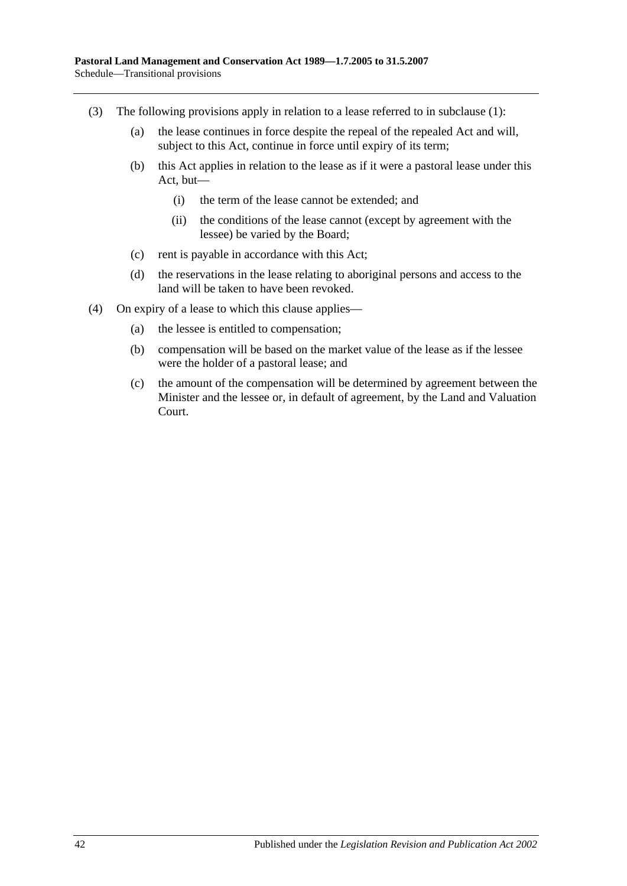(3) The following provisions apply in relation to a lease referred to in subclause (1):

  (a) the lease continues in force despite the repeal of the repealed Act and will, subject to this Act, continue in force until expiry of its term;

  (b) this Act applies in relation to the lease as if it were a pastoral lease under this Act, but—

    (i) the term of the lease cannot be extended; and

    (ii) the conditions of the lease cannot (except by agreement with the lessee) be varied by the Board;

  (c) rent is payable in accordance with this Act;

  (d) the reservations in the lease relating to aboriginal persons and access to the land will be taken to have been revoked.

(4) On expiry of a lease to which this clause applies—

  (a) the lessee is entitled to compensation;

  (b) compensation will be based on the market value of the lease as if the lessee were the holder of a pastoral lease; and

  (c) the amount of the compensation will be determined by agreement between the Minister and the lessee or, in default of agreement, by the Land and Valuation Court.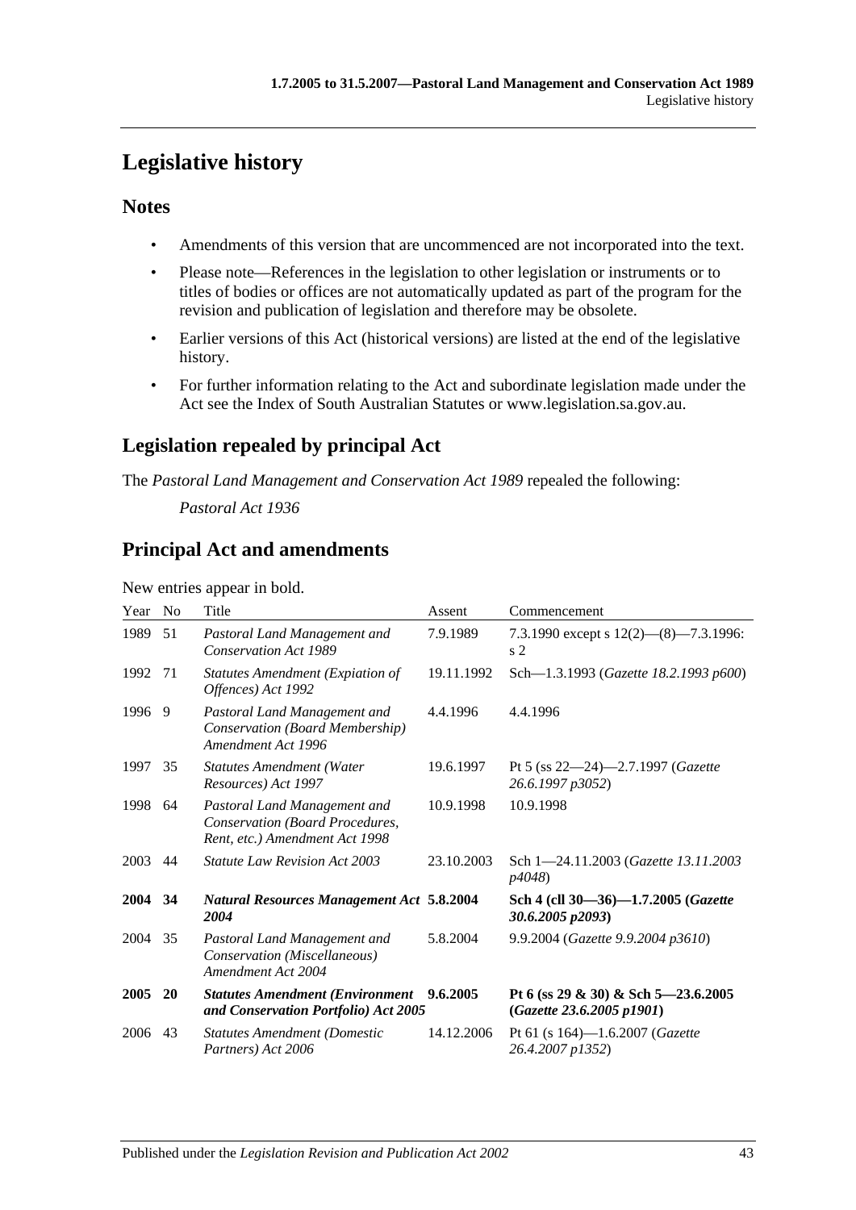# Legislative history

## Notes

- Amendments of this version that are uncommenced are not incorporated into the text.
- Please note—References in the legislation to other legislation or instruments or to titles of bodies or offices are not automatically updated as part of the program for the revision and publication of legislation and therefore may be obsolete.
- Earlier versions of this Act (historical versions) are listed at the end of the legislative history.
- For further information relating to the Act and subordinate legislation made under the Act see the Index of South Australian Statutes or www.legislation.sa.gov.au.

## Legislation repealed by principal Act

The *Pastoral Land Management and Conservation Act 1989* repealed the following:

*Pastoral Act 1936*

## Principal Act and amendments

New entries appear in bold.

| Year | No | Title | Assent | Commencement |
|---|---|---|---|---|
| 1989 | 51 | *Pastoral Land Management and Conservation Act 1989* | 7.9.1989 | 7.3.1990 except s 12(2)—(8)—7.3.1996: s 2 |
| 1992 | 71 | *Statutes Amendment (Expiation of Offences) Act 1992* | 19.11.1992 | Sch—1.3.1993 (*Gazette 18.2.1993 p600*) |
| 1996 | 9 | *Pastoral Land Management and Conservation (Board Membership) Amendment Act 1996* | 4.4.1996 | 4.4.1996 |
| 1997 | 35 | *Statutes Amendment (Water Resources) Act 1997* | 19.6.1997 | Pt 5 (ss 22—24)—2.7.1997 (*Gazette 26.6.1997 p3052*) |
| 1998 | 64 | *Pastoral Land Management and Conservation (Board Procedures, Rent, etc.) Amendment Act 1998* | 10.9.1998 | 10.9.1998 |
| 2003 | 44 | *Statute Law Revision Act 2003* | 23.10.2003 | Sch 1—24.11.2003 (*Gazette 13.11.2003 p4048*) |
| **2004** | **34** | ***Natural Resources Management Act 2004*** | **5.8.2004** | **Sch 4 (cll 30—36)—1.7.2005 (*Gazette 30.6.2005 p2093*)** |
| 2004 | 35 | *Pastoral Land Management and Conservation (Miscellaneous) Amendment Act 2004* | 5.8.2004 | 9.9.2004 (*Gazette 9.9.2004 p3610*) |
| **2005** | **20** | ***Statutes Amendment (Environment and Conservation Portfolio) Act 2005*** | **9.6.2005** | **Pt 6 (ss 29 & 30) & Sch 5—23.6.2005 (*Gazette 23.6.2005 p1901*)** |
| 2006 | 43 | *Statutes Amendment (Domestic Partners) Act 2006* | 14.12.2006 | Pt 61 (s 164)—1.6.2007 (*Gazette 26.4.2007 p1352*) |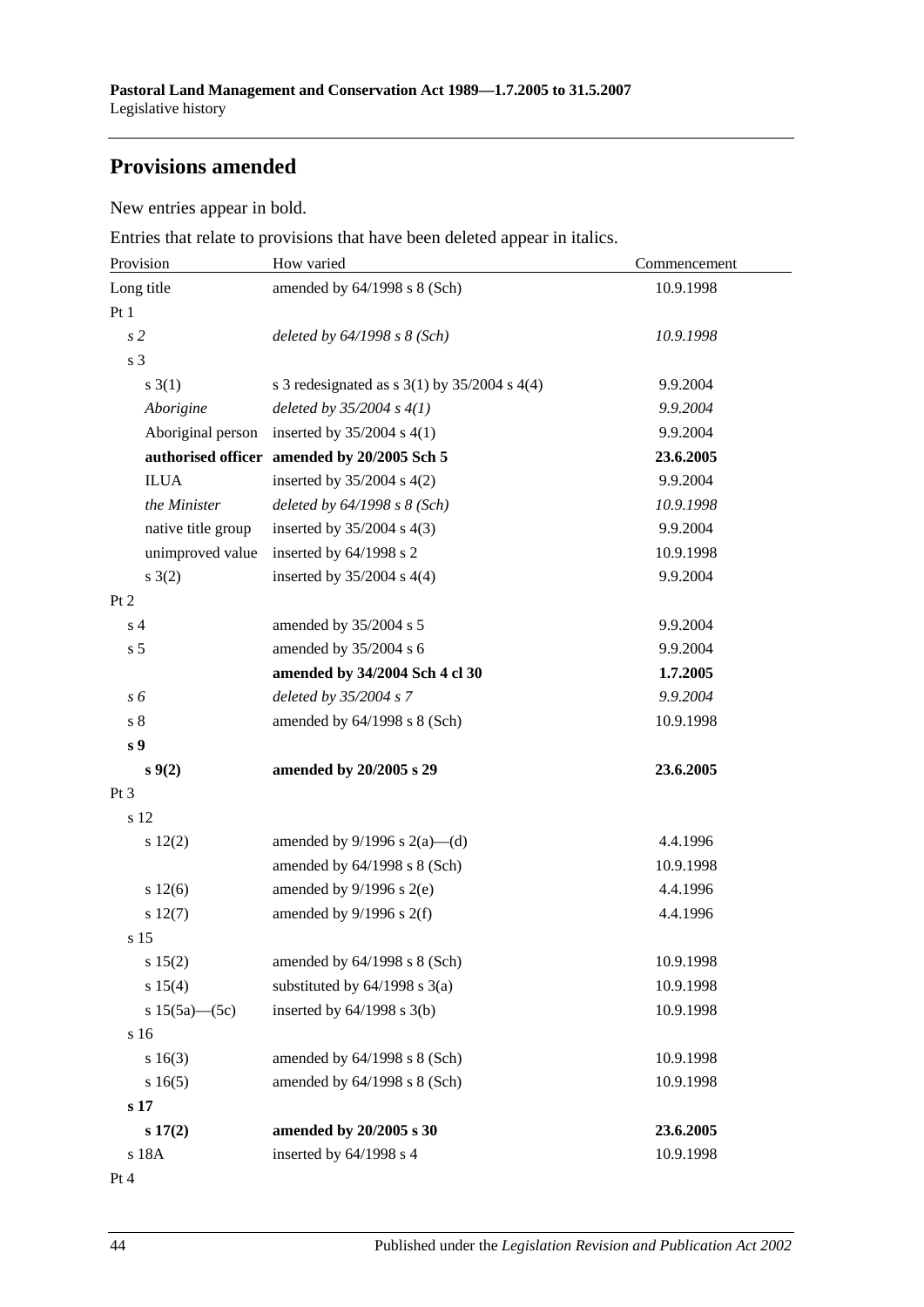## Provisions amended

New entries appear in bold.

Entries that relate to provisions that have been deleted appear in italics.

| Provision | How varied | Commencement |
|---|---|---|
| Long title | amended by 64/1998 s 8 (Sch) | 10.9.1998 |
| Pt 1 | | |
| *s 2* | *deleted by 64/1998 s 8 (Sch)* | *10.9.1998* |
| s 3 | | |
| s 3(1) | s 3 redesignated as s 3(1) by 35/2004 s 4(4) | 9.9.2004 |
| *Aborigine* | *deleted by 35/2004 s 4(1)* | *9.9.2004* |
| Aboriginal person | inserted by 35/2004 s 4(1) | 9.9.2004 |
| **authorised officer** | **amended by 20/2005 Sch 5** | **23.6.2005** |
| ILUA | inserted by 35/2004 s 4(2) | 9.9.2004 |
| *the Minister* | *deleted by 64/1998 s 8 (Sch)* | *10.9.1998* |
| native title group | inserted by 35/2004 s 4(3) | 9.9.2004 |
| unimproved value | inserted by 64/1998 s 2 | 10.9.1998 |
| s 3(2) | inserted by 35/2004 s 4(4) | 9.9.2004 |
| Pt 2 | | |
| s 4 | amended by 35/2004 s 5 | 9.9.2004 |
| s 5 | amended by 35/2004 s 6 | 9.9.2004 |
| | **amended by 34/2004 Sch 4 cl 30** | **1.7.2005** |
| *s 6* | *deleted by 35/2004 s 7* | *9.9.2004* |
| s 8 | amended by 64/1998 s 8 (Sch) | 10.9.1998 |
| **s 9** | | |
| **s 9(2)** | **amended by 20/2005 s 29** | **23.6.2005** |
| Pt 3 | | |
| s 12 | | |
| s 12(2) | amended by 9/1996 s 2(a)—(d) | 4.4.1996 |
| | amended by 64/1998 s 8 (Sch) | 10.9.1998 |
| s 12(6) | amended by 9/1996 s 2(e) | 4.4.1996 |
| s 12(7) | amended by 9/1996 s 2(f) | 4.4.1996 |
| s 15 | | |
| s 15(2) | amended by 64/1998 s 8 (Sch) | 10.9.1998 |
| s 15(4) | substituted by 64/1998 s 3(a) | 10.9.1998 |
| s 15(5a)—(5c) | inserted by 64/1998 s 3(b) | 10.9.1998 |
| s 16 | | |
| s 16(3) | amended by 64/1998 s 8 (Sch) | 10.9.1998 |
| s 16(5) | amended by 64/1998 s 8 (Sch) | 10.9.1998 |
| **s 17** | | |
| **s 17(2)** | **amended by 20/2005 s 30** | **23.6.2005** |
| s 18A | inserted by 64/1998 s 4 | 10.9.1998 |
| Pt 4 | | |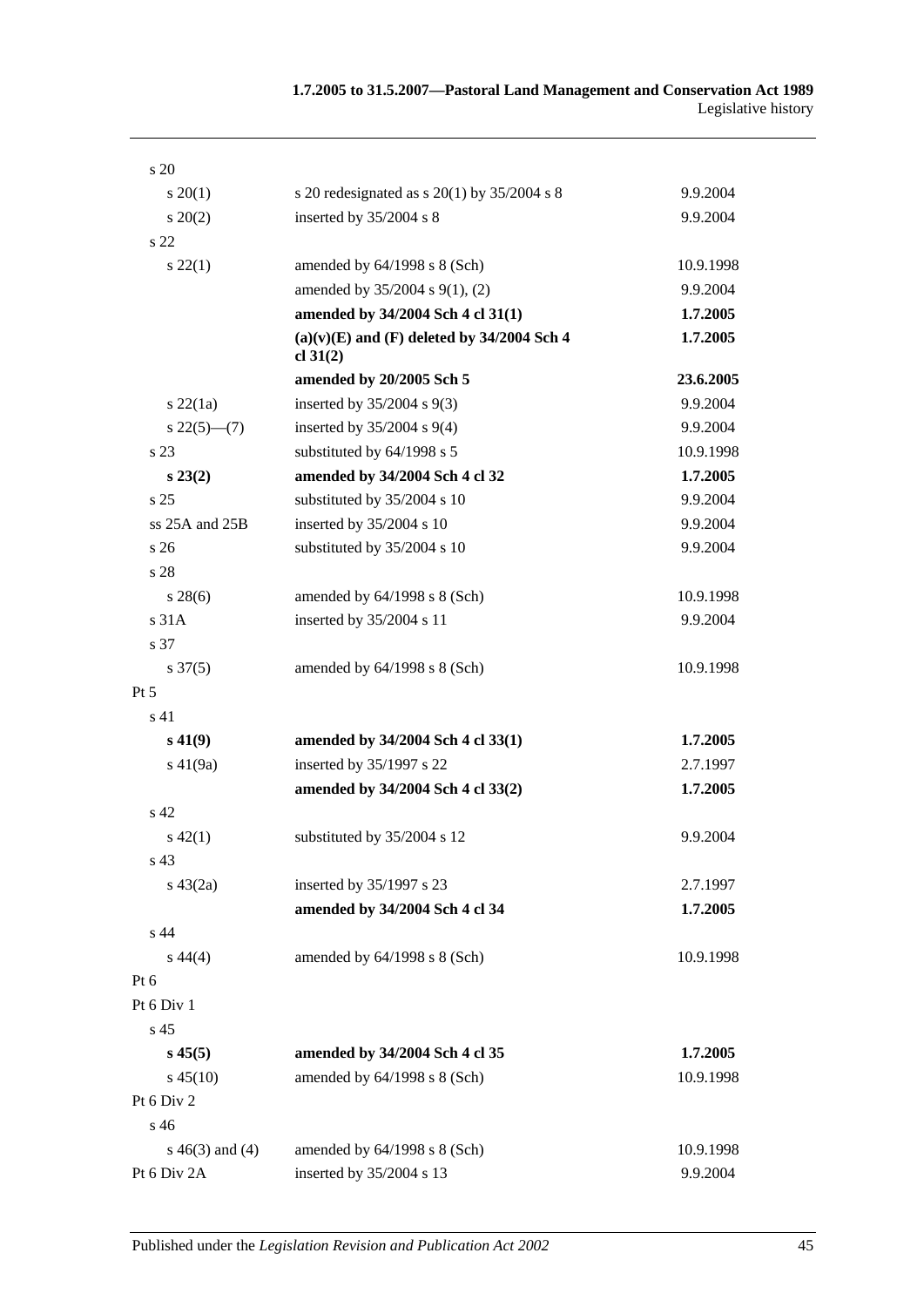| | | |
|---|---|---|
| s 20 | | |
| s 20(1) | s 20 redesignated as s 20(1) by 35/2004 s 8 | 9.9.2004 |
| s 20(2) | inserted by 35/2004 s 8 | 9.9.2004 |
| s 22 | | |
| s 22(1) | amended by 64/1998 s 8 (Sch) | 10.9.1998 |
| | amended by 35/2004 s 9(1), (2) | 9.9.2004 |
| | **amended by 34/2004 Sch 4 cl 31(1)** | **1.7.2005** |
| | **(a)(v)(E) and (F) deleted by 34/2004 Sch 4 cl 31(2)** | **1.7.2005** |
| | **amended by 20/2005 Sch 5** | **23.6.2005** |
| s 22(1a) | inserted by 35/2004 s 9(3) | 9.9.2004 |
| s 22(5)—(7) | inserted by 35/2004 s 9(4) | 9.9.2004 |
| s 23 | substituted by 64/1998 s 5 | 10.9.1998 |
| **s 23(2)** | **amended by 34/2004 Sch 4 cl 32** | **1.7.2005** |
| s 25 | substituted by 35/2004 s 10 | 9.9.2004 |
| ss 25A and 25B | inserted by 35/2004 s 10 | 9.9.2004 |
| s 26 | substituted by 35/2004 s 10 | 9.9.2004 |
| s 28 | | |
| s 28(6) | amended by 64/1998 s 8 (Sch) | 10.9.1998 |
| s 31A | inserted by 35/2004 s 11 | 9.9.2004 |
| s 37 | | |
| s 37(5) | amended by 64/1998 s 8 (Sch) | 10.9.1998 |
| Pt 5 | | |
| s 41 | | |
| **s 41(9)** | **amended by 34/2004 Sch 4 cl 33(1)** | **1.7.2005** |
| s 41(9a) | inserted by 35/1997 s 22 | 2.7.1997 |
| | **amended by 34/2004 Sch 4 cl 33(2)** | **1.7.2005** |
| s 42 | | |
| s 42(1) | substituted by 35/2004 s 12 | 9.9.2004 |
| s 43 | | |
| s 43(2a) | inserted by 35/1997 s 23 | 2.7.1997 |
| | **amended by 34/2004 Sch 4 cl 34** | **1.7.2005** |
| s 44 | | |
| s 44(4) | amended by 64/1998 s 8 (Sch) | 10.9.1998 |
| Pt 6 | | |
| Pt 6 Div 1 | | |
| s 45 | | |
| **s 45(5)** | **amended by 34/2004 Sch 4 cl 35** | **1.7.2005** |
| s 45(10) | amended by 64/1998 s 8 (Sch) | 10.9.1998 |
| Pt 6 Div 2 | | |
| s 46 | | |
| s 46(3) and (4) | amended by 64/1998 s 8 (Sch) | 10.9.1998 |
| Pt 6 Div 2A | inserted by 35/2004 s 13 | 9.9.2004 |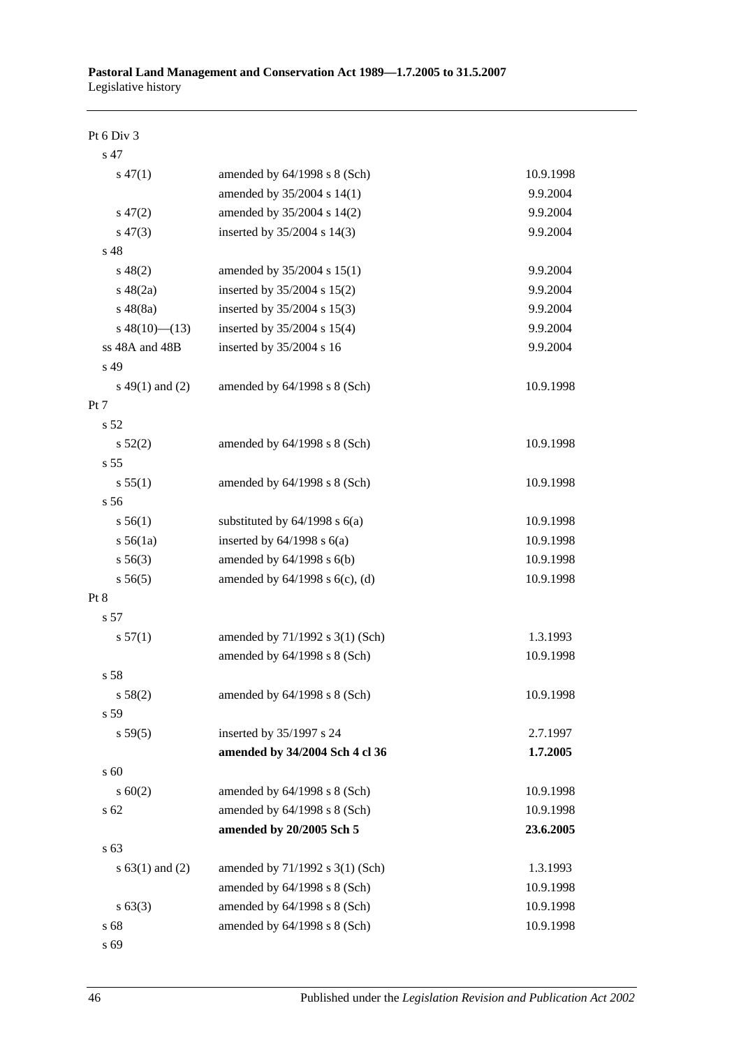| | | |
|---|---|---|
| Pt 6 Div 3 | | |
| s 47 | | |
| s 47(1) | amended by 64/1998 s 8 (Sch) | 10.9.1998 |
| | amended by 35/2004 s 14(1) | 9.9.2004 |
| s 47(2) | amended by 35/2004 s 14(2) | 9.9.2004 |
| s 47(3) | inserted by 35/2004 s 14(3) | 9.9.2004 |
| s 48 | | |
| s 48(2) | amended by 35/2004 s 15(1) | 9.9.2004 |
| s 48(2a) | inserted by 35/2004 s 15(2) | 9.9.2004 |
| s 48(8a) | inserted by 35/2004 s 15(3) | 9.9.2004 |
| s 48(10)—(13) | inserted by 35/2004 s 15(4) | 9.9.2004 |
| ss 48A and 48B | inserted by 35/2004 s 16 | 9.9.2004 |
| s 49 | | |
| s 49(1) and (2) | amended by 64/1998 s 8 (Sch) | 10.9.1998 |
| Pt 7 | | |
| s 52 | | |
| s 52(2) | amended by 64/1998 s 8 (Sch) | 10.9.1998 |
| s 55 | | |
| s 55(1) | amended by 64/1998 s 8 (Sch) | 10.9.1998 |
| s 56 | | |
| s 56(1) | substituted by 64/1998 s 6(a) | 10.9.1998 |
| s 56(1a) | inserted by 64/1998 s 6(a) | 10.9.1998 |
| s 56(3) | amended by 64/1998 s 6(b) | 10.9.1998 |
| s 56(5) | amended by 64/1998 s 6(c), (d) | 10.9.1998 |
| Pt 8 | | |
| s 57 | | |
| s 57(1) | amended by 71/1992 s 3(1) (Sch) | 1.3.1993 |
| | amended by 64/1998 s 8 (Sch) | 10.9.1998 |
| s 58 | | |
| s 58(2) | amended by 64/1998 s 8 (Sch) | 10.9.1998 |
| s 59 | | |
| s 59(5) | inserted by 35/1997 s 24 | 2.7.1997 |
| | **amended by 34/2004 Sch 4 cl 36** | **1.7.2005** |
| s 60 | | |
| s 60(2) | amended by 64/1998 s 8 (Sch) | 10.9.1998 |
| s 62 | amended by 64/1998 s 8 (Sch) | 10.9.1998 |
| | **amended by 20/2005 Sch 5** | **23.6.2005** |
| s 63 | | |
| s 63(1) and (2) | amended by 71/1992 s 3(1) (Sch) | 1.3.1993 |
| | amended by 64/1998 s 8 (Sch) | 10.9.1998 |
| s 63(3) | amended by 64/1998 s 8 (Sch) | 10.9.1998 |
| s 68 | amended by 64/1998 s 8 (Sch) | 10.9.1998 |
| s 69 | | |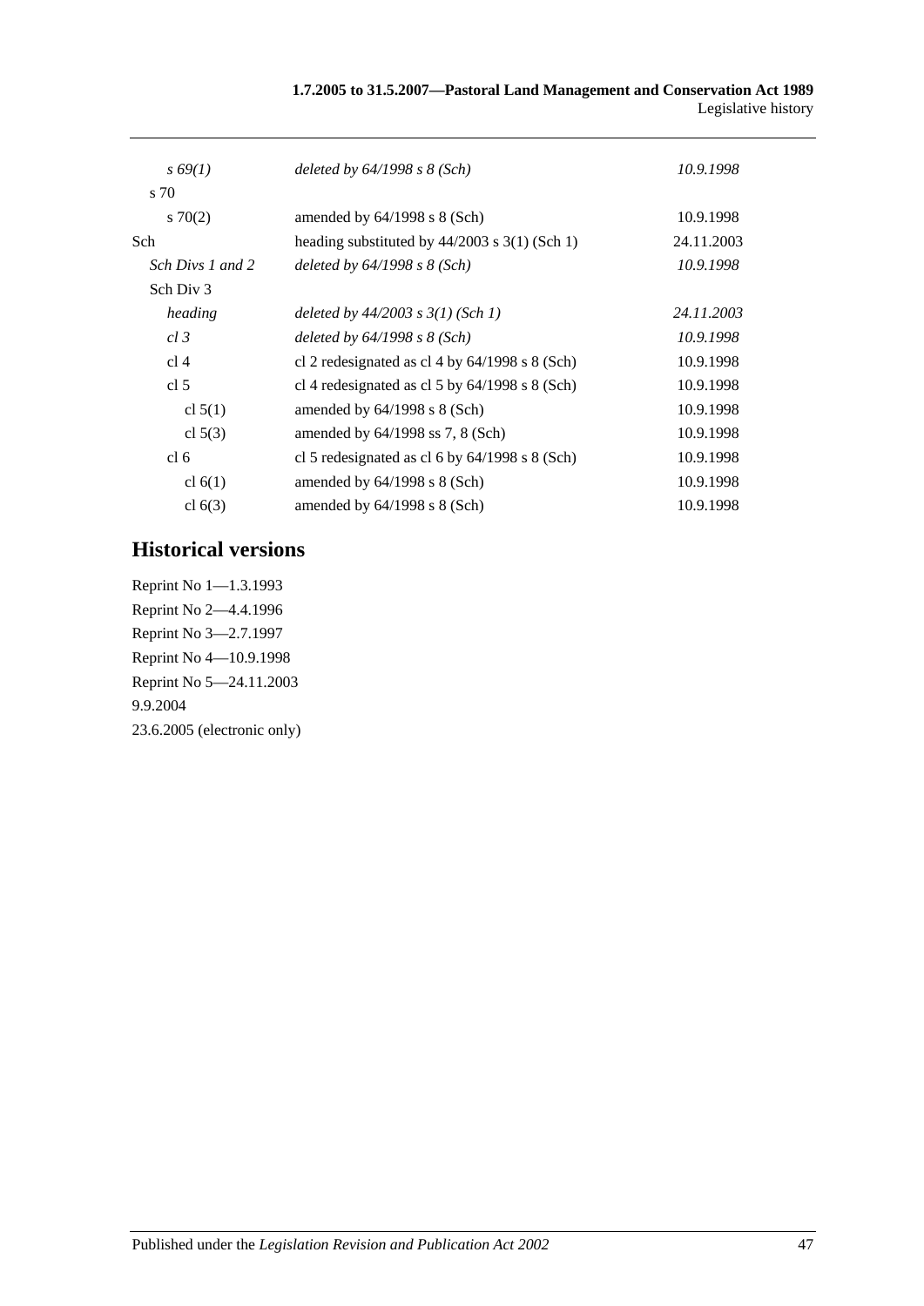| | | |
|---|---|---|
| *s 69(1)* | *deleted by 64/1998 s 8 (Sch)* | *10.9.1998* |
| s 70 | | |
| s 70(2) | amended by 64/1998 s 8 (Sch) | 10.9.1998 |
| Sch | heading substituted by 44/2003 s 3(1) (Sch 1) | 24.11.2003 |
| *Sch Divs 1 and 2* | *deleted by 64/1998 s 8 (Sch)* | *10.9.1998* |
| Sch Div 3 | | |
| *heading* | *deleted by 44/2003 s 3(1) (Sch 1)* | *24.11.2003* |
| *cl 3* | *deleted by 64/1998 s 8 (Sch)* | *10.9.1998* |
| cl 4 | cl 2 redesignated as cl 4 by 64/1998 s 8 (Sch) | 10.9.1998 |
| cl 5 | cl 4 redesignated as cl 5 by 64/1998 s 8 (Sch) | 10.9.1998 |
| cl 5(1) | amended by 64/1998 s 8 (Sch) | 10.9.1998 |
| cl 5(3) | amended by 64/1998 ss 7, 8 (Sch) | 10.9.1998 |
| cl 6 | cl 5 redesignated as cl 6 by 64/1998 s 8 (Sch) | 10.9.1998 |
| cl 6(1) | amended by 64/1998 s 8 (Sch) | 10.9.1998 |
| cl 6(3) | amended by 64/1998 s 8 (Sch) | 10.9.1998 |

## Historical versions

Reprint No 1—1.3.1993
Reprint No 2—4.4.1996
Reprint No 3—2.7.1997
Reprint No 4—10.9.1998
Reprint No 5—24.11.2003
9.9.2004
23.6.2005 (electronic only)